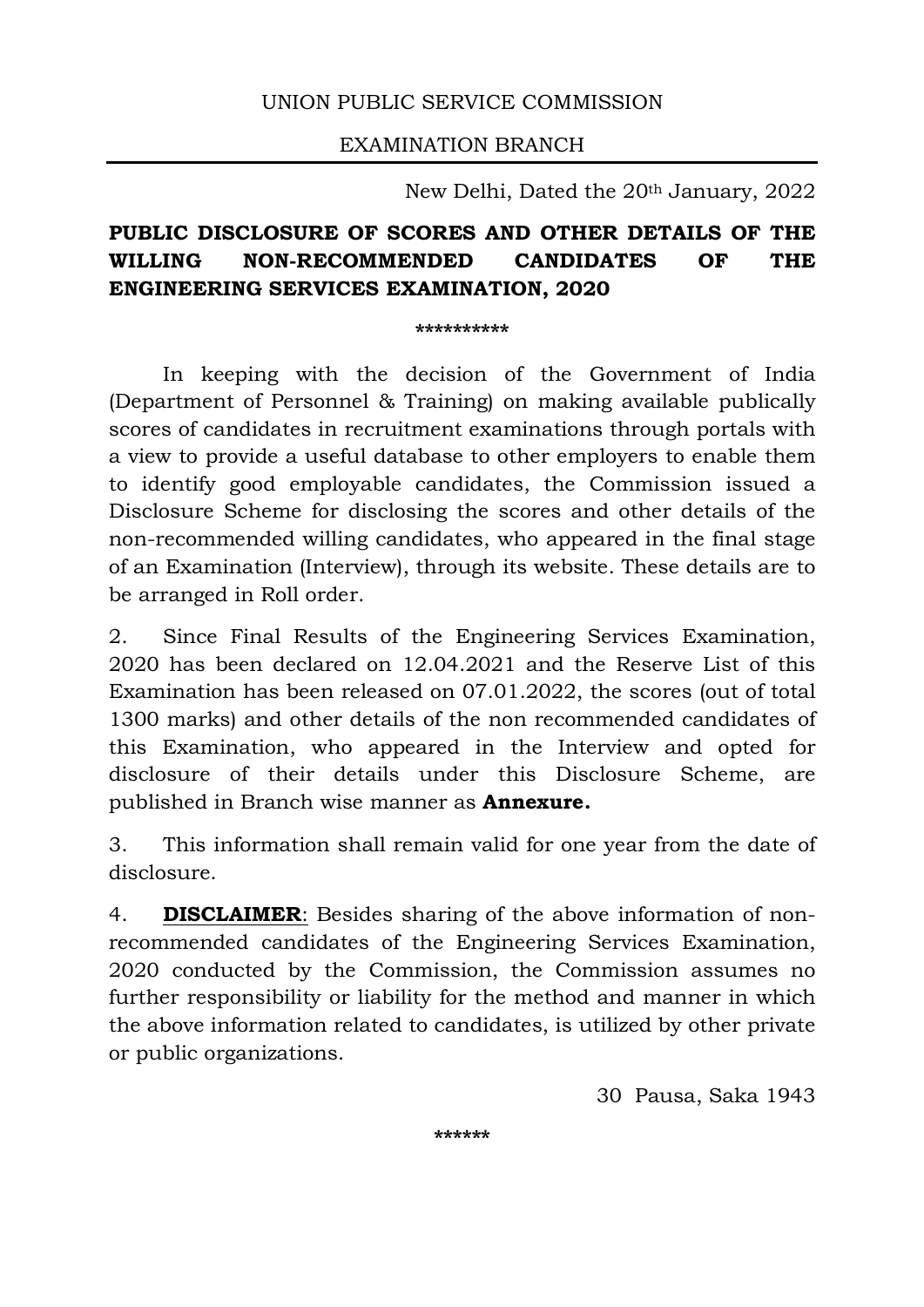UNION PUBLIC SERVICE COMMISSION

EXAMINATION BRANCH

New Delhi, Dated the 20th January, 2022

# PUBLIC DISCLOSURE OF SCORES AND OTHER DETAILS OF THE WILLING NON-RECOMMENDED CANDIDATES OF THE ENGINEERING SERVICES EXAMINATION, 2020

\*\*\*\*\*\*\*\*\*\*

In keeping with the decision of the Government of India (Department of Personnel & Training) on making available publically scores of candidates in recruitment examinations through portals with a view to provide a useful database to other employers to enable them to identify good employable candidates, the Commission issued a Disclosure Scheme for disclosing the scores and other details of the non-recommended willing candidates, who appeared in the final stage of an Examination (Interview), through its website. These details are to be arranged in Roll order.

2. Since Final Results of the Engineering Services Examination, 2020 has been declared on 12.04.2021 and the Reserve List of this Examination has been released on 07.01.2022, the scores (out of total 1300 marks) and other details of the non recommended candidates of this Examination, who appeared in the Interview and opted for disclosure of their details under this Disclosure Scheme, are published in Branch wise manner as **Annexure.**

3. This information shall remain valid for one year from the date of disclosure.

4. **DISCLAIMER**: Besides sharing of the above information of non-recommended candidates of the Engineering Services Examination, 2020 conducted by the Commission, the Commission assumes no further responsibility or liability for the method and manner in which the above information related to candidates, is utilized by other private or public organizations.

30 Pausa, Saka 1943

\*\*\*\*\*\*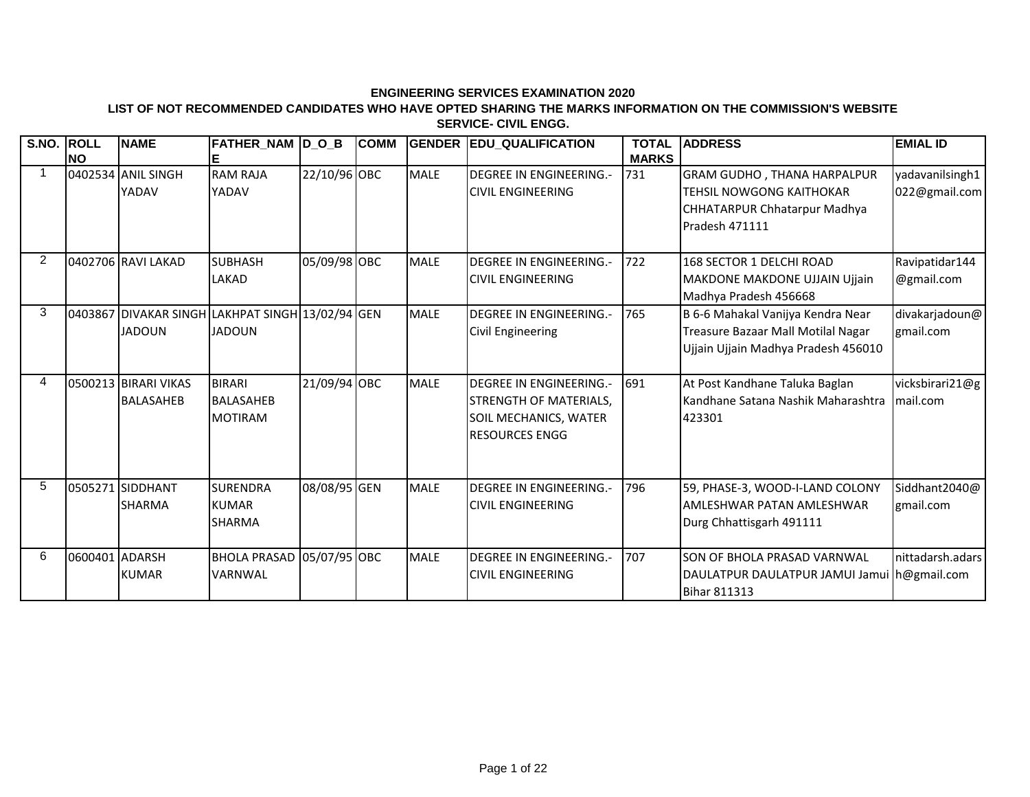**ENGINEERING SERVICES EXAMINATION 2020**

**LIST OF NOT RECOMMENDED CANDIDATES WHO HAVE OPTED SHARING THE MARKS INFORMATION ON THE COMMISSION'S WEBSITE**

**SERVICE- CIVIL ENGG.**

| S.NO. | ROLL NO | NAME | FATHER_NAME | D_O_B | COMM | GENDER | EDU_QUALIFICATION | TOTAL MARKS | ADDRESS | EMIAL ID |
|---|---|---|---|---|---|---|---|---|---|---|
| 1 | 0402534 | ANIL SINGH YADAV | RAM RAJA YADAV | 22/10/96 | OBC | MALE | DEGREE IN ENGINEERING.-CIVIL ENGINEERING | 731 | GRAM GUDHO , THANA HARPALPUR TEHSIL NOWGONG KAITHOKAR CHHATARPUR Chhatarpur Madhya Pradesh 471111 | yadavanilsingh1022@gmail.com |
| 2 | 0402706 | RAVI LAKAD | SUBHASH LAKAD | 05/09/98 | OBC | MALE | DEGREE IN ENGINEERING.-CIVIL ENGINEERING | 722 | 168 SECTOR 1 DELCHI ROAD MAKDONE MAKDONE UJJAIN Ujjain Madhya Pradesh 456668 | Ravipatidar144@gmail.com |
| 3 | 0403867 | DIVAKAR SINGH JADOUN | LAKHPAT SINGH JADOUN | 13/02/94 | GEN | MALE | DEGREE IN ENGINEERING.-Civil Engineering | 765 | B 6-6 Mahakal Vanijya Kendra Near Treasure Bazaar Mall Motilal Nagar Ujjain Ujjain Madhya Pradesh 456010 | divakarjadoun@gmail.com |
| 4 | 0500213 | BIRARI VIKAS BALASAHEB | BIRARI BALASAHEB MOTIRAM | 21/09/94 | OBC | MALE | DEGREE IN ENGINEERING.-STRENGTH OF MATERIALS, SOIL MECHANICS, WATER RESOURCES ENGG | 691 | At Post Kandhane Taluka Baglan Kandhane Satana Nashik Maharashtra 423301 | vicksbirari21@gmail.com |
| 5 | 0505271 | SIDDHANT SHARMA | SURENDRA KUMAR SHARMA | 08/08/95 | GEN | MALE | DEGREE IN ENGINEERING.-CIVIL ENGINEERING | 796 | 59, PHASE-3, WOOD-I-LAND COLONY AMLESHWAR PATAN AMLESHWAR Durg Chhattisgarh 491111 | Siddhant2040@gmail.com |
| 6 | 0600401 | ADARSH KUMAR | BHOLA PRASAD VARNWAL | 05/07/95 | OBC | MALE | DEGREE IN ENGINEERING.-CIVIL ENGINEERING | 707 | SON OF BHOLA PRASAD VARNWAL DAULATPUR DAULATPUR JAMUI Jamui Bihar 811313 | nittadarsh.adarsh@gmail.com |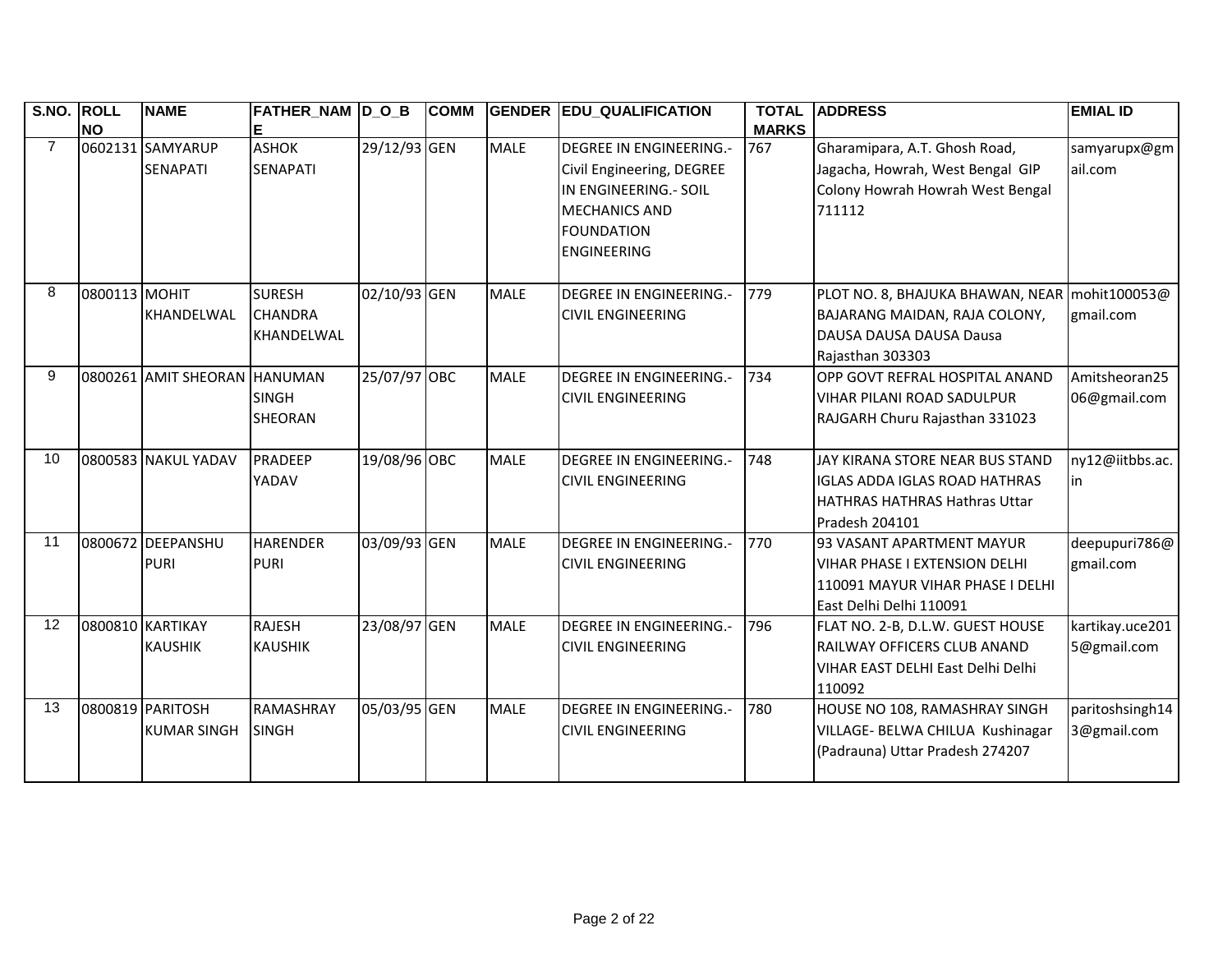| S.NO. | ROLL NO | NAME | FATHER_NAME | D_O_B | COMM | GENDER | EDU_QUALIFICATION | TOTAL MARKS | ADDRESS | EMIL ID |
|---|---|---|---|---|---|---|---|---|---|---|
| 7 | 0602131 | SAMYARUP SENAPATI | ASHOK SENAPATI | 29/12/93 | GEN | MALE | DEGREE IN ENGINEERING.- Civil Engineering, DEGREE IN ENGINEERING.- SOIL MECHANICS AND FOUNDATION ENGINEERING | 767 | Gharamipara, A.T. Ghosh Road, Jagacha, Howrah, West Bengal GIP Colony Howrah Howrah West Bengal 711112 | samyarupx@gmail.com |
| 8 | 0800113 | MOHIT KHANDELWAL | SURESH CHANDRA KHANDELWAL | 02/10/93 | GEN | MALE | DEGREE IN ENGINEERING.- CIVIL ENGINEERING | 779 | PLOT NO. 8, BHAJUKA BHAWAN, NEAR BAJARANG MAIDAN, RAJA COLONY, DAUSA DAUSA DAUSA Dausa Rajasthan 303303 | mohit100053@gmail.com |
| 9 | 0800261 | AMIT SHEORAN | HANUMAN SINGH SHEORAN | 25/07/97 | OBC | MALE | DEGREE IN ENGINEERING.- CIVIL ENGINEERING | 734 | OPP GOVT REFRAL HOSPITAL ANAND VIHAR PILANI ROAD SADULPUR RAJGARH Churu Rajasthan 331023 | Amitsheoran2506@gmail.com |
| 10 | 0800583 | NAKUL YADAV | PRADEEP YADAV | 19/08/96 | OBC | MALE | DEGREE IN ENGINEERING.- CIVIL ENGINEERING | 748 | JAY KIRANA STORE NEAR BUS STAND IGLAS ADDA IGLAS ROAD HATHRAS HATHRAS HATHRAS Hathras Uttar Pradesh 204101 | ny12@iitbbs.ac.in |
| 11 | 0800672 | DEEPANSHU PURI | HARENDER PURI | 03/09/93 | GEN | MALE | DEGREE IN ENGINEERING.- CIVIL ENGINEERING | 770 | 93 VASANT APARTMENT MAYUR VIHAR PHASE I EXTENSION DELHI 110091 MAYUR VIHAR PHASE I DELHI East Delhi Delhi 110091 | deepupuri786@gmail.com |
| 12 | 0800810 | KARTIKAY KAUSHIK | RAJESH KAUSHIK | 23/08/97 | GEN | MALE | DEGREE IN ENGINEERING.- CIVIL ENGINEERING | 796 | FLAT NO. 2-B, D.L.W. GUEST HOUSE RAILWAY OFFICERS CLUB ANAND VIHAR EAST DELHI East Delhi Delhi 110092 | kartikay.uce2015@gmail.com |
| 13 | 0800819 | PARITOSH KUMAR SINGH | RAMASHRAY SINGH | 05/03/95 | GEN | MALE | DEGREE IN ENGINEERING.- CIVIL ENGINEERING | 780 | HOUSE NO 108, RAMASHRAY SINGH VILLAGE- BELWA CHILUA Kushinagar (Padrauna) Uttar Pradesh 274207 | paritoshsingh143@gmail.com |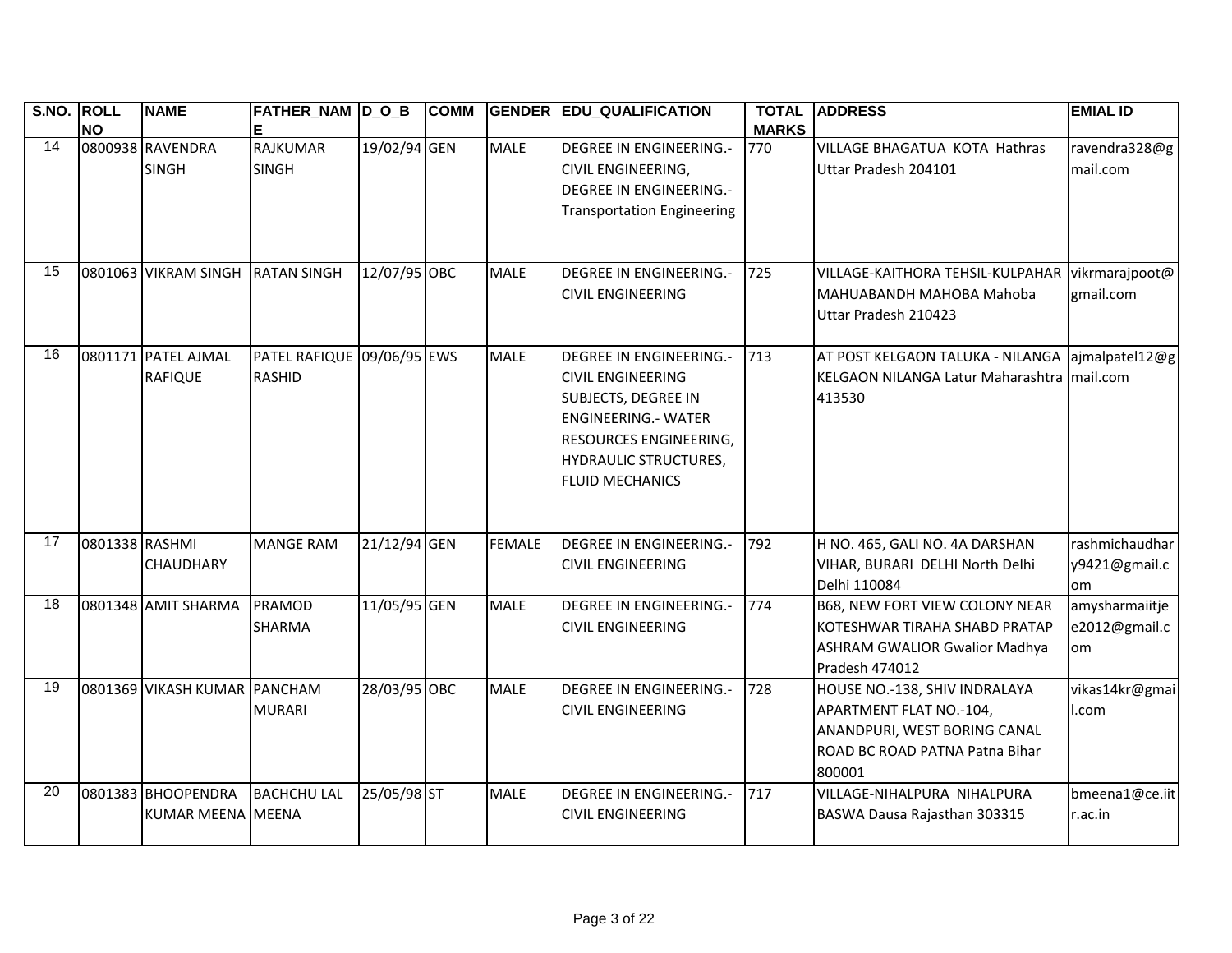| S.NO. | ROLL NO | NAME | FATHER_NAME | D_O_B | COMM | GENDER | EDU_QUALIFICATION | TOTAL MARKS | ADDRESS | EMIAL ID |
|---|---|---|---|---|---|---|---|---|---|---|
| 14 | 0800938 | RAVENDRA SINGH | RAJKUMAR SINGH | 19/02/94 | GEN | MALE | DEGREE IN ENGINEERING.- CIVIL ENGINEERING, DEGREE IN ENGINEERING.- Transportation Engineering | 770 | VILLAGE BHAGATUA KOTA Hathras Uttar Pradesh 204101 | ravendra328@gmail.com |
| 15 | 0801063 | VIKRAM SINGH | RATAN SINGH | 12/07/95 | OBC | MALE | DEGREE IN ENGINEERING.- CIVIL ENGINEERING | 725 | VILLAGE-KAITHORA TEHSIL-KULPAHAR MAHUABANDH MAHOBA Mahoba Uttar Pradesh 210423 | vikrmarajpoot@gmail.com |
| 16 | 0801171 | PATEL AJMAL RAFIQUE | PATEL RAFIQUE RASHID | 09/06/95 | EWS | MALE | DEGREE IN ENGINEERING.- CIVIL ENGINEERING SUBJECTS, DEGREE IN ENGINEERING.- WATER RESOURCES ENGINEERING, HYDRAULIC STRUCTURES, FLUID MECHANICS | 713 | AT POST KELGAON TALUKA - NILANGA KELGAON NILANGA Latur Maharashtra 413530 | ajmalpatel12@gmail.com |
| 17 | 0801338 | RASHMI CHAUDHARY | MANGE RAM | 21/12/94 | GEN | FEMALE | DEGREE IN ENGINEERING.- CIVIL ENGINEERING | 792 | H NO. 465, GALI NO. 4A DARSHAN VIHAR, BURARI DELHI North Delhi Delhi 110084 | rashmichaudhary9421@gmail.com |
| 18 | 0801348 | AMIT SHARMA | PRAMOD SHARMA | 11/05/95 | GEN | MALE | DEGREE IN ENGINEERING.- CIVIL ENGINEERING | 774 | B68, NEW FORT VIEW COLONY NEAR KOTESHWAR TIRAHA SHABD PRATAP ASHRAM GWALIOR Gwalior Madhya Pradesh 474012 | amysharmaiitjee2012@gmail.com |
| 19 | 0801369 | VIKASH KUMAR | PANCHAM MURARI | 28/03/95 | OBC | MALE | DEGREE IN ENGINEERING.- CIVIL ENGINEERING | 728 | HOUSE NO.-138, SHIV INDRALAYA APARTMENT FLAT NO.-104, ANANDPURI, WEST BORING CANAL ROAD BC ROAD PATNA Patna Bihar 800001 | vikas14kr@gmail.com |
| 20 | 0801383 | BHOOPENDRA KUMAR MEENA | BACHCHU LAL MEENA | 25/05/98 | ST | MALE | DEGREE IN ENGINEERING.- CIVIL ENGINEERING | 717 | VILLAGE-NIHALPURA NIHALPURA BASWA Dausa Rajasthan 303315 | bmeena1@ce.iitr.ac.in |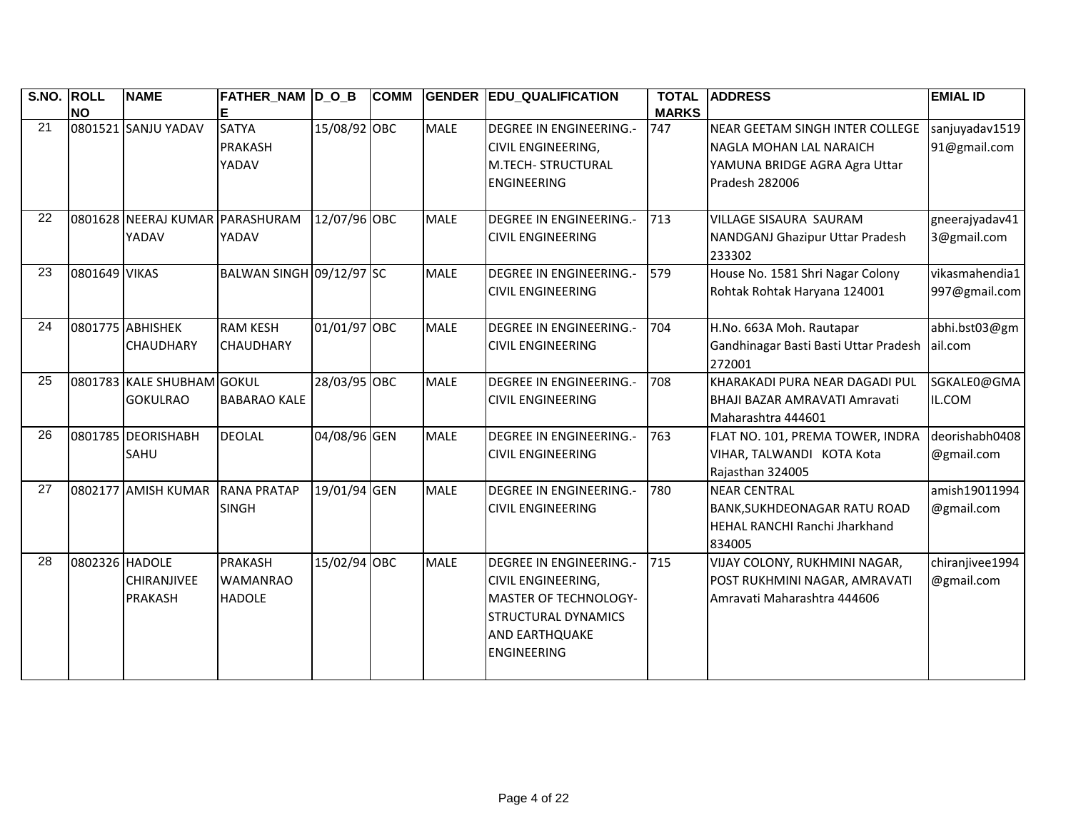| S.NO. | ROLL NO | NAME | FATHER_NAME | D_O_B | COMM | GENDER | EDU_QUALIFICATION | TOTAL MARKS | ADDRESS | EMIAL ID |
|---|---|---|---|---|---|---|---|---|---|---|
| 21 | 0801521 | SANJU YADAV | SATYA PRAKASH YADAV | 15/08/92 | OBC | MALE | DEGREE IN ENGINEERING.-CIVIL ENGINEERING, M.TECH- STRUCTURAL ENGINEERING | 747 | NEAR GEETAM SINGH INTER COLLEGE NAGLA MOHAN LAL NARAICH YAMUNA BRIDGE AGRA Agra Uttar Pradesh 282006 | sanjuyadav151991@gmail.com |
| 22 | 0801628 | NEERAJ KUMAR YADAV | PARASHURAM YADAV | 12/07/96 | OBC | MALE | DEGREE IN ENGINEERING.-CIVIL ENGINEERING | 713 | VILLAGE SISAURA SAURAM NANDGANJ Ghazipur Uttar Pradesh 233302 | gneerajyadav413@gmail.com |
| 23 | 0801649 | VIKAS | BALWAN SINGH | 09/12/97 | SC | MALE | DEGREE IN ENGINEERING.-CIVIL ENGINEERING | 579 | House No. 1581 Shri Nagar Colony Rohtak Rohtak Haryana 124001 | vikasmahendia1997@gmail.com |
| 24 | 0801775 | ABHISHEK CHAUDHARY | RAM KESH CHAUDHARY | 01/01/97 | OBC | MALE | DEGREE IN ENGINEERING.-CIVIL ENGINEERING | 704 | H.No. 663A Moh. Rautapar Gandhinagar Basti Basti Uttar Pradesh 272001 | abhi.bst03@gmail.com |
| 25 | 0801783 | KALE SHUBHAM GOKULRAO | GOKUL BABARAO KALE | 28/03/95 | OBC | MALE | DEGREE IN ENGINEERING.-CIVIL ENGINEERING | 708 | KHARAKADI PURA NEAR DAGADI PUL BHAJI BAZAR AMRAVATI Amravati Maharashtra 444601 | SGKALE0@GMAIL.COM |
| 26 | 0801785 | DEORISHABH SAHU | DEOLAL | 04/08/96 | GEN | MALE | DEGREE IN ENGINEERING.-CIVIL ENGINEERING | 763 | FLAT NO. 101, PREMA TOWER, INDRA VIHAR, TALWANDI KOTA Kota Rajasthan 324005 | deorishabh0408@gmail.com |
| 27 | 0802177 | AMISH KUMAR | RANA PRATAP SINGH | 19/01/94 | GEN | MALE | DEGREE IN ENGINEERING.-CIVIL ENGINEERING | 780 | NEAR CENTRAL BANK,SUKHDEONAGAR RATU ROAD HEHAL RANCHI Ranchi Jharkhand 834005 | amish19011994@gmail.com |
| 28 | 0802326 | HADOLE CHIRANJIVEE PRAKASH | PRAKASH WAMANRAO HADOLE | 15/02/94 | OBC | MALE | DEGREE IN ENGINEERING.-CIVIL ENGINEERING, MASTER OF TECHNOLOGY-STRUCTURAL DYNAMICS AND EARTHQUAKE ENGINEERING | 715 | VIJAY COLONY, RUKHMINI NAGAR, POST RUKHMINI NAGAR, AMRAVATI Amravati Maharashtra 444606 | chiranjivee1994@gmail.com |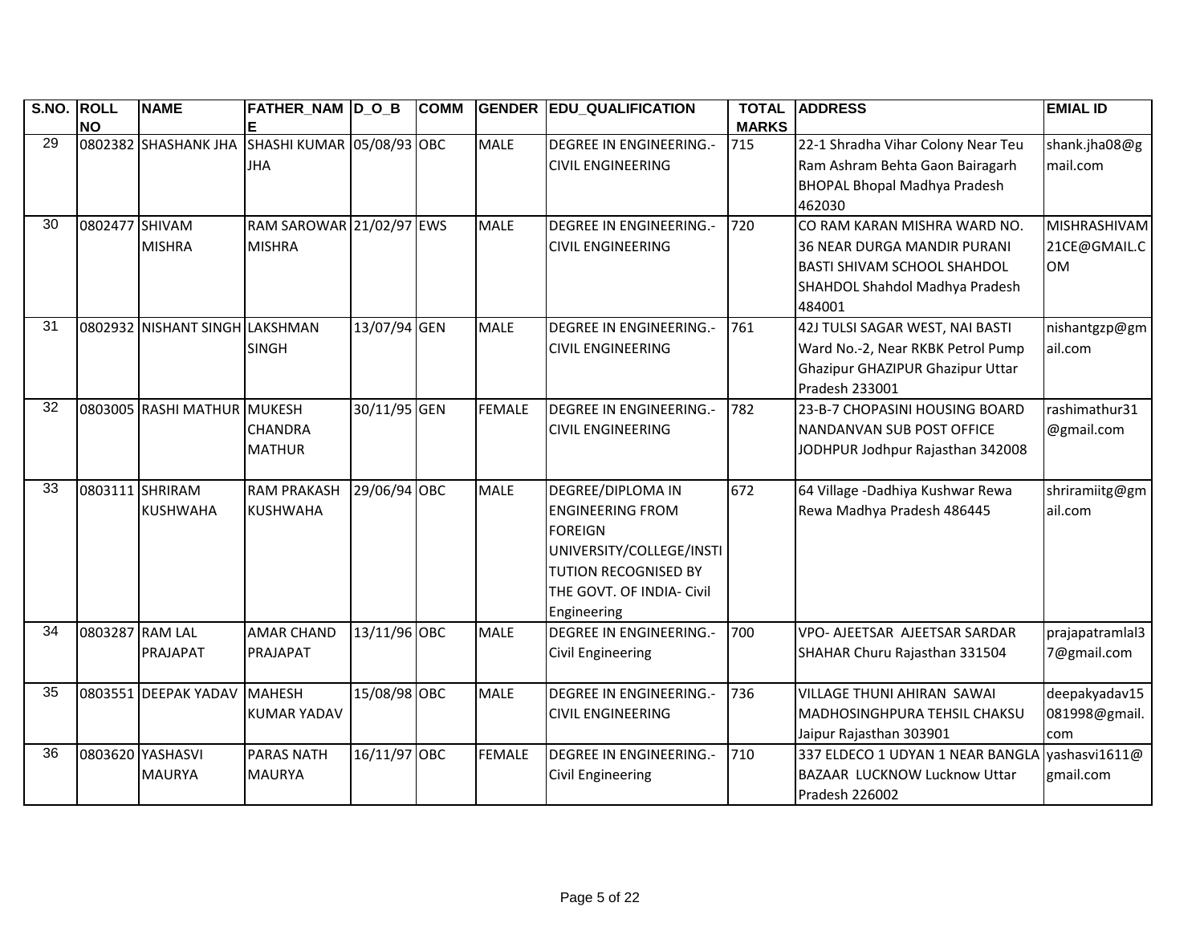| S.NO. | ROLL NO | NAME | FATHER_NAME | D_O_B | COMM | GENDER | EDU_QUALIFICATION | TOTAL MARKS | ADDRESS | EMIAL ID |
|---|---|---|---|---|---|---|---|---|---|---|
| 29 | 0802382 | SHASHANK JHA | SHASHI KUMAR JHA | 05/08/93 | OBC | MALE | DEGREE IN ENGINEERING.- CIVIL ENGINEERING | 715 | 22-1 Shradha Vihar Colony Near Teu Ram Ashram Behta Gaon Bairagarh BHOPAL Bhopal Madhya Pradesh 462030 | shank.jha08@gmail.com |
| 30 | 0802477 | SHIVAM MISHRA | RAM SAROWAR MISHRA | 21/02/97 | EWS | MALE | DEGREE IN ENGINEERING.- CIVIL ENGINEERING | 720 | CO RAM KARAN MISHRA WARD NO. 36 NEAR DURGA MANDIR PURANI BASTI SHIVAM SCHOOL SHAHDOL SHAHDOL Shahdol Madhya Pradesh 484001 | MISHRASHIVAM21CE@GMAIL.COM |
| 31 | 0802932 | NISHANT SINGH | LAKSHMAN SINGH | 13/07/94 | GEN | MALE | DEGREE IN ENGINEERING.- CIVIL ENGINEERING | 761 | 42J TULSI SAGAR WEST, NAI BASTI Ward No.-2, Near RKBK Petrol Pump Ghazipur GHAZIPUR Ghazipur Uttar Pradesh 233001 | nishantgzp@gmail.com |
| 32 | 0803005 | RASHI MATHUR | MUKESH CHANDRA MATHUR | 30/11/95 | GEN | FEMALE | DEGREE IN ENGINEERING.- CIVIL ENGINEERING | 782 | 23-B-7 CHOPASINI HOUSING BOARD NANDANVAN SUB POST OFFICE JODHPUR Jodhpur Rajasthan 342008 | rashimathur31@gmail.com |
| 33 | 0803111 | SHRIRAM KUSHWAHA | RAM PRAKASH KUSHWAHA | 29/06/94 | OBC | MALE | DEGREE/DIPLOMA IN ENGINEERING FROM FOREIGN UNIVERSITY/COLLEGE/INSTITUTION RECOGNISED BY THE GOVT. OF INDIA- Civil Engineering | 672 | 64 Village -Dadhiya Kushwar Rewa Rewa Madhya Pradesh 486445 | shriramiitg@gmail.com |
| 34 | 0803287 | RAM LAL PRAJAPAT | AMAR CHAND PRAJAPAT | 13/11/96 | OBC | MALE | DEGREE IN ENGINEERING.- Civil Engineering | 700 | VPO- AJEETSAR AJEETSAR SARDAR SHAHAR Churu Rajasthan 331504 | prajapatramlal37@gmail.com |
| 35 | 0803551 | DEEPAK YADAV | MAHESH KUMAR YADAV | 15/08/98 | OBC | MALE | DEGREE IN ENGINEERING.- CIVIL ENGINEERING | 736 | VILLAGE THUNI AHIRAN SAWAI MADHOSINGHPURA TEHSIL CHAKSU Jaipur Rajasthan 303901 | deepakyadav15081998@gmail.com |
| 36 | 0803620 | YASHASVI MAURYA | PARAS NATH MAURYA | 16/11/97 | OBC | FEMALE | DEGREE IN ENGINEERING.- Civil Engineering | 710 | 337 ELDECO 1 UDYAN 1 NEAR BANGLA BAZAAR LUCKNOW Lucknow Uttar Pradesh 226002 | yashasvi1611@gmail.com |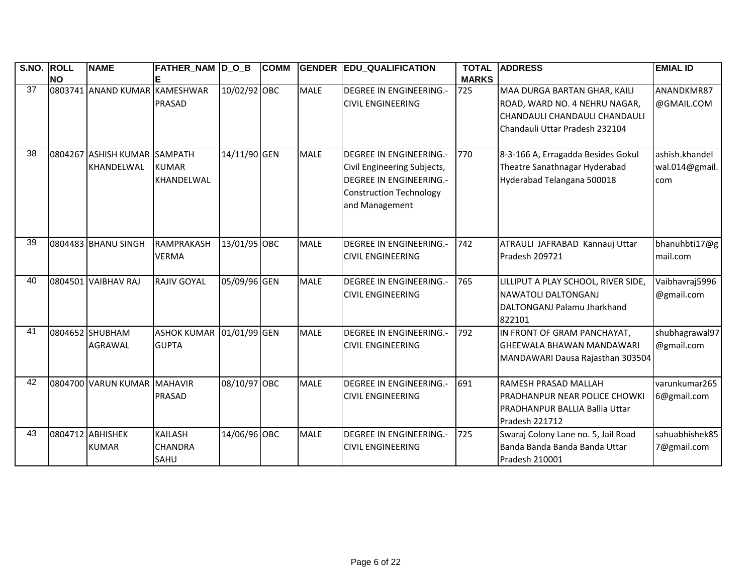| S.NO. | ROLL NO | NAME | FATHER_NAME | D_O_B | COMM | GENDER | EDU_QUALIFICATION | TOTAL MARKS | ADDRESS | EMIAL ID |
|---|---|---|---|---|---|---|---|---|---|---|
| 37 | 0803741 | ANAND KUMAR | KAMESHWAR PRASAD | 10/02/92 | OBC | MALE | DEGREE IN ENGINEERING.-CIVIL ENGINEERING | 725 | MAA DURGA BARTAN GHAR, KAILI ROAD, WARD NO. 4 NEHRU NAGAR, CHANDAULI CHANDAULI CHANDAULI Chandauli Uttar Pradesh 232104 | ANANDKMR87@GMAIL.COM |
| 38 | 0804267 | ASHISH KUMAR KHANDELWAL | SAMPATH KUMAR KHANDELWAL | 14/11/90 | GEN | MALE | DEGREE IN ENGINEERING.-Civil Engineering Subjects, DEGREE IN ENGINEERING.-Construction Technology and Management | 770 | 8-3-166 A, Erragadda Besides Gokul Theatre Sanathnagar Hyderabad Hyderabad Telangana 500018 | ashish.khandelwal.014@gmail.com |
| 39 | 0804483 | BHANU SINGH | RAMPRAKASH VERMA | 13/01/95 | OBC | MALE | DEGREE IN ENGINEERING.-CIVIL ENGINEERING | 742 | ATRAULI JAFRABAD Kannauj Uttar Pradesh 209721 | bhanuhbti17@gmail.com |
| 40 | 0804501 | VAIBHAV RAJ | RAJIV GOYAL | 05/09/96 | GEN | MALE | DEGREE IN ENGINEERING.-CIVIL ENGINEERING | 765 | LILLIPUT A PLAY SCHOOL, RIVER SIDE, NAWATOLI DALTONGANJ DALTONGANJ Palamu Jharkhand 822101 | Vaibhavraj5996@gmail.com |
| 41 | 0804652 | SHUBHAM AGRAWAL | ASHOK KUMAR GUPTA | 01/01/99 | GEN | MALE | DEGREE IN ENGINEERING.-CIVIL ENGINEERING | 792 | IN FRONT OF GRAM PANCHAYAT, GHEEWALA BHAWAN MANDAWARI MANDAWARI Dausa Rajasthan 303504 | shubhagrawal97@gmail.com |
| 42 | 0804700 | VARUN KUMAR | MAHAVIR PRASAD | 08/10/97 | OBC | MALE | DEGREE IN ENGINEERING.-CIVIL ENGINEERING | 691 | RAMESH PRASAD MALLAH PRADHANPUR NEAR POLICE CHOWKI PRADHANPUR BALLIA Ballia Uttar Pradesh 221712 | varunkumar2656@gmail.com |
| 43 | 0804712 | ABHISHEK KUMAR | KAILASH CHANDRA SAHU | 14/06/96 | OBC | MALE | DEGREE IN ENGINEERING.-CIVIL ENGINEERING | 725 | Swaraj Colony Lane no. 5, Jail Road Banda Banda Banda Banda Uttar Pradesh 210001 | sahuabhishek857@gmail.com |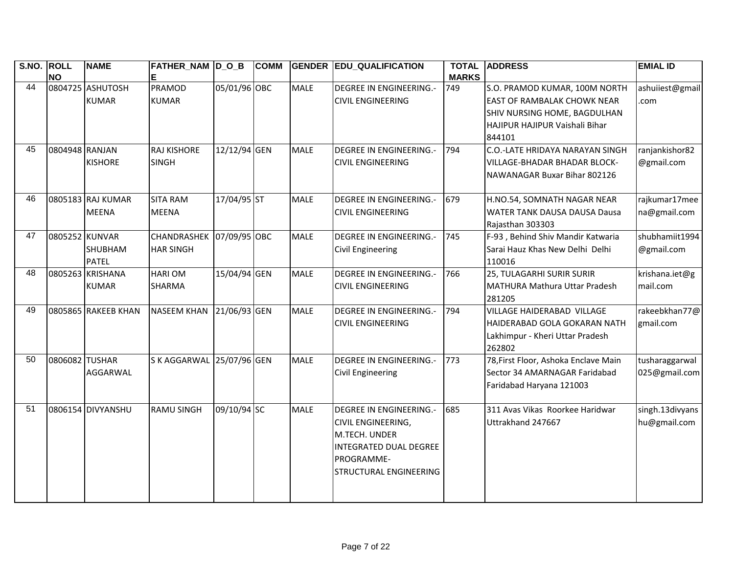| S.NO. | ROLL NO | NAME | FATHER_NAME | D_O_B | COMM | GENDER | EDU_QUALIFICATION | TOTAL MARKS | ADDRESS | EMIAL ID |
|---|---|---|---|---|---|---|---|---|---|---|
| 44 | 0804725 | ASHUTOSH KUMAR | PRAMOD KUMAR | 05/01/96 | OBC | MALE | DEGREE IN ENGINEERING.-CIVIL ENGINEERING | 749 | S.O. PRAMOD KUMAR, 100M NORTH EAST OF RAMBALAK CHOWK NEAR SHIV NURSING HOME, BAGDULHAN HAJIPUR HAJIPUR Vaishali Bihar 844101 | ashuiiest@gmail.com |
| 45 | 0804948 | RANJAN KISHORE | RAJ KISHORE SINGH | 12/12/94 | GEN | MALE | DEGREE IN ENGINEERING.-CIVIL ENGINEERING | 794 | C.O.-LATE HRIDAYA NARAYAN SINGH VILLAGE-BHADAR BHADAR BLOCK-NAWANAGAR Buxar Bihar 802126 | ranjankishor82@gmail.com |
| 46 | 0805183 | RAJ KUMAR MEENA | SITA RAM MEENA | 17/04/95 | ST | MALE | DEGREE IN ENGINEERING.-CIVIL ENGINEERING | 679 | H.NO.54, SOMNATH NAGAR NEAR WATER TANK DAUSA DAUSA Dausa Rajasthan 303303 | rajkumar17meena@gmail.com |
| 47 | 0805252 | KUNVAR SHUBHAM PATEL | CHANDRASHEKHAR SINGH | 07/09/95 | OBC | MALE | DEGREE IN ENGINEERING.-Civil Engineering | 745 | F-93 , Behind Shiv Mandir Katwaria Sarai Hauz Khas New Delhi Delhi 110016 | shubhamiit1994@gmail.com |
| 48 | 0805263 | KRISHANA KUMAR | HARI OM SHARMA | 15/04/94 | GEN | MALE | DEGREE IN ENGINEERING.-CIVIL ENGINEERING | 766 | 25, TULAGARHI SURIR SURIR MATHURA Mathura Uttar Pradesh 281205 | krishana.iet@gmail.com |
| 49 | 0805865 | RAKEEB KHAN | NASEEM KHAN | 21/06/93 | GEN | MALE | DEGREE IN ENGINEERING.-CIVIL ENGINEERING | 794 | VILLAGE HAIDERABAD VILLAGE HAIDERABAD GOLA GOKARAN NATH Lakhimpur - Kheri Uttar Pradesh 262802 | rakeebkhan77@gmail.com |
| 50 | 0806082 | TUSHAR AGGARWAL | S K AGGARWAL | 25/07/96 | GEN | MALE | DEGREE IN ENGINEERING.-Civil Engineering | 773 | 78,First Floor, Ashoka Enclave Main Sector 34 AMARNAGAR Faridabad Faridabad Haryana 121003 | tusharaggarwal025@gmail.com |
| 51 | 0806154 | DIVYANSHU | RAMU SINGH | 09/10/94 | SC | MALE | DEGREE IN ENGINEERING.-CIVIL ENGINEERING, M.TECH. UNDER INTEGRATED DUAL DEGREE PROGRAMME-STRUCTURAL ENGINEERING | 685 | 311 Avas Vikas Roorkee Haridwar Uttrakhand 247667 | singh.13divyanshu@gmail.com |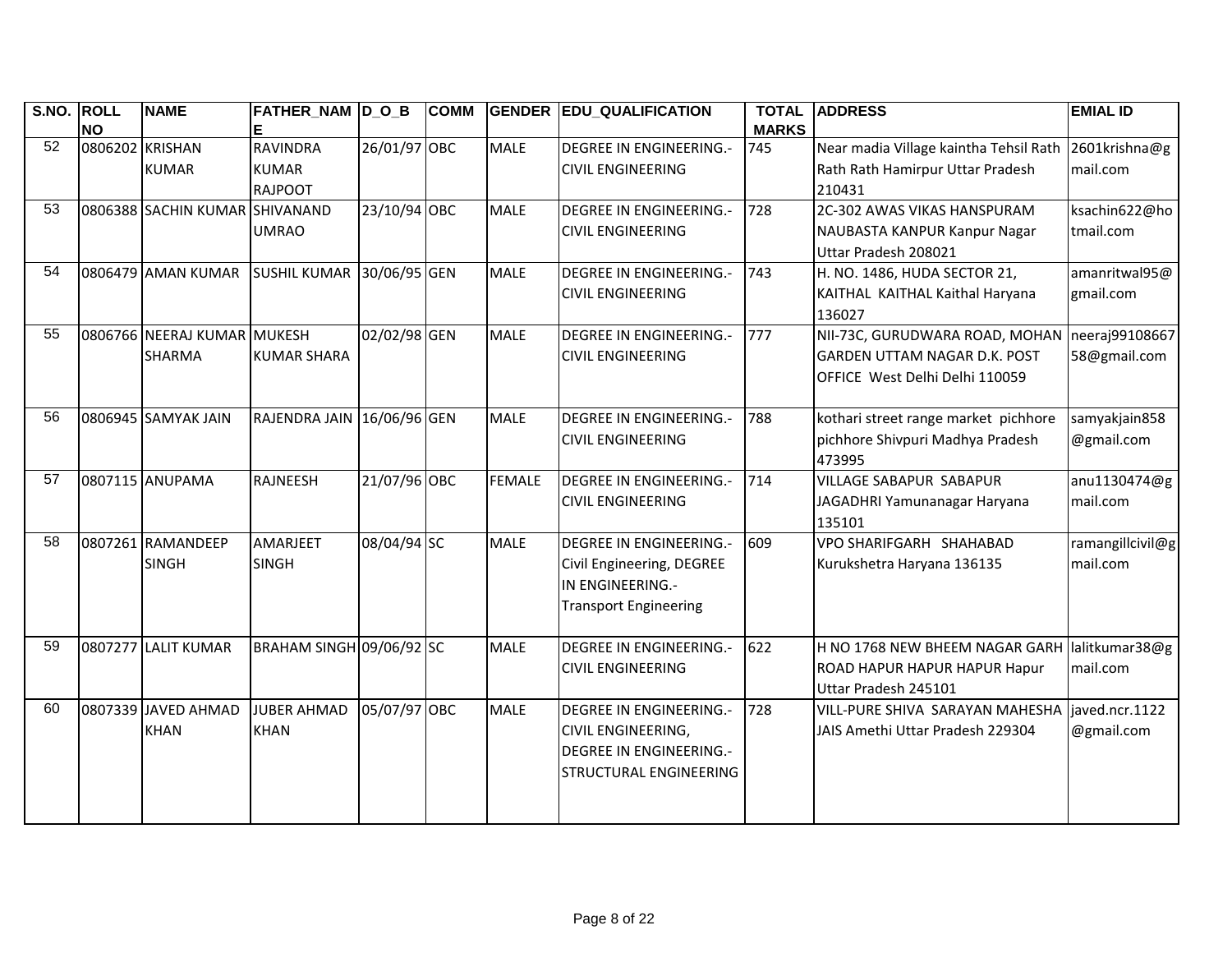| S.NO. | ROLL NO | NAME | FATHER_NAME | D_O_B | COMM | GENDER | EDU_QUALIFICATION | TOTAL MARKS | ADDRESS | EMIAL ID |
|---|---|---|---|---|---|---|---|---|---|---|
| 52 | 0806202 | KRISHAN KUMAR | RAVINDRA KUMAR RAJPOOT | 26/01/97 | OBC | MALE | DEGREE IN ENGINEERING.-CIVIL ENGINEERING | 745 | Near madia Village kaintha Tehsil Rath Rath Rath Hamirpur Uttar Pradesh 210431 | 2601krishna@gmail.com |
| 53 | 0806388 | SACHIN KUMAR | SHIVANAND UMRAO | 23/10/94 | OBC | MALE | DEGREE IN ENGINEERING.-CIVIL ENGINEERING | 728 | 2C-302 AWAS VIKAS HANSPURAM NAUBASTA KANPUR Kanpur Nagar Uttar Pradesh 208021 | ksachin622@hotmail.com |
| 54 | 0806479 | AMAN KUMAR | SUSHIL KUMAR | 30/06/95 | GEN | MALE | DEGREE IN ENGINEERING.-CIVIL ENGINEERING | 743 | H. NO. 1486, HUDA SECTOR 21, KAITHAL KAITHAL Kaithal Haryana 136027 | amanritwal95@gmail.com |
| 55 | 0806766 | NEERAJ KUMAR SHARMA | MUKESH KUMAR SHARA | 02/02/98 | GEN | MALE | DEGREE IN ENGINEERING.-CIVIL ENGINEERING | 777 | NII-73C, GURUDWARA ROAD, MOHAN GARDEN UTTAM NAGAR D.K. POST OFFICE West Delhi Delhi 110059 | neeraj9910866758@gmail.com |
| 56 | 0806945 | SAMYAK JAIN | RAJENDRA JAIN | 16/06/96 | GEN | MALE | DEGREE IN ENGINEERING.-CIVIL ENGINEERING | 788 | kothari street range market pichhore pichhore Shivpuri Madhya Pradesh 473995 | samyakjain858@gmail.com |
| 57 | 0807115 | ANUPAMA | RAJNEESH | 21/07/96 | OBC | FEMALE | DEGREE IN ENGINEERING.-CIVIL ENGINEERING | 714 | VILLAGE SABAPUR SABAPUR JAGADHRI Yamunanagar Haryana 135101 | anu1130474@gmail.com |
| 58 | 0807261 | RAMANDEEP SINGH | AMARJEET SINGH | 08/04/94 | SC | MALE | DEGREE IN ENGINEERING.-Civil Engineering, DEGREE IN ENGINEERING.-Transport Engineering | 609 | VPO SHARIFGARH SHAHABAD Kurukshetra Haryana 136135 | ramangillcivil@gmail.com |
| 59 | 0807277 | LALIT KUMAR | BRAHAM SINGH | 09/06/92 | SC | MALE | DEGREE IN ENGINEERING.-CIVIL ENGINEERING | 622 | H NO 1768 NEW BHEEM NAGAR GARH ROAD HAPUR HAPUR HAPUR Hapur Uttar Pradesh 245101 | lalitkumar38@gmail.com |
| 60 | 0807339 | JAVED AHMAD KHAN | JUBER AHMAD KHAN | 05/07/97 | OBC | MALE | DEGREE IN ENGINEERING.-CIVIL ENGINEERING, DEGREE IN ENGINEERING.-STRUCTURAL ENGINEERING | 728 | VILL-PURE SHIVA SARAYAN MAHESHA JAIS Amethi Uttar Pradesh 229304 | javed.ncr.1122@gmail.com |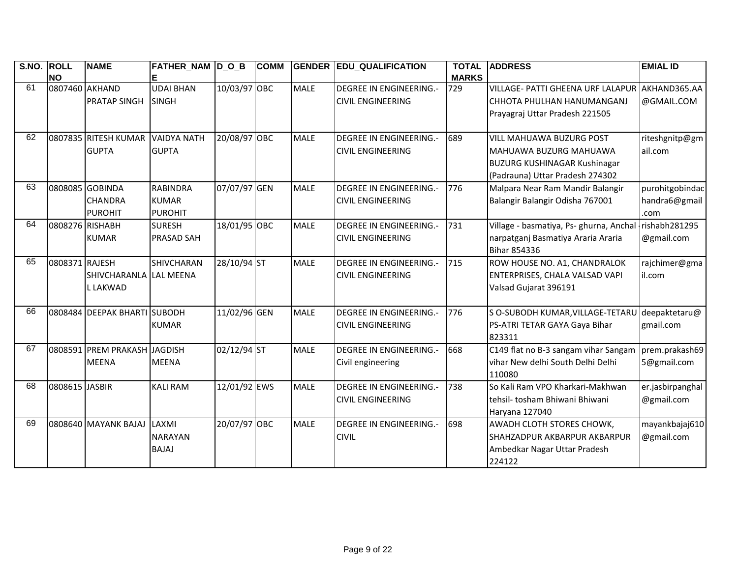| S.NO. | ROLL NO | NAME | FATHER_NAME | D_O_B | COMM | GENDER | EDU_QUALIFICATION | TOTAL MARKS | ADDRESS | EMIAL ID |
|---|---|---|---|---|---|---|---|---|---|---|
| 61 | 0807460 | AKHAND PRATAP SINGH | UDAI BHAN SINGH | 10/03/97 | OBC | MALE | DEGREE IN ENGINEERING.-CIVIL ENGINEERING | 729 | VILLAGE- PATTI GHEENA URF LALAPUR CHHOTA PHULHAN HANUMANGANJ Prayagraj Uttar Pradesh 221505 | AKHAND365.AA@GMAIL.COM |
| 62 | 0807835 | RITESH KUMAR GUPTA | VAIDYA NATH GUPTA | 20/08/97 | OBC | MALE | DEGREE IN ENGINEERING.-CIVIL ENGINEERING | 689 | VILL MAHUAWA BUZURG POST MAHUAWA BUZURG MAHUAWA BUZURG KUSHINAGAR Kushinagar (Padrauna) Uttar Pradesh 274302 | riteshgnitp@gmail.com |
| 63 | 0808085 | GOBINDA CHANDRA PUROHIT | RABINDRA KUMAR PUROHIT | 07/07/97 | GEN | MALE | DEGREE IN ENGINEERING.-CIVIL ENGINEERING | 776 | Malpara Near Ram Mandir Balangir Balangir Balangir Odisha 767001 | purohitgobindachandra6@gmail.com |
| 64 | 0808276 | RISHABH KUMAR | SURESH PRASAD SAH | 18/01/95 | OBC | MALE | DEGREE IN ENGINEERING.-CIVIL ENGINEERING | 731 | Village - basmatiya, Ps- ghurna, Anchal - narpatganj Basmatiya Araria Araria Bihar 854336 | rishabh281295@gmail.com |
| 65 | 0808371 | RAJESH SHIVCHARANLAL LAKWAD | SHIVCHARAN LAL MEENA | 28/10/94 | ST | MALE | DEGREE IN ENGINEERING.-CIVIL ENGINEERING | 715 | ROW HOUSE NO. A1, CHANDRALOK ENTERPRISES, CHALA VALSAD VAPI Valsad Gujarat 396191 | rajchimer@gmail.com |
| 66 | 0808484 | DEEPAK BHARTI | SUBODH KUMAR | 11/02/96 | GEN | MALE | DEGREE IN ENGINEERING.-CIVIL ENGINEERING | 776 | S O-SUBODH KUMAR,VILLAGE-TETARU PS-ATRI TETAR GAYA Gaya Bihar 823311 | deepaktetaru@gmail.com |
| 67 | 0808591 | PREM PRAKASH MEENA | JAGDISH MEENA | 02/12/94 | ST | MALE | DEGREE IN ENGINEERING.-Civil engineering | 668 | C149 flat no B-3 sangam vihar Sangam vihar New delhi South Delhi Delhi 110080 | prem.prakash695@gmail.com |
| 68 | 0808615 | JASBIR | KALI RAM | 12/01/92 | EWS | MALE | DEGREE IN ENGINEERING.-CIVIL ENGINEERING | 738 | So Kali Ram VPO Kharkari-Makhwan tehsil- tosham Bhiwani Bhiwani Haryana 127040 | er.jasbirpanghal@gmail.com |
| 69 | 0808640 | MAYANK BAJAJ | LAXMI NARAYAN BAJAJ | 20/07/97 | OBC | MALE | DEGREE IN ENGINEERING.-CIVIL | 698 | AWADH CLOTH STORES CHOWK, SHAHZADPUR AKBARPUR AKBARPUR Ambedkar Nagar Uttar Pradesh 224122 | mayankbajaj610@gmail.com |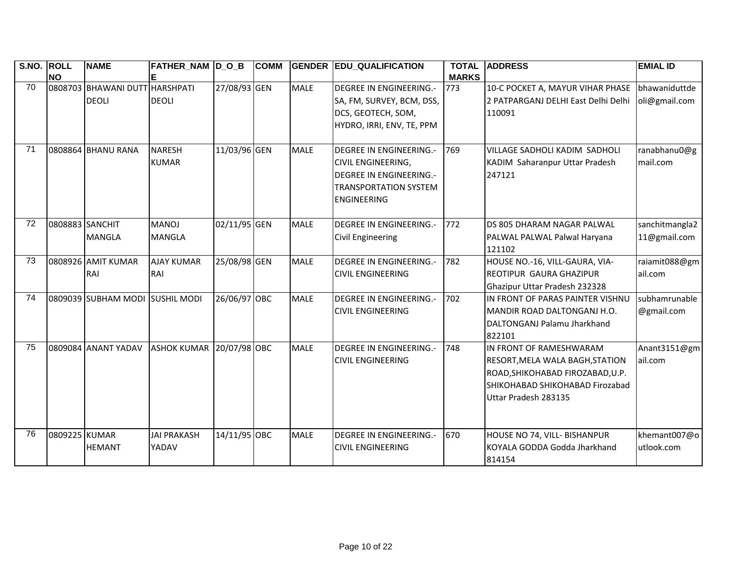| S.NO. | ROLL NO | NAME | FATHER_NAME | D_O_B | COMM | GENDER | EDU_QUALIFICATION | TOTAL MARKS | ADDRESS | EMIAL ID |
|---|---|---|---|---|---|---|---|---|---|---|
| 70 | 0808703 | BHAWANI DUTT DEOLI | HARSHPATI DEOLI | 27/08/93 | GEN | MALE | DEGREE IN ENGINEERING.-SA, FM, SURVEY, BCM, DSS, DCS, GEOTECH, SOM, HYDRO, IRRI, ENV, TE, PPM | 773 | 10-C POCKET A, MAYUR VIHAR PHASE 2 PATPARGANJ DELHI East Delhi Delhi 110091 | bhawaniduttdeoli@gmail.com |
| 71 | 0808864 | BHANU RANA | NARESH KUMAR | 11/03/96 | GEN | MALE | DEGREE IN ENGINEERING.-CIVIL ENGINEERING, DEGREE IN ENGINEERING.-TRANSPORTATION SYSTEM ENGINEERING | 769 | VILLAGE SADHOLI KADIM SADHOLI KADIM Saharanpur Uttar Pradesh 247121 | ranabhanu0@gmail.com |
| 72 | 0808883 | SANCHIT MANGLA | MANOJ MANGLA | 02/11/95 | GEN | MALE | DEGREE IN ENGINEERING.-Civil Engineering | 772 | DS 805 DHARAM NAGAR PALWAL PALWAL PALWAL Palwal Haryana 121102 | sanchitmangla211@gmail.com |
| 73 | 0808926 | AMIT KUMAR RAI | AJAY KUMAR RAI | 25/08/98 | GEN | MALE | DEGREE IN ENGINEERING.-CIVIL ENGINEERING | 782 | HOUSE NO.-16, VILL-GAURA, VIA-REOTIPUR GAURA GHAZIPUR Ghazipur Uttar Pradesh 232328 | raiamit088@gmail.com |
| 74 | 0809039 | SUBHAM MODI | SUSHIL MODI | 26/06/97 | OBC | MALE | DEGREE IN ENGINEERING.-CIVIL ENGINEERING | 702 | IN FRONT OF PARAS PAINTER VISHNU MANDIR ROAD DALTONGANJ H.O. DALTONGANJ Palamu Jharkhand 822101 | subhamrunable@gmail.com |
| 75 | 0809084 | ANANT YADAV | ASHOK KUMAR | 20/07/98 | OBC | MALE | DEGREE IN ENGINEERING.-CIVIL ENGINEERING | 748 | IN FRONT OF RAMESHWARAM RESORT,MELA WALA BAGH,STATION ROAD,SHIKOHABAD FIROZABAD,U.P. SHIKOHABAD SHIKOHABAD Firozabad Uttar Pradesh 283135 | Anant3151@gmail.com |
| 76 | 0809225 | KUMAR HEMANT | JAI PRAKASH YADAV | 14/11/95 | OBC | MALE | DEGREE IN ENGINEERING.-CIVIL ENGINEERING | 670 | HOUSE NO 74, VILL- BISHANPUR KOYALA GODDA Godda Jharkhand 814154 | khemant007@outlook.com |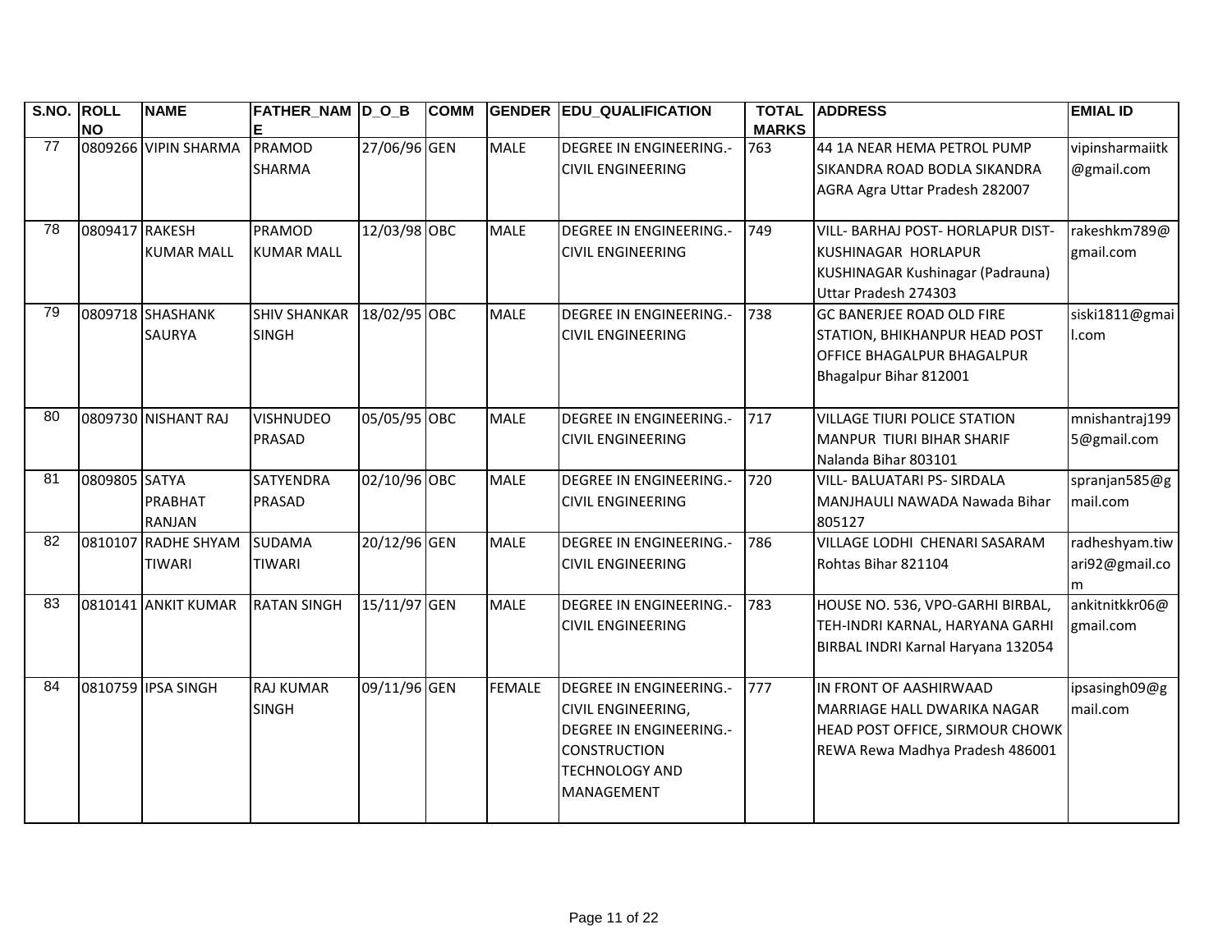| S.NO. | ROLL NO | NAME | FATHER_NAME | D_O_B | COMM | GENDER | EDU_QUALIFICATION | TOTAL MARKS | ADDRESS | EMIAL ID |
|---|---|---|---|---|---|---|---|---|---|---|
| 77 | 0809266 | VIPIN SHARMA | PRAMOD SHARMA | 27/06/96 | GEN | MALE | DEGREE IN ENGINEERING.-CIVIL ENGINEERING | 763 | 44 1A NEAR HEMA PETROL PUMP SIKANDRA ROAD BODLA SIKANDRA AGRA Agra Uttar Pradesh 282007 | vipinsharmaiitk@gmail.com |
| 78 | 0809417 | RAKESH KUMAR MALL | PRAMOD KUMAR MALL | 12/03/98 | OBC | MALE | DEGREE IN ENGINEERING.-CIVIL ENGINEERING | 749 | VILL- BARHAJ POST- HORLAPUR DIST-KUSHINAGAR HORLAPUR KUSHINAGAR Kushinagar (Padrauna) Uttar Pradesh 274303 | rakeshkm789@gmail.com |
| 79 | 0809718 | SHASHANK SAURYA | SHIV SHANKAR SINGH | 18/02/95 | OBC | MALE | DEGREE IN ENGINEERING.-CIVIL ENGINEERING | 738 | GC BANERJEE ROAD OLD FIRE STATION, BHIKHANPUR HEAD POST OFFICE BHAGALPUR BHAGALPUR Bhagalpur Bihar 812001 | siski1811@gmail.com |
| 80 | 0809730 | NISHANT RAJ | VISHNUDEO PRASAD | 05/05/95 | OBC | MALE | DEGREE IN ENGINEERING.-CIVIL ENGINEERING | 717 | VILLAGE TIURI POLICE STATION MANPUR TIURI BIHAR SHARIF Nalanda Bihar 803101 | mnishantraj1995@gmail.com |
| 81 | 0809805 | SATYA PRABHAT RANJAN | SATYENDRA PRASAD | 02/10/96 | OBC | MALE | DEGREE IN ENGINEERING.-CIVIL ENGINEERING | 720 | VILL- BALUATARI PS- SIRDALA MANJHAULI NAWADA Nawada Bihar 805127 | spranjan585@gmail.com |
| 82 | 0810107 | RADHE SHYAM TIWARI | SUDAMA TIWARI | 20/12/96 | GEN | MALE | DEGREE IN ENGINEERING.-CIVIL ENGINEERING | 786 | VILLAGE LODHI CHENARI SASARAM Rohtas Bihar 821104 | radheshyam.tiwari92@gmail.com |
| 83 | 0810141 | ANKIT KUMAR | RATAN SINGH | 15/11/97 | GEN | MALE | DEGREE IN ENGINEERING.-CIVIL ENGINEERING | 783 | HOUSE NO. 536, VPO-GARHI BIRBAL, TEH-INDRI KARNAL, HARYANA GARHI BIRBAL INDRI Karnal Haryana 132054 | ankitnitkkr06@gmail.com |
| 84 | 0810759 | IPSA SINGH | RAJ KUMAR SINGH | 09/11/96 | GEN | FEMALE | DEGREE IN ENGINEERING.-CIVIL ENGINEERING, DEGREE IN ENGINEERING.-CONSTRUCTION TECHNOLOGY AND MANAGEMENT | 777 | IN FRONT OF AASHIRWAAD MARRIAGE HALL DWARIKA NAGAR HEAD POST OFFICE, SIRMOUR CHOWK REWA Rewa Madhya Pradesh 486001 | ipsasingh09@gmail.com |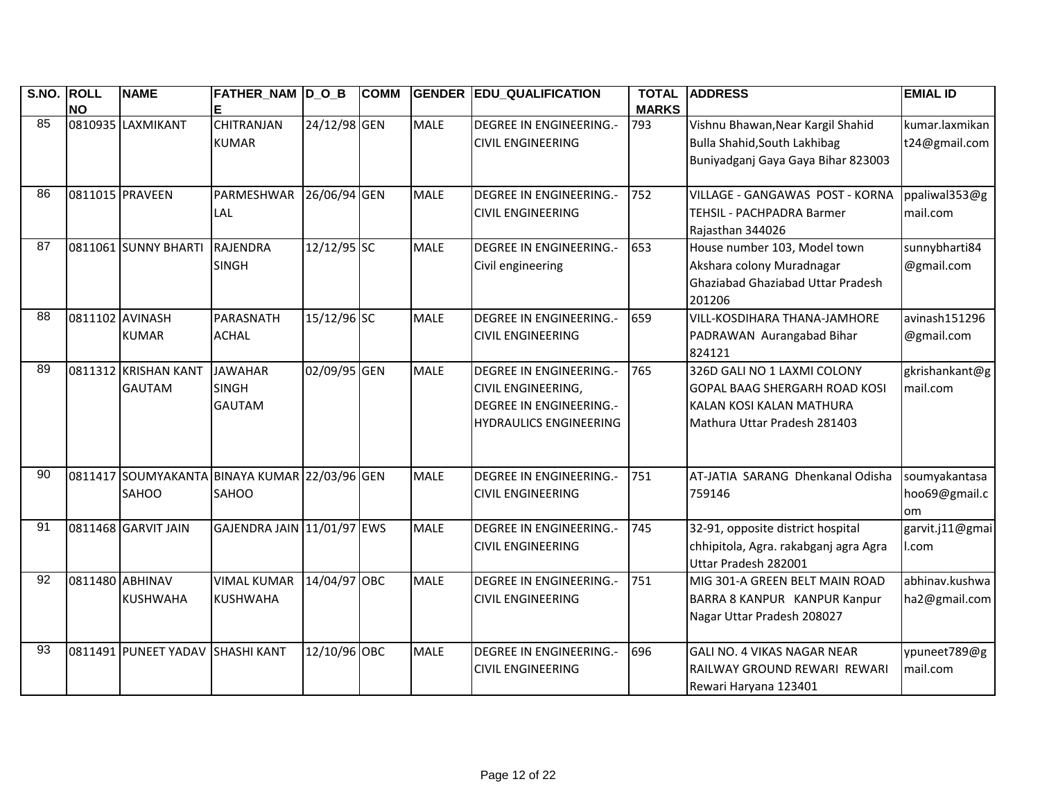| S.NO. | ROLL NO | NAME | FATHER_NAME | D_O_B | COMM | GENDER | EDU_QUALIFICATION | TOTAL MARKS | ADDRESS | EMIAL ID |
|---|---|---|---|---|---|---|---|---|---|---|
| 85 | 0810935 | LAXMIKANT | CHITRANJAN KUMAR | 24/12/98 | GEN | MALE | DEGREE IN ENGINEERING.-CIVIL ENGINEERING | 793 | Vishnu Bhawan,Near Kargil Shahid Bulla Shahid,South Lakhibag Buniyadganj Gaya Gaya Bihar 823003 | kumar.laxmikant24@gmail.com |
| 86 | 0811015 | PRAVEEN | PARMESHWAR LAL | 26/06/94 | GEN | MALE | DEGREE IN ENGINEERING.-CIVIL ENGINEERING | 752 | VILLAGE - GANGAWAS POST - KORNA TEHSIL - PACHPADRA Barmer Rajasthan 344026 | ppaliwal353@gmail.com |
| 87 | 0811061 | SUNNY BHARTI | RAJENDRA SINGH | 12/12/95 | SC | MALE | DEGREE IN ENGINEERING.-Civil engineering | 653 | House number 103, Model town Akshara colony Muradnagar Ghaziabad Ghaziabad Uttar Pradesh 201206 | sunnybharti84@gmail.com |
| 88 | 0811102 | AVINASH KUMAR | PARASNATH ACHAL | 15/12/96 | SC | MALE | DEGREE IN ENGINEERING.-CIVIL ENGINEERING | 659 | VILL-KOSDIHARA THANA-JAMHORE PADRAWAN Aurangabad Bihar 824121 | avinash151296@gmail.com |
| 89 | 0811312 | KRISHAN KANT GAUTAM | JAWAHAR SINGH GAUTAM | 02/09/95 | GEN | MALE | DEGREE IN ENGINEERING.-CIVIL ENGINEERING, DEGREE IN ENGINEERING.-HYDRAULICS ENGINEERING | 765 | 326D GALI NO 1 LAXMI COLONY GOPAL BAAG SHERGARH ROAD KOSI KALAN KOSI KALAN MATHURA Mathura Uttar Pradesh 281403 | gkrishankant@gmail.com |
| 90 | 0811417 | SOUMYAKANTA SAHOO | BINAYA KUMAR SAHOO | 22/03/96 | GEN | MALE | DEGREE IN ENGINEERING.-CIVIL ENGINEERING | 751 | AT-JATIA SARANG Dhenkanal Odisha 759146 | soumyakantasahoo69@gmail.com |
| 91 | 0811468 | GARVIT JAIN | GAJENDRA JAIN | 11/01/97 | EWS | MALE | DEGREE IN ENGINEERING.-CIVIL ENGINEERING | 745 | 32-91, opposite district hospital chhipitola, Agra. rakabganj agra Agra Uttar Pradesh 282001 | garvit.j11@gmail.com |
| 92 | 0811480 | ABHINAV KUSHWAHA | VIMAL KUMAR KUSHWAHA | 14/04/97 | OBC | MALE | DEGREE IN ENGINEERING.-CIVIL ENGINEERING | 751 | MIG 301-A GREEN BELT MAIN ROAD BARRA 8 KANPUR KANPUR Kanpur Nagar Uttar Pradesh 208027 | abhinav.kushwaha2@gmail.com |
| 93 | 0811491 | PUNEET YADAV | SHASHI KANT | 12/10/96 | OBC | MALE | DEGREE IN ENGINEERING.-CIVIL ENGINEERING | 696 | GALI NO. 4 VIKAS NAGAR NEAR RAILWAY GROUND REWARI REWARI Rewari Haryana 123401 | ypuneet789@gmail.com |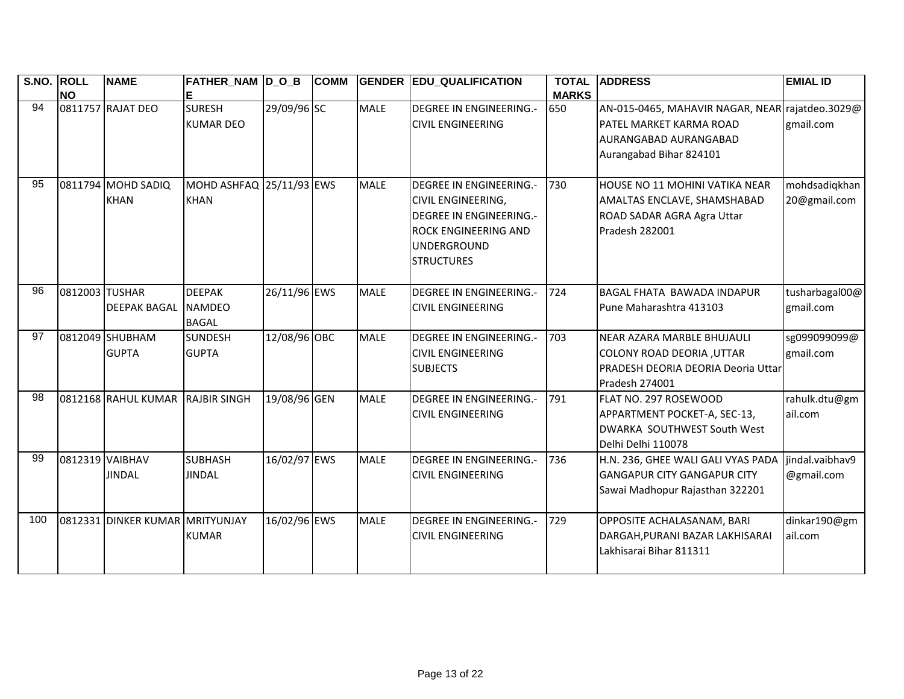| S.NO. | ROLL NO | NAME | FATHER_NAME | D_O_B | COMM | GENDER | EDU_QUALIFICATION | TOTAL MARKS | ADDRESS | EMIAL ID |
|---|---|---|---|---|---|---|---|---|---|---|
| 94 | 0811757 | RAJAT DEO | SURESH KUMAR DEO | 29/09/96 | SC | MALE | DEGREE IN ENGINEERING.-CIVIL ENGINEERING | 650 | AN-015-0465, MAHAVIR NAGAR, NEAR PATEL MARKET KARMA ROAD AURANGABAD AURANGABAD Aurangabad Bihar 824101 | rajatdeo.3029@gmail.com |
| 95 | 0811794 | MOHD SADIQ KHAN | MOHD ASHFAQ KHAN | 25/11/93 | EWS | MALE | DEGREE IN ENGINEERING.-CIVIL ENGINEERING, DEGREE IN ENGINEERING.-ROCK ENGINEERING AND UNDERGROUND STRUCTURES | 730 | HOUSE NO 11 MOHINI VATIKA NEAR AMALTAS ENCLAVE, SHAMSHABAD ROAD SADAR AGRA Agra Uttar Pradesh 282001 | mohdsadiqkhan20@gmail.com |
| 96 | 0812003 | TUSHAR DEEPAK BAGAL | DEEPAK NAMDEO BAGAL | 26/11/96 | EWS | MALE | DEGREE IN ENGINEERING.-CIVIL ENGINEERING | 724 | BAGAL FHATA BAWADA INDAPUR Pune Maharashtra 413103 | tusharbagal00@gmail.com |
| 97 | 0812049 | SHUBHAM GUPTA | SUNDESH GUPTA | 12/08/96 | OBC | MALE | DEGREE IN ENGINEERING.-CIVIL ENGINEERING SUBJECTS | 703 | NEAR AZARA MARBLE BHUJAULI COLONY ROAD DEORIA ,UTTAR PRADESH DEORIA DEORIA Deoria Uttar Pradesh 274001 | sg099099099@gmail.com |
| 98 | 0812168 | RAHUL KUMAR | RAJBIR SINGH | 19/08/96 | GEN | MALE | DEGREE IN ENGINEERING.-CIVIL ENGINEERING | 791 | FLAT NO. 297 ROSEWOOD APPARTMENT POCKET-A, SEC-13, DWARKA SOUTHWEST South West Delhi Delhi 110078 | rahulk.dtu@gmail.com |
| 99 | 0812319 | VAIBHAV JINDAL | SUBHASH JINDAL | 16/02/97 | EWS | MALE | DEGREE IN ENGINEERING.-CIVIL ENGINEERING | 736 | H.N. 236, GHEE WALI GALI VYAS PADA GANGAPUR CITY GANGAPUR CITY Sawai Madhopur Rajasthan 322201 | jindal.vaibhav9@gmail.com |
| 100 | 0812331 | DINKER KUMAR | MRITYUNJAY KUMAR | 16/02/96 | EWS | MALE | DEGREE IN ENGINEERING.-CIVIL ENGINEERING | 729 | OPPOSITE ACHALASANAM, BARI DARGAH,PURANI BAZAR LAKHISARAI Lakhisarai Bihar 811311 | dinkar190@gmail.com |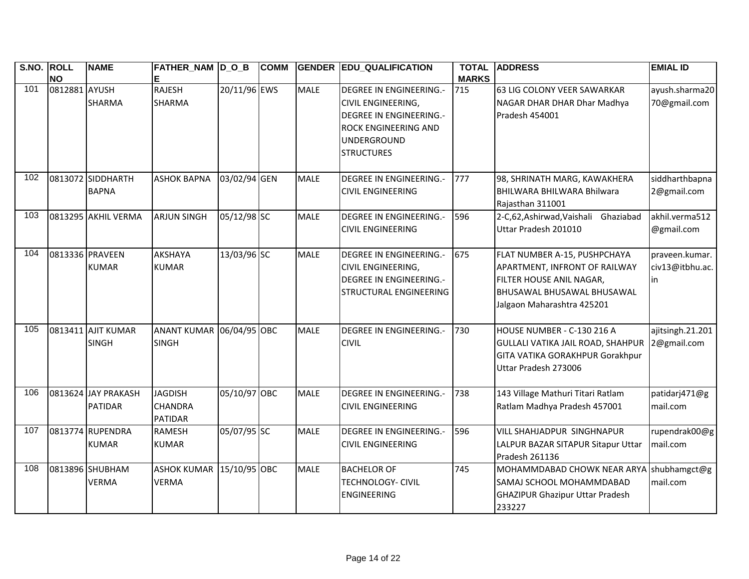| S.NO. | ROLL NO | NAME | FATHER_NAME | D_O_B | COMM | GENDER | EDU_QUALIFICATION | TOTAL MARKS | ADDRESS | EMIAL ID |
|---|---|---|---|---|---|---|---|---|---|---|
| 101 | 0812881 | AYUSH SHARMA | RAJESH SHARMA | 20/11/96 | EWS | MALE | DEGREE IN ENGINEERING.-CIVIL ENGINEERING, DEGREE IN ENGINEERING.-ROCK ENGINEERING AND UNDERGROUND STRUCTURES | 715 | 63 LIG COLONY VEER SAWARKAR NAGAR DHAR DHAR Dhar Madhya Pradesh 454001 | ayush.sharma2070@gmail.com |
| 102 | 0813072 | SIDDHARTH BAPNA | ASHOK BAPNA | 03/02/94 | GEN | MALE | DEGREE IN ENGINEERING.-CIVIL ENGINEERING | 777 | 98, SHRINATH MARG, KAWAKHERA BHILWARA BHILWARA Bhilwara Rajasthan 311001 | siddharthbapna2@gmail.com |
| 103 | 0813295 | AKHIL VERMA | ARJUN SINGH | 05/12/98 | SC | MALE | DEGREE IN ENGINEERING.-CIVIL ENGINEERING | 596 | 2-C,62,Ashirwad,Vaishali Ghaziabad Uttar Pradesh 201010 | akhil.verma512@gmail.com |
| 104 | 0813336 | PRAVEEN KUMAR | AKSHAYA KUMAR | 13/03/96 | SC | MALE | DEGREE IN ENGINEERING.-CIVIL ENGINEERING, DEGREE IN ENGINEERING.-STRUCTURAL ENGINEERING | 675 | FLAT NUMBER A-15, PUSHPCHAYA APARTMENT, INFRONT OF RAILWAY FILTER HOUSE ANIL NAGAR, BHUSAWAL BHUSAWAL BHUSAWAL Jalgaon Maharashtra 425201 | praveen.kumar.civ13@itbhu.ac.in |
| 105 | 0813411 | AJIT KUMAR SINGH | ANANT KUMAR SINGH | 06/04/95 | OBC | MALE | DEGREE IN ENGINEERING.-CIVIL | 730 | HOUSE NUMBER - C-130 216 A GULLALI VATIKA JAIL ROAD, SHAHPUR GITA VATIKA GORAKHPUR Gorakhpur Uttar Pradesh 273006 | ajitsingh.21.2012@gmail.com |
| 106 | 0813624 | JAY PRAKASH PATIDAR | JAGDISH CHANDRA PATIDAR | 05/10/97 | OBC | MALE | DEGREE IN ENGINEERING.-CIVIL ENGINEERING | 738 | 143 Village Mathuri Titari Ratlam Ratlam Madhya Pradesh 457001 | patidarj471@gmail.com |
| 107 | 0813774 | RUPENDRA KUMAR | RAMESH KUMAR | 05/07/95 | SC | MALE | DEGREE IN ENGINEERING.-CIVIL ENGINEERING | 596 | VILL SHAHJADPUR SINGHNAPUR LALPUR BAZAR SITAPUR Sitapur Uttar Pradesh 261136 | rupendrak00@gmail.com |
| 108 | 0813896 | SHUBHAM VERMA | ASHOK KUMAR VERMA | 15/10/95 | OBC | MALE | BACHELOR OF TECHNOLOGY- CIVIL ENGINEERING | 745 | MOHAMMDABAD CHOWK NEAR ARYA SAMAJ SCHOOL MOHAMMDABAD GHAZIPUR Ghazipur Uttar Pradesh 233227 | shubhamgct@gmail.com |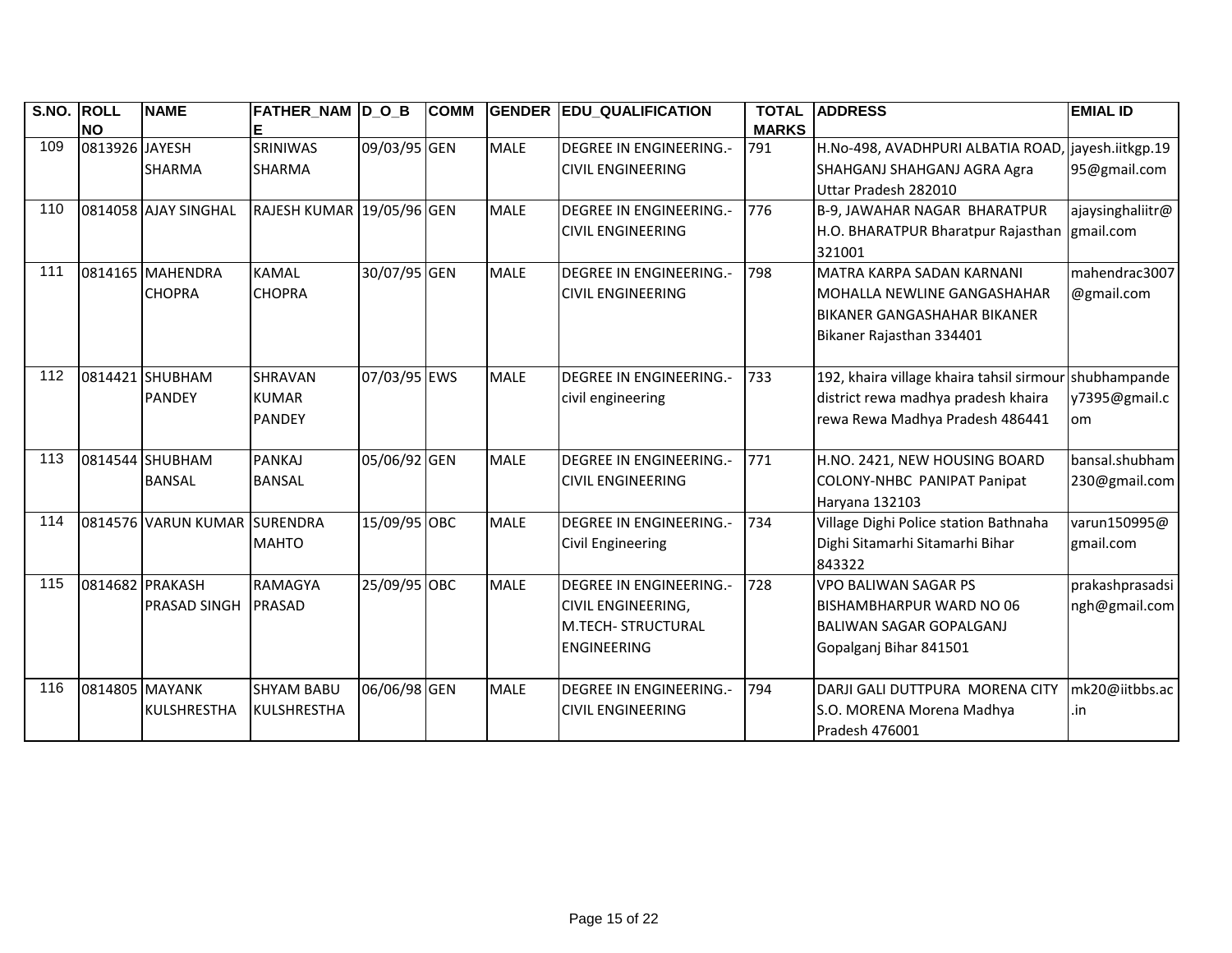| S.NO. | ROLL NO | NAME | FATHER_NAME | D_O_B | COMM | GENDER | EDU_QUALIFICATION | TOTAL MARKS | ADDRESS | EMIAL ID |
|---|---|---|---|---|---|---|---|---|---|---|
| 109 | 0813926 | JAYESH SHARMA | SRINIWAS SHARMA | 09/03/95 | GEN | MALE | DEGREE IN ENGINEERING.-CIVIL ENGINEERING | 791 | H.No-498, AVADHPURI ALBATIA ROAD, SHAHGANJ SHAHGANJ AGRA Agra Uttar Pradesh 282010 | jayesh.iitkgp.1995@gmail.com |
| 110 | 0814058 | AJAY SINGHAL | RAJESH KUMAR | 19/05/96 | GEN | MALE | DEGREE IN ENGINEERING.-CIVIL ENGINEERING | 776 | B-9, JAWAHAR NAGAR BHARATPUR H.O. BHARATPUR Bharatpur Rajasthan 321001 | ajaysinghaliitr@gmail.com |
| 111 | 0814165 | MAHENDRA CHOPRA | KAMAL CHOPRA | 30/07/95 | GEN | MALE | DEGREE IN ENGINEERING.-CIVIL ENGINEERING | 798 | MATRA KARPA SADAN KARNANI MOHALLA NEWLINE GANGASHAHAR BIKANER GANGASHAHAR BIKANER Bikaner Rajasthan 334401 | mahendrac3007@gmail.com |
| 112 | 0814421 | SHUBHAM PANDEY | SHRAVAN KUMAR PANDEY | 07/03/95 | EWS | MALE | DEGREE IN ENGINEERING.-civil engineering | 733 | 192, khaira village khaira tahsil sirmour district rewa madhya pradesh khaira rewa Rewa Madhya Pradesh 486441 | shubhampandey7395@gmail.com |
| 113 | 0814544 | SHUBHAM BANSAL | PANKAJ BANSAL | 05/06/92 | GEN | MALE | DEGREE IN ENGINEERING.-CIVIL ENGINEERING | 771 | H.NO. 2421, NEW HOUSING BOARD COLONY-NHBC PANIPAT Panipat Haryana 132103 | bansal.shubham230@gmail.com |
| 114 | 0814576 | VARUN KUMAR | SURENDRA MAHTO | 15/09/95 | OBC | MALE | DEGREE IN ENGINEERING.-Civil Engineering | 734 | Village Dighi Police station Bathnaha Dighi Sitamarhi Sitamarhi Bihar 843322 | varun150995@gmail.com |
| 115 | 0814682 | PRAKASH PRASAD SINGH | RAMAGYA PRASAD | 25/09/95 | OBC | MALE | DEGREE IN ENGINEERING.-CIVIL ENGINEERING, M.TECH- STRUCTURAL ENGINEERING | 728 | VPO BALIWAN SAGAR PS BISHAMBHARPUR WARD NO 06 BALIWAN SAGAR GOPALGANJ Gopalganj Bihar 841501 | prakashprasadsingh@gmail.com |
| 116 | 0814805 | MAYANK KULSHRESTHA | SHYAM BABU KULSHRESTHA | 06/06/98 | GEN | MALE | DEGREE IN ENGINEERING.-CIVIL ENGINEERING | 794 | DARJI GALI DUTTPURA MORENA CITY S.O. MORENA Morena Madhya Pradesh 476001 | mk20@iitbbs.ac.in |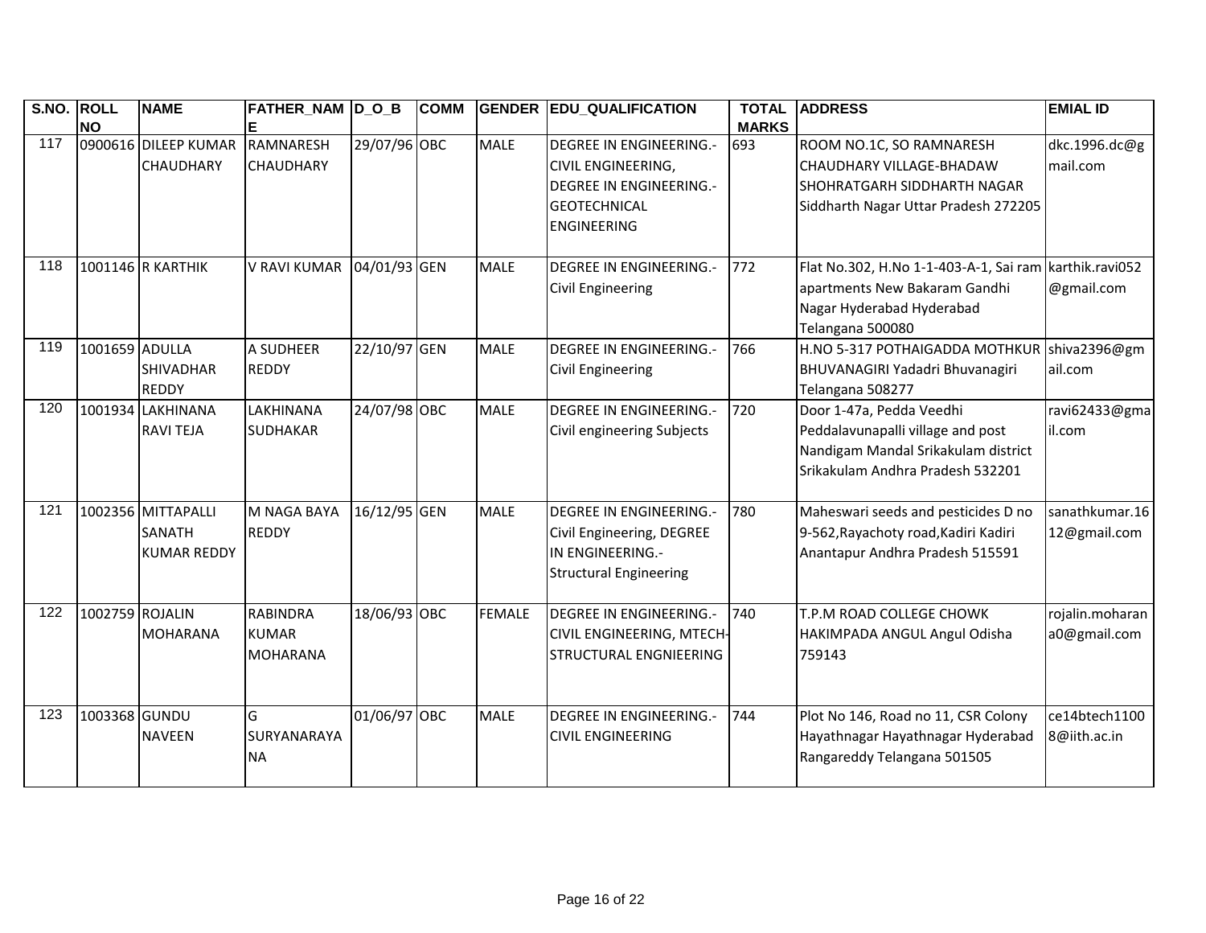| S.NO. | ROLL NO | NAME | FATHER_NAME | D_O_B | COMM | GENDER | EDU_QUALIFICATION | TOTAL MARKS | ADDRESS | EMIAL ID |
|---|---|---|---|---|---|---|---|---|---|---|
| 117 | 0900616 | DILEEP KUMAR CHAUDHARY | RAMNARESH CHAUDHARY | 29/07/96 | OBC | MALE | DEGREE IN ENGINEERING.- CIVIL ENGINEERING, DEGREE IN ENGINEERING.- GEOTECHNICAL ENGINEERING | 693 | ROOM NO.1C, SO RAMNARESH CHAUDHARY VILLAGE-BHADAW SHOHRATGARH SIDDHARTH NAGAR Siddharth Nagar Uttar Pradesh 272205 | dkc.1996.dc@gmail.com |
| 118 | 1001146 | R KARTHIK | V RAVI KUMAR | 04/01/93 | GEN | MALE | DEGREE IN ENGINEERING.- Civil Engineering | 772 | Flat No.302, H.No 1-1-403-A-1, Sai ram apartments New Bakaram Gandhi Nagar Hyderabad Hyderabad Telangana 500080 | karthik.ravi052@gmail.com |
| 119 | 1001659 | ADULLA SHIVADHAR REDDY | A SUDHEER REDDY | 22/10/97 | GEN | MALE | DEGREE IN ENGINEERING.- Civil Engineering | 766 | H.NO 5-317 POTHAIGADDA MOTHKUR BHUVANAGIRI Yadadri Bhuvanagiri Telangana 508277 | shiva2396@gmail.com |
| 120 | 1001934 | LAKHINANA RAVI TEJA | LAKHINANA SUDHAKAR | 24/07/98 | OBC | MALE | DEGREE IN ENGINEERING.- Civil engineering Subjects | 720 | Door 1-47a, Pedda Veedhi Peddalavunapalli village and post Nandigam Mandal Srikakulam district Srikakulam Andhra Pradesh 532201 | ravi62433@gmail.com |
| 121 | 1002356 | MITTAPALLI SANATH KUMAR REDDY | M NAGA BAYA REDDY | 16/12/95 | GEN | MALE | DEGREE IN ENGINEERING.- Civil Engineering, DEGREE IN ENGINEERING.- Structural Engineering | 780 | Maheswari seeds and pesticides D no 9-562,Rayachoty road,Kadiri Kadiri Anantapur Andhra Pradesh 515591 | sanathkumar.1612@gmail.com |
| 122 | 1002759 | ROJALIN MOHARANA | RABINDRA KUMAR MOHARANA | 18/06/93 | OBC | FEMALE | DEGREE IN ENGINEERING.- CIVIL ENGINEERING, MTECH-STRUCTURAL ENGNIEERING | 740 | T.P.M ROAD COLLEGE CHOWK HAKIMPADA ANGUL Angul Odisha 759143 | rojalin.moharana0@gmail.com |
| 123 | 1003368 | GUNDU NAVEEN | G SURYANARAYANA | 01/06/97 | OBC | MALE | DEGREE IN ENGINEERING.- CIVIL ENGINEERING | 744 | Plot No 146, Road no 11, CSR Colony Hayathnagar Hayathnagar Hyderabad Rangareddy Telangana 501505 | ce14btech11008@iith.ac.in |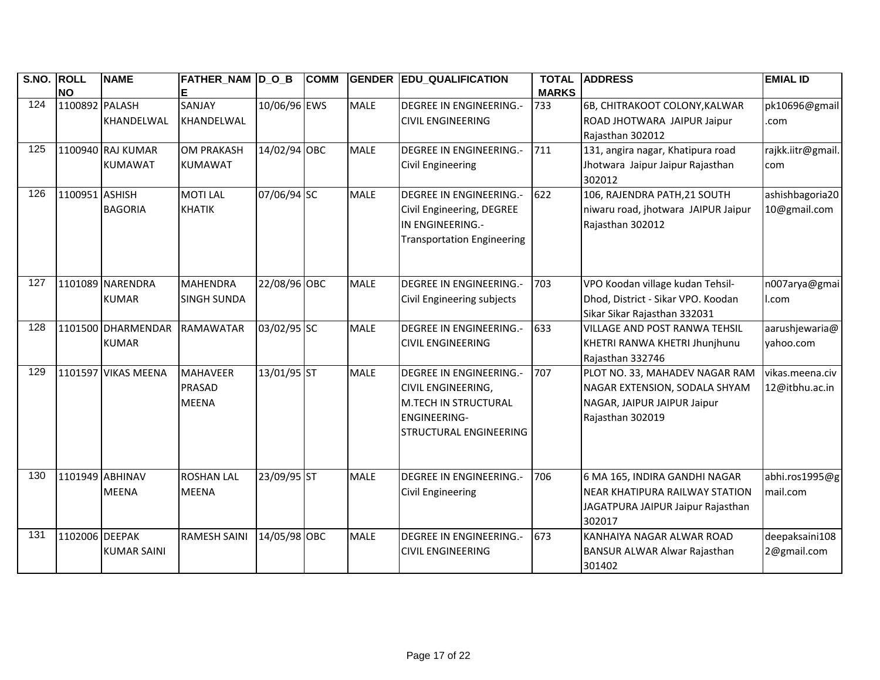| S.NO. | ROLL NO | NAME | FATHER_NAME | D_O_B | COMM | GENDER | EDU_QUALIFICATION | TOTAL MARKS | ADDRESS | EMIAL ID |
|---|---|---|---|---|---|---|---|---|---|---|
| 124 | 1100892 | PALASH KHANDELWAL | SANJAY KHANDELWAL | 10/06/96 | EWS | MALE | DEGREE IN ENGINEERING.-CIVIL ENGINEERING | 733 | 6B, CHITRAKOOT COLONY,KALWAR ROAD JHOTWARA JAIPUR Jaipur Rajasthan 302012 | pk10696@gmail.com |
| 125 | 1100940 | RAJ KUMAR KUMAWAT | OM PRAKASH KUMAWAT | 14/02/94 | OBC | MALE | DEGREE IN ENGINEERING.-Civil Engineering | 711 | 131, angira nagar, Khatipura road Jhotwara Jaipur Jaipur Rajasthan 302012 | rajkk.iitr@gmail.com |
| 126 | 1100951 | ASHISH BAGORIA | MOTI LAL KHATIK | 07/06/94 | SC | MALE | DEGREE IN ENGINEERING.-Civil Engineering, DEGREE IN ENGINEERING.-Transportation Engineering | 622 | 106, RAJENDRA PATH,21 SOUTH niwaru road, jhotwara JAIPUR Jaipur Rajasthan 302012 | ashishbagoria2010@gmail.com |
| 127 | 1101089 | NARENDRA KUMAR | MAHENDRA SINGH SUNDA | 22/08/96 | OBC | MALE | DEGREE IN ENGINEERING.-Civil Engineering subjects | 703 | VPO Koodan village kudan Tehsil-Dhod, District - Sikar VPO. Koodan Sikar Sikar Rajasthan 332031 | n007arya@gmail.com |
| 128 | 1101500 | DHARMENDAR KUMAR | RAMAWATAR | 03/02/95 | SC | MALE | DEGREE IN ENGINEERING.-CIVIL ENGINEERING | 633 | VILLAGE AND POST RANWA TEHSIL KHETRI RANWA KHETRI Jhunjhunu Rajasthan 332746 | aarushjewaria@yahoo.com |
| 129 | 1101597 | VIKAS MEENA | MAHAVEER PRASAD MEENA | 13/01/95 | ST | MALE | DEGREE IN ENGINEERING.-CIVIL ENGINEERING, M.TECH IN STRUCTURAL ENGINEERING-STRUCTURAL ENGINEERING | 707 | PLOT NO. 33, MAHADEV NAGAR RAM NAGAR EXTENSION, SODALA SHYAM NAGAR, JAIPUR JAIPUR Jaipur Rajasthan 302019 | vikas.meena.civ12@itbhu.ac.in |
| 130 | 1101949 | ABHINAV MEENA | ROSHAN LAL MEENA | 23/09/95 | ST | MALE | DEGREE IN ENGINEERING.-Civil Engineering | 706 | 6 MA 165, INDIRA GANDHI NAGAR NEAR KHATIPURA RAILWAY STATION JAGATPURA JAIPUR Jaipur Rajasthan 302017 | abhi.ros1995@gmail.com |
| 131 | 1102006 | DEEPAK KUMAR SAINI | RAMESH SAINI | 14/05/98 | OBC | MALE | DEGREE IN ENGINEERING.-CIVIL ENGINEERING | 673 | KANHAIYA NAGAR ALWAR ROAD BANSUR ALWAR Alwar Rajasthan 301402 | deepaksaini1082@gmail.com |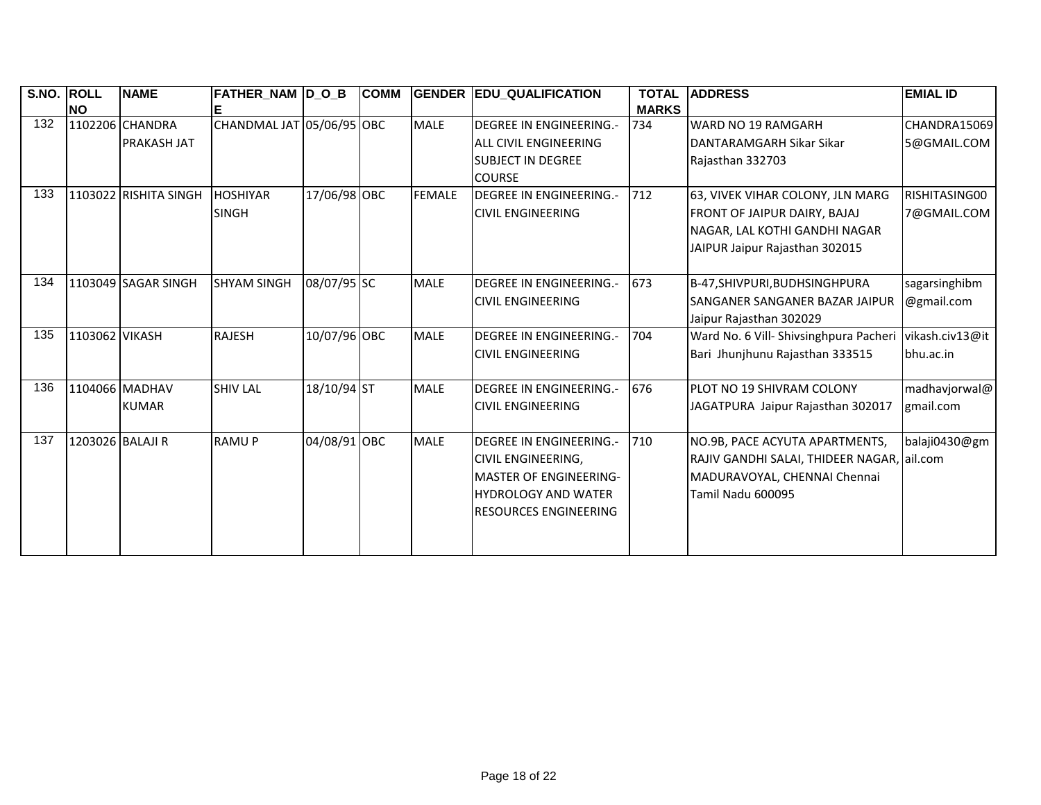| S.NO. | ROLL NO | NAME | FATHER_NAME | D_O_B | COMM | GENDER | EDU_QUALIFICATION | TOTAL MARKS | ADDRESS | EMIAL ID |
|---|---|---|---|---|---|---|---|---|---|---|
| 132 | 1102206 | CHANDRA PRAKASH JAT | CHANDMAL JAT | 05/06/95 | OBC | MALE | DEGREE IN ENGINEERING.-ALL CIVIL ENGINEERING SUBJECT IN DEGREE COURSE | 734 | WARD NO 19 RAMGARH DANTARAMGARH Sikar Sikar Rajasthan 332703 | CHANDRA150695@GMAIL.COM |
| 133 | 1103022 | RISHITA SINGH | HOSHIYAR SINGH | 17/06/98 | OBC | FEMALE | DEGREE IN ENGINEERING.-CIVIL ENGINEERING | 712 | 63, VIVEK VIHAR COLONY, JLN MARG FRONT OF JAIPUR DAIRY, BAJAJ NAGAR, LAL KOTHI GANDHI NAGAR JAIPUR Jaipur Rajasthan 302015 | RISHITASING007@GMAIL.COM |
| 134 | 1103049 | SAGAR SINGH | SHYAM SINGH | 08/07/95 | SC | MALE | DEGREE IN ENGINEERING.-CIVIL ENGINEERING | 673 | B-47,SHIVPURI,BUDHSINGHPURA SANGANER SANGANER BAZAR JAIPUR Jaipur Rajasthan 302029 | sagarsinghibm@gmail.com |
| 135 | 1103062 | VIKASH | RAJESH | 10/07/96 | OBC | MALE | DEGREE IN ENGINEERING.-CIVIL ENGINEERING | 704 | Ward No. 6 Vill- Shivsinghpura Pacheri Bari Jhunjhunu Rajasthan 333515 | vikash.civ13@itbhu.ac.in |
| 136 | 1104066 | MADHAV KUMAR | SHIV LAL | 18/10/94 | ST | MALE | DEGREE IN ENGINEERING.-CIVIL ENGINEERING | 676 | PLOT NO 19 SHIVRAM COLONY JAGATPURA Jaipur Rajasthan 302017 | madhavjorwal@gmail.com |
| 137 | 1203026 | BALAJI R | RAMU P | 04/08/91 | OBC | MALE | DEGREE IN ENGINEERING.-CIVIL ENGINEERING, MASTER OF ENGINEERING-HYDROLOGY AND WATER RESOURCES ENGINEERING | 710 | NO.9B, PACE ACYUTA APARTMENTS, RAJIV GANDHI SALAI, THIDEER NAGAR, MADURAVOYAL, CHENNAI Chennai Tamil Nadu 600095 | balaji0430@gmail.com |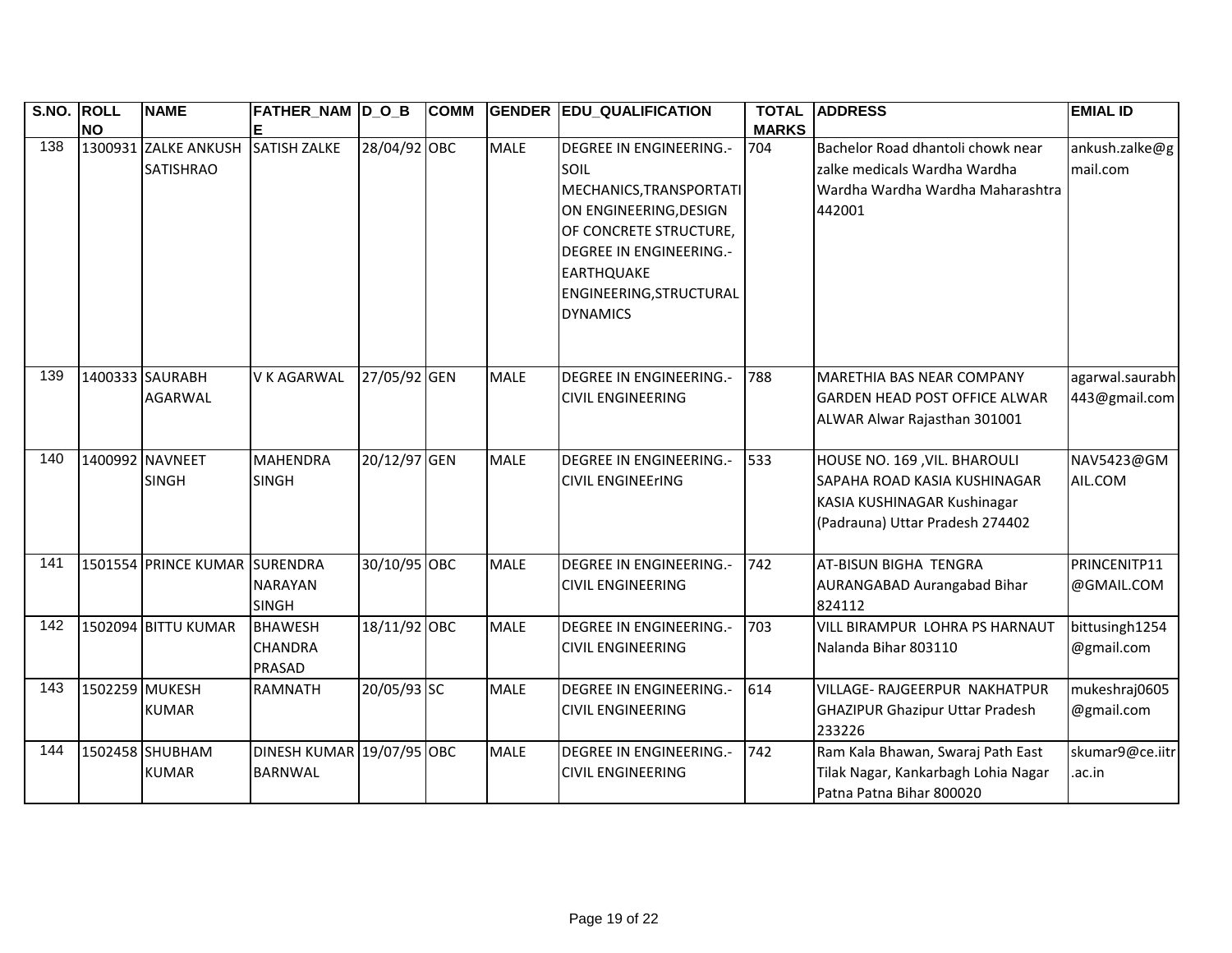| S.NO. | ROLL NO | NAME | FATHER_NAME | D_O_B | COMM | GENDER | EDU_QUALIFICATION | TOTAL MARKS | ADDRESS | EMIAL ID |
|---|---|---|---|---|---|---|---|---|---|---|
| 138 | 1300931 | ZALKE ANKUSH SATISHRAO | SATISH ZALKE | 28/04/92 | OBC | MALE | DEGREE IN ENGINEERING.-SOIL MECHANICS,TRANSPORTATION ENGINEERING,DESIGN OF CONCRETE STRUCTURE, DEGREE IN ENGINEERING.-EARTHQUAKE ENGINEERING,STRUCTURAL DYNAMICS | 704 | Bachelor Road dhantoli chowk near zalke medicals Wardha Wardha Wardha Wardha Wardha Maharashtra 442001 | ankush.zalke@gmail.com |
| 139 | 1400333 | SAURABH AGARWAL | V K AGARWAL | 27/05/92 | GEN | MALE | DEGREE IN ENGINEERING.-CIVIL ENGINEERING | 788 | MARETHIA BAS NEAR COMPANY GARDEN HEAD POST OFFICE ALWAR ALWAR Alwar Rajasthan 301001 | agarwal.saurabh443@gmail.com |
| 140 | 1400992 | NAVNEET SINGH | MAHENDRA SINGH | 20/12/97 | GEN | MALE | DEGREE IN ENGINEERING.-CIVIL ENGINEErING | 533 | HOUSE NO. 169 ,VIL. BHAROULI SAPAHA ROAD KASIA KUSHINAGAR KASIA KUSHINAGAR Kushinagar (Padrauna) Uttar Pradesh 274402 | NAV5423@GMAIL.COM |
| 141 | 1501554 | PRINCE KUMAR | SURENDRA NARAYAN SINGH | 30/10/95 | OBC | MALE | DEGREE IN ENGINEERING.-CIVIL ENGINEERING | 742 | AT-BISUN BIGHA TENGRA AURANGABAD Aurangabad Bihar 824112 | PRINCENITP11@GMAIL.COM |
| 142 | 1502094 | BITTU KUMAR | BHAWESH CHANDRA PRASAD | 18/11/92 | OBC | MALE | DEGREE IN ENGINEERING.-CIVIL ENGINEERING | 703 | VILL BIRAMPUR LOHRA PS HARNAUT Nalanda Bihar 803110 | bittusingh1254@gmail.com |
| 143 | 1502259 | MUKESH KUMAR | RAMNATH | 20/05/93 | SC | MALE | DEGREE IN ENGINEERING.-CIVIL ENGINEERING | 614 | VILLAGE- RAJGEERPUR NAKHATPUR GHAZIPUR Ghazipur Uttar Pradesh 233226 | mukeshraj0605@gmail.com |
| 144 | 1502458 | SHUBHAM KUMAR | DINESH KUMAR BARNWAL | 19/07/95 | OBC | MALE | DEGREE IN ENGINEERING.-CIVIL ENGINEERING | 742 | Ram Kala Bhawan, Swaraj Path East Tilak Nagar, Kankarbagh Lohia Nagar Patna Patna Bihar 800020 | skumar9@ce.iitr.ac.in |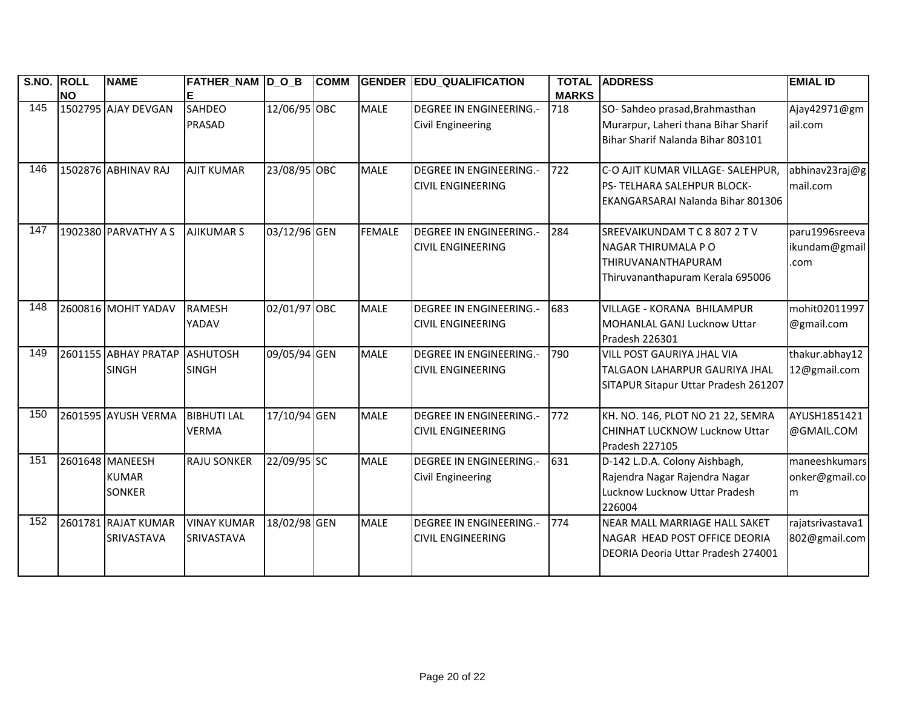| S.NO. | ROLL NO | NAME | FATHER_NAME | D_O_B | COMM | GENDER | EDU_QUALIFICATION | TOTAL MARKS | ADDRESS | EMIAL ID |
|---|---|---|---|---|---|---|---|---|---|---|
| 145 | 1502795 | AJAY DEVGAN | SAHDEO PRASAD | 12/06/95 | OBC | MALE | DEGREE IN ENGINEERING.-Civil Engineering | 718 | SO- Sahdeo prasad,Brahmasthan Murarpur, Laheri thana Bihar Sharif Bihar Sharif Nalanda Bihar 803101 | Ajay42971@gmail.com |
| 146 | 1502876 | ABHINAV RAJ | AJIT KUMAR | 23/08/95 | OBC | MALE | DEGREE IN ENGINEERING.-CIVIL ENGINEERING | 722 | C-O AJIT KUMAR VILLAGE- SALEHPUR, PS- TELHARA SALEHPUR BLOCK-EKANGARSARAI Nalanda Bihar 801306 | abhinav23raj@gmail.com |
| 147 | 1902380 | PARVATHY A S | AJIKUMAR S | 03/12/96 | GEN | FEMALE | DEGREE IN ENGINEERING.-CIVIL ENGINEERING | 284 | SREEVAIKUNDAM T C 8 807 2 T V NAGAR THIRUMALA P O THIRUVANANTHAPURAM Thiruvananthapuram Kerala 695006 | paru1996sreevaikundam@gmail.com |
| 148 | 2600816 | MOHIT YADAV | RAMESH YADAV | 02/01/97 | OBC | MALE | DEGREE IN ENGINEERING.-CIVIL ENGINEERING | 683 | VILLAGE - KORANA BHILAMPUR MOHANLAL GANJ Lucknow Uttar Pradesh 226301 | mohit02011997@gmail.com |
| 149 | 2601155 | ABHAY PRATAP SINGH | ASHUTOSH SINGH | 09/05/94 | GEN | MALE | DEGREE IN ENGINEERING.-CIVIL ENGINEERING | 790 | VILL POST GAURIYA JHAL VIA TALGAON LAHARPUR GAURIYA JHAL SITAPUR Sitapur Uttar Pradesh 261207 | thakur.abhay1212@gmail.com |
| 150 | 2601595 | AYUSH VERMA | BIBHUTI LAL VERMA | 17/10/94 | GEN | MALE | DEGREE IN ENGINEERING.-CIVIL ENGINEERING | 772 | KH. NO. 146, PLOT NO 21 22, SEMRA CHINHAT LUCKNOW Lucknow Uttar Pradesh 227105 | AYUSH1851421@GMAIL.COM |
| 151 | 2601648 | MANEESH KUMAR SONKER | RAJU SONKER | 22/09/95 | SC | MALE | DEGREE IN ENGINEERING.-Civil Engineering | 631 | D-142 L.D.A. Colony Aishbagh, Rajendra Nagar Rajendra Nagar Lucknow Lucknow Uttar Pradesh 226004 | maneeshkumarsonker@gmail.com |
| 152 | 2601781 | RAJAT KUMAR SRIVASTAVA | VINAY KUMAR SRIVASTAVA | 18/02/98 | GEN | MALE | DEGREE IN ENGINEERING.-CIVIL ENGINEERING | 774 | NEAR MALL MARRIAGE HALL SAKET NAGAR HEAD POST OFFICE DEORIA DEORIA Deoria Uttar Pradesh 274001 | rajatsrivastava1802@gmail.com |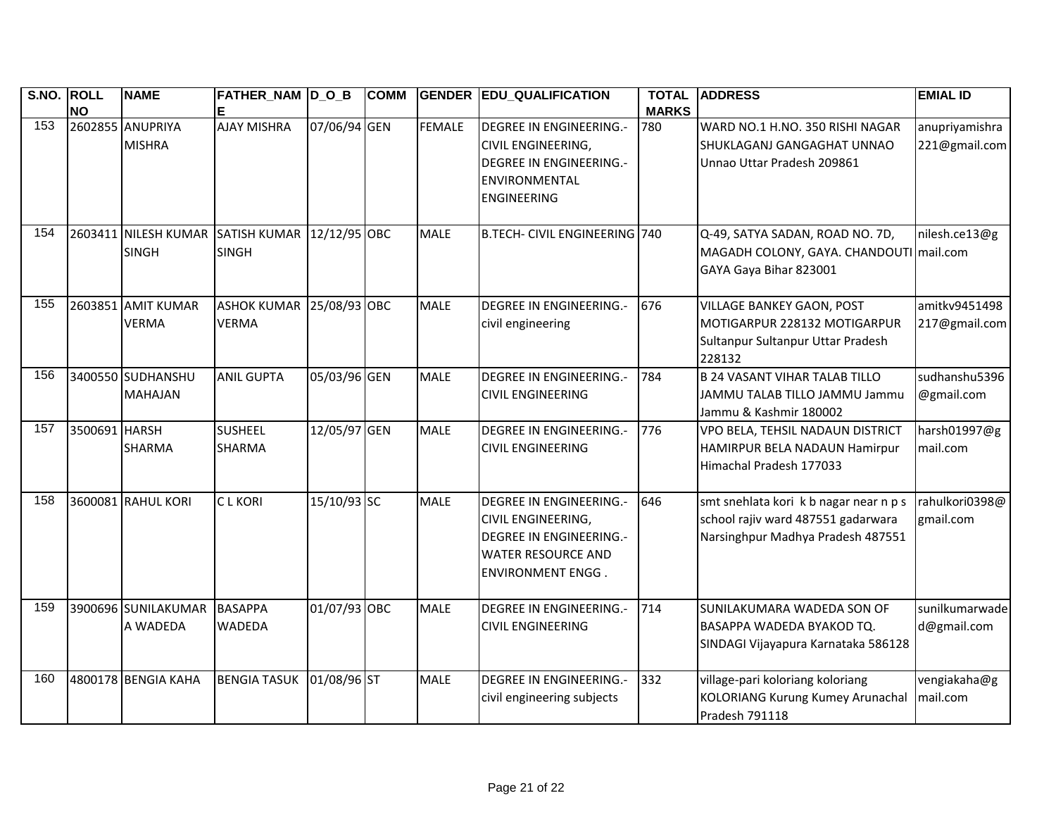| S.NO. | ROLL NO | NAME | FATHER_NAME | D_O_B | COMM | GENDER | EDU_QUALIFICATION | TOTAL MARKS | ADDRESS | EMIAL ID |
|---|---|---|---|---|---|---|---|---|---|---|
| 153 | 2602855 | ANUPRIYA MISHRA | AJAY MISHRA | 07/06/94 | GEN | FEMALE | DEGREE IN ENGINEERING.- CIVIL ENGINEERING, DEGREE IN ENGINEERING.- ENVIRONMENTAL ENGINEERING | 780 | WARD NO.1 H.NO. 350 RISHI NAGAR SHUKLAGANJ GANGAGHAT UNNAO Unnao Uttar Pradesh 209861 | anupriyamishra221@gmail.com |
| 154 | 2603411 | NILESH KUMAR SINGH | SATISH KUMAR SINGH | 12/12/95 | OBC | MALE | B.TECH- CIVIL ENGINEERING | 740 | Q-49, SATYA SADAN, ROAD NO. 7D, MAGADH COLONY, GAYA. CHANDOUTI GAYA Gaya Bihar 823001 | nilesh.ce13@gmail.com |
| 155 | 2603851 | AMIT KUMAR VERMA | ASHOK KUMAR VERMA | 25/08/93 | OBC | MALE | DEGREE IN ENGINEERING.- civil engineering | 676 | VILLAGE BANKEY GAON, POST MOTIGARPUR 228132 MOTIGARPUR Sultanpur Sultanpur Uttar Pradesh 228132 | amitkv9451498217@gmail.com |
| 156 | 3400550 | SUDHANSHU MAHAJAN | ANIL GUPTA | 05/03/96 | GEN | MALE | DEGREE IN ENGINEERING.- CIVIL ENGINEERING | 784 | B 24 VASANT VIHAR TALAB TILLO JAMMU TALAB TILLO JAMMU Jammu Jammu & Kashmir 180002 | sudhanshu5396@gmail.com |
| 157 | 3500691 | HARSH SHARMA | SUSHEEL SHARMA | 12/05/97 | GEN | MALE | DEGREE IN ENGINEERING.- CIVIL ENGINEERING | 776 | VPO BELA, TEHSIL NADAUN DISTRICT HAMIRPUR BELA NADAUN Hamirpur Himachal Pradesh 177033 | harsh01997@gmail.com |
| 158 | 3600081 | RAHUL KORI | C L KORI | 15/10/93 | SC | MALE | DEGREE IN ENGINEERING.- CIVIL ENGINEERING, DEGREE IN ENGINEERING.- WATER RESOURCE AND ENVIRONMENT ENGG . | 646 | smt snehlata kori k b nagar near n p s school rajiv ward 487551 gadarwara Narsinghpur Madhya Pradesh 487551 | rahulkori0398@gmail.com |
| 159 | 3900696 | SUNILAKUMARA WADEDA | BASAPPA WADEDA | 01/07/93 | OBC | MALE | DEGREE IN ENGINEERING.- CIVIL ENGINEERING | 714 | SUNILAKUMARA WADEDA SON OF BASAPPA WADEDA BYAKOD TQ. SINDAGI Vijayapura Karnataka 586128 | sunilkumarwaded@gmail.com |
| 160 | 4800178 | BENGIA KAHA | BENGIA TASUK | 01/08/96 | ST | MALE | DEGREE IN ENGINEERING.- civil engineering subjects | 332 | village-pari koloriang koloriang KOLORIANG Kurung Kumey Arunachal Pradesh 791118 | vengiakaha@gmail.com |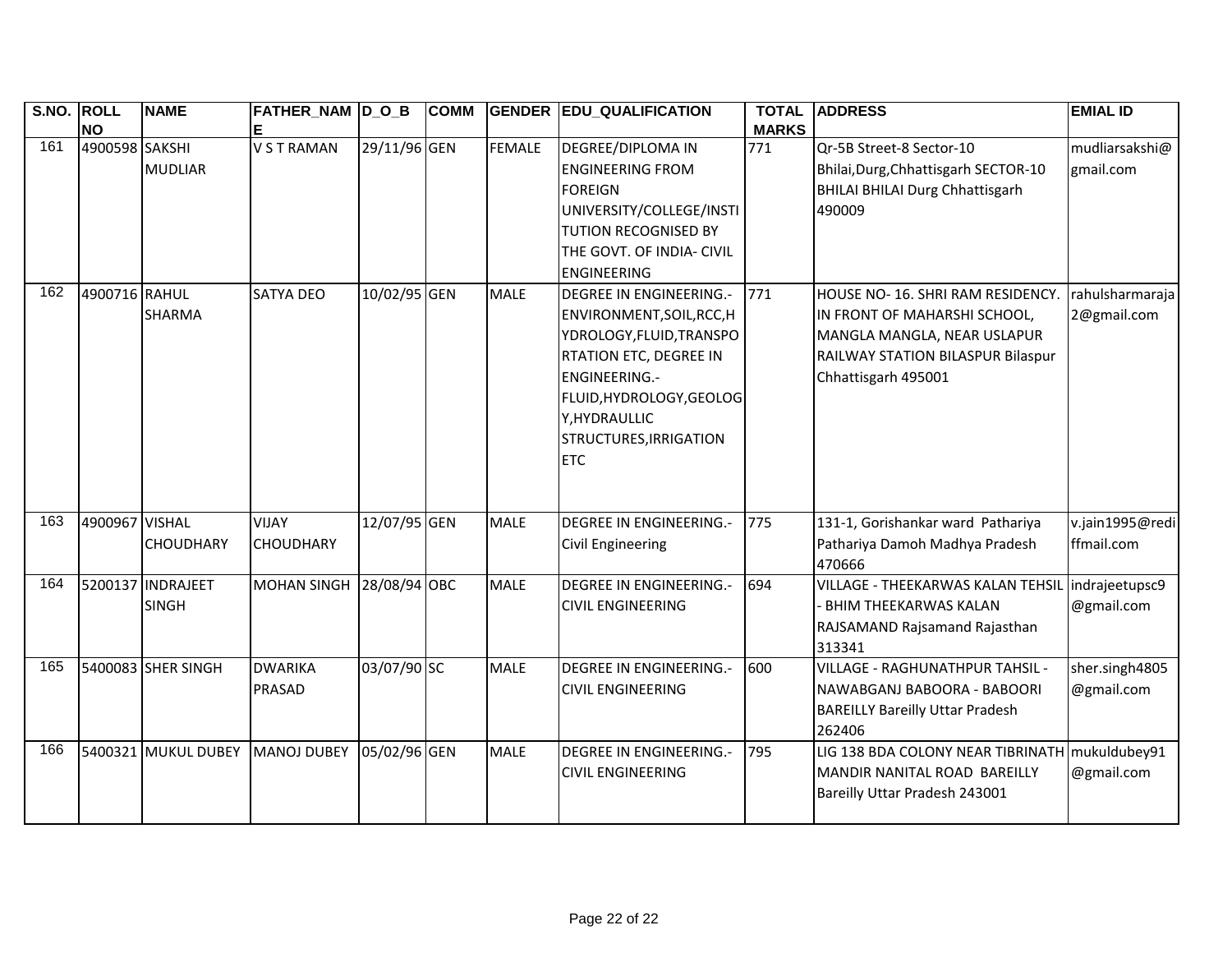| S.NO. | ROLL NO | NAME | FATHER_NAME | D_O_B | COMM | GENDER | EDU_QUALIFICATION | TOTAL MARKS | ADDRESS | EMIAL ID |
|---|---|---|---|---|---|---|---|---|---|---|
| 161 | 4900598 | SAKSHI MUDLIAR | V S T RAMAN | 29/11/96 | GEN | FEMALE | DEGREE/DIPLOMA IN ENGINEERING FROM FOREIGN UNIVERSITY/COLLEGE/INSTITUTION RECOGNISED BY THE GOVT. OF INDIA- CIVIL ENGINEERING | 771 | Qr-5B Street-8 Sector-10 Bhilai,Durg,Chhattisgarh SECTOR-10 BHILAI BHILAI Durg Chhattisgarh 490009 | mudliarsakshi@gmail.com |
| 162 | 4900716 | RAHUL SHARMA | SATYA DEO | 10/02/95 | GEN | MALE | DEGREE IN ENGINEERING.-ENVIRONMENT,SOIL,RCC,HYDROLOGY,FLUID,TRANSPORTATION ETC, DEGREE IN ENGINEERING.-FLUID,HYDROLOGY,GEOLOGY,HYDRAULLIC STRUCTURES,IRRIGATION ETC | 771 | HOUSE NO- 16. SHRI RAM RESIDENCY. IN FRONT OF MAHARSHI SCHOOL, MANGLA MANGLA, NEAR USLAPUR RAILWAY STATION BILASPUR Bilaspur Chhattisgarh 495001 | rahulsharmaraja2@gmail.com |
| 163 | 4900967 | VISHAL CHOUDHARY | VIJAY CHOUDHARY | 12/07/95 | GEN | MALE | DEGREE IN ENGINEERING.-Civil Engineering | 775 | 131-1, Gorishankar ward Pathariya Pathariya Damoh Madhya Pradesh 470666 | v.jain1995@rediffmail.com |
| 164 | 5200137 | INDRAJEET SINGH | MOHAN SINGH | 28/08/94 | OBC | MALE | DEGREE IN ENGINEERING.-CIVIL ENGINEERING | 694 | VILLAGE - THEEKARWAS KALAN TEHSIL - BHIM THEEKARWAS KALAN RAJSAMAND Rajsamand Rajasthan 313341 | indrajeetupsc9@gmail.com |
| 165 | 5400083 | SHER SINGH | DWARIKA PRASAD | 03/07/90 | SC | MALE | DEGREE IN ENGINEERING.-CIVIL ENGINEERING | 600 | VILLAGE - RAGHUNATHPUR TAHSIL - NAWABGANJ BABOORA - BABOORI BAREILLY Bareilly Uttar Pradesh 262406 | sher.singh4805@gmail.com |
| 166 | 5400321 | MUKUL DUBEY | MANOJ DUBEY | 05/02/96 | GEN | MALE | DEGREE IN ENGINEERING.-CIVIL ENGINEERING | 795 | LIG 138 BDA COLONY NEAR TIBRINATH MANDIR NANITAL ROAD BAREILLY Bareilly Uttar Pradesh 243001 | mukuldubey91@gmail.com |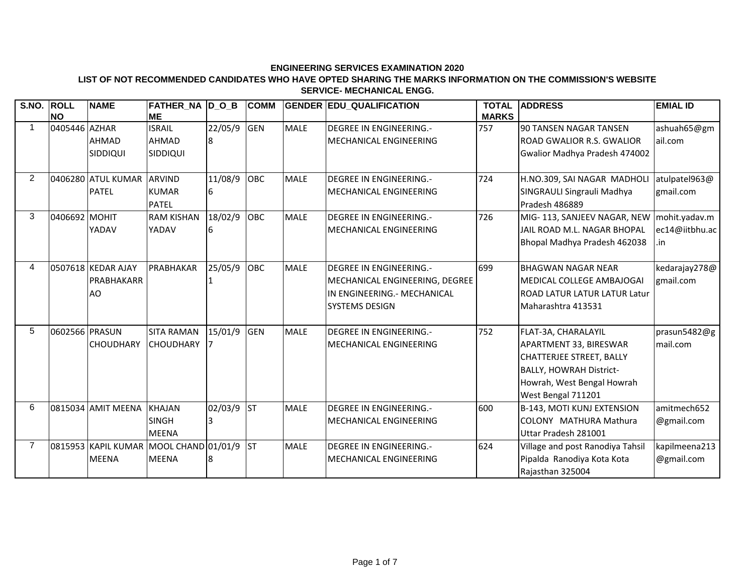**ENGINEERING SERVICES EXAMINATION 2020**

**LIST OF NOT RECOMMENDED CANDIDATES WHO HAVE OPTED SHARING THE MARKS INFORMATION ON THE COMMISSION'S WEBSITE**

**SERVICE- MECHANICAL ENGG.**

| S.NO. | ROLL NO | NAME | FATHER_NAME | D_O_B | COMM | GENDER | EDU_QUALIFICATION | TOTAL MARKS | ADDRESS | EMIAL ID |
|---|---|---|---|---|---|---|---|---|---|---|
| 1 | 0405446 | AZHAR AHMAD SIDDIQUI | ISRAIL AHMAD SIDDIQUI | 22/05/98 | GEN | MALE | DEGREE IN ENGINEERING.- MECHANICAL ENGINEERING | 757 | 90 TANSEN NAGAR TANSEN ROAD GWALIOR R.S. GWALIOR Gwalior Madhya Pradesh 474002 | ashuah65@gmail.com |
| 2 | 0406280 | ATUL KUMAR PATEL | ARVIND KUMAR PATEL | 11/08/96 | OBC | MALE | DEGREE IN ENGINEERING.- MECHANICAL ENGINEERING | 724 | H.NO.309, SAI NAGAR MADHOLI SINGRAULI Singrauli Madhya Pradesh 486889 | atulpatel963@gmail.com |
| 3 | 0406692 | MOHIT YADAV | RAM KISHAN YADAV | 18/02/96 | OBC | MALE | DEGREE IN ENGINEERING.- MECHANICAL ENGINEERING | 726 | MIG- 113, SANJEEV NAGAR, NEW JAIL ROAD M.L. NAGAR BHOPAL Bhopal Madhya Pradesh 462038 | mohit.yadav.mec14@iitbhu.ac.in |
| 4 | 0507618 | KEDAR AJAY PRABHAKARRAO | PRABHAKAR | 25/05/91 | OBC | MALE | DEGREE IN ENGINEERING.- MECHANICAL ENGINEERING, DEGREE IN ENGINEERING.- MECHANICAL SYSTEMS DESIGN | 699 | BHAGWAN NAGAR NEAR MEDICAL COLLEGE AMBAJOGAI ROAD LATUR LATUR LATUR Latur Maharashtra 413531 | kedarajay278@gmail.com |
| 5 | 0602566 | PRASUN CHOUDHARY | SITA RAMAN CHOUDHARY | 15/01/97 | GEN | MALE | DEGREE IN ENGINEERING.- MECHANICAL ENGINEERING | 752 | FLAT-3A, CHARALAYIL APARTMENT 33, BIRESWAR CHATTERJEE STREET, BALLY BALLY, HOWRAH District- Howrah, West Bengal Howrah West Bengal 711201 | prasun5482@gmail.com |
| 6 | 0815034 | AMIT MEENA | KHAJAN SINGH MEENA | 02/03/93 | ST | MALE | DEGREE IN ENGINEERING.- MECHANICAL ENGINEERING | 600 | B-143, MOTI KUNJ EXTENSION COLONY MATHURA Mathura Uttar Pradesh 281001 | amitmech652@gmail.com |
| 7 | 0815953 | KAPIL KUMAR MEENA | MOOL CHAND MEENA | 01/01/98 | ST | MALE | DEGREE IN ENGINEERING.- MECHANICAL ENGINEERING | 624 | Village and post Ranodiya Tahsil Pipalda Ranodiya Kota Kota Rajasthan 325004 | kapilmeena213@gmail.com |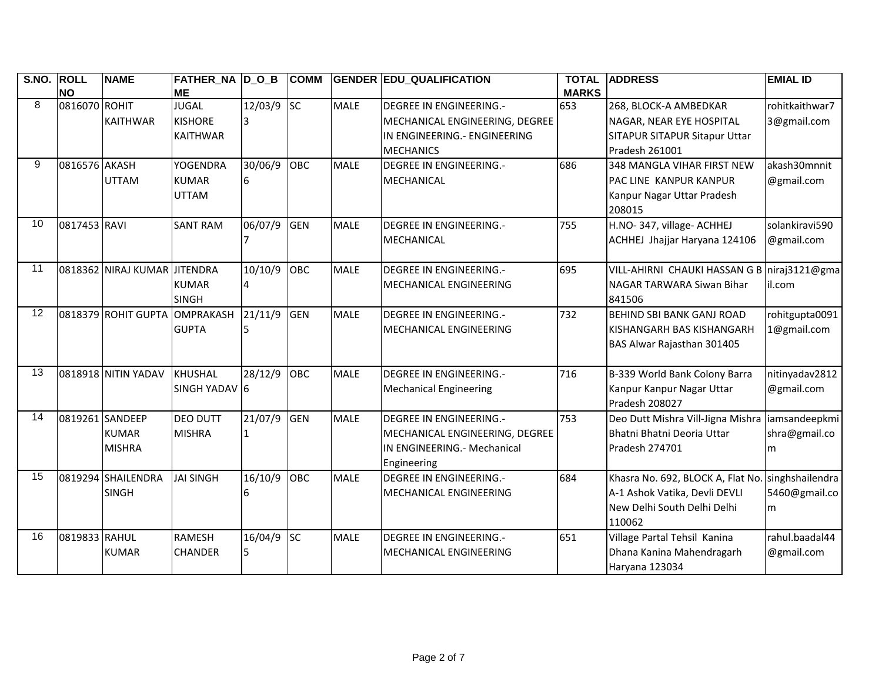| S.NO. | ROLL NO | NAME | FATHER_NAME | D_O_B | COMM | GENDER | EDU_QUALIFICATION | TOTAL MARKS | ADDRESS | EMIAL ID |
|---|---|---|---|---|---|---|---|---|---|---|
| 8 | 0816070 | ROHIT KAITHWAR | JUGAL KISHORE KAITHWAR | 12/03/93 | SC | MALE | DEGREE IN ENGINEERING.- MECHANICAL ENGINEERING, DEGREE IN ENGINEERING.- ENGINEERING MECHANICS | 653 | 268, BLOCK-A AMBEDKAR NAGAR, NEAR EYE HOSPITAL SITAPUR SITAPUR Sitapur Uttar Pradesh 261001 | rohitkaithwar73@gmail.com |
| 9 | 0816576 | AKASH UTTAM | YOGENDRA KUMAR UTTAM | 30/06/96 | OBC | MALE | DEGREE IN ENGINEERING.- MECHANICAL | 686 | 348 MANGLA VIHAR FIRST NEW PAC LINE KANPUR KANPUR Kanpur Nagar Uttar Pradesh 208015 | akash30mnnit@gmail.com |
| 10 | 0817453 | RAVI | SANT RAM | 06/07/97 | GEN | MALE | DEGREE IN ENGINEERING.- MECHANICAL | 755 | H.NO- 347, village- ACHHEJ ACHHEJ Jhajjar Haryana 124106 | solankiravi590@gmail.com |
| 11 | 0818362 | NIRAJ KUMAR | JITENDRA KUMAR SINGH | 10/10/94 | OBC | MALE | DEGREE IN ENGINEERING.- MECHANICAL ENGINEERING | 695 | VILL-AHIRNI CHAUKI HASSAN G B NAGAR TARWARA Siwan Bihar 841506 | niraj3121@gmail.com |
| 12 | 0818379 | ROHIT GUPTA | OMPRAKASH GUPTA | 21/11/95 | GEN | MALE | DEGREE IN ENGINEERING.- MECHANICAL ENGINEERING | 732 | BEHIND SBI BANK GANJ ROAD KISHANGARH BAS KISHANGARH BAS Alwar Rajasthan 301405 | rohitgupta00911@gmail.com |
| 13 | 0818918 | NITIN YADAV | KHUSHAL SINGH YADAV | 28/12/96 | OBC | MALE | DEGREE IN ENGINEERING.- Mechanical Engineering | 716 | B-339 World Bank Colony Barra Kanpur Kanpur Nagar Uttar Pradesh 208027 | nitinyadav2812@gmail.com |
| 14 | 0819261 | SANDEEP KUMAR MISHRA | DEO DUTT MISHRA | 21/07/91 | GEN | MALE | DEGREE IN ENGINEERING.- MECHANICAL ENGINEERING, DEGREE IN ENGINEERING.- Mechanical Engineering | 753 | Deo Dutt Mishra Vill-Jigna Mishra Bhatni Bhatni Deoria Uttar Pradesh 274701 | iamsandeepkmishra@gmail.com |
| 15 | 0819294 | SHAILENDRA SINGH | JAI SINGH | 16/10/96 | OBC | MALE | DEGREE IN ENGINEERING.- MECHANICAL ENGINEERING | 684 | Khasra No. 692, BLOCK A, Flat No. A-1 Ashok Vatika, Devli DEVLI New Delhi South Delhi Delhi 110062 | singhshailendra5460@gmail.com |
| 16 | 0819833 | RAHUL KUMAR | RAMESH CHANDER | 16/04/95 | SC | MALE | DEGREE IN ENGINEERING.- MECHANICAL ENGINEERING | 651 | Village Partal Tehsil Kanina Dhana Kanina Mahendragarh Haryana 123034 | rahul.baadal44@gmail.com |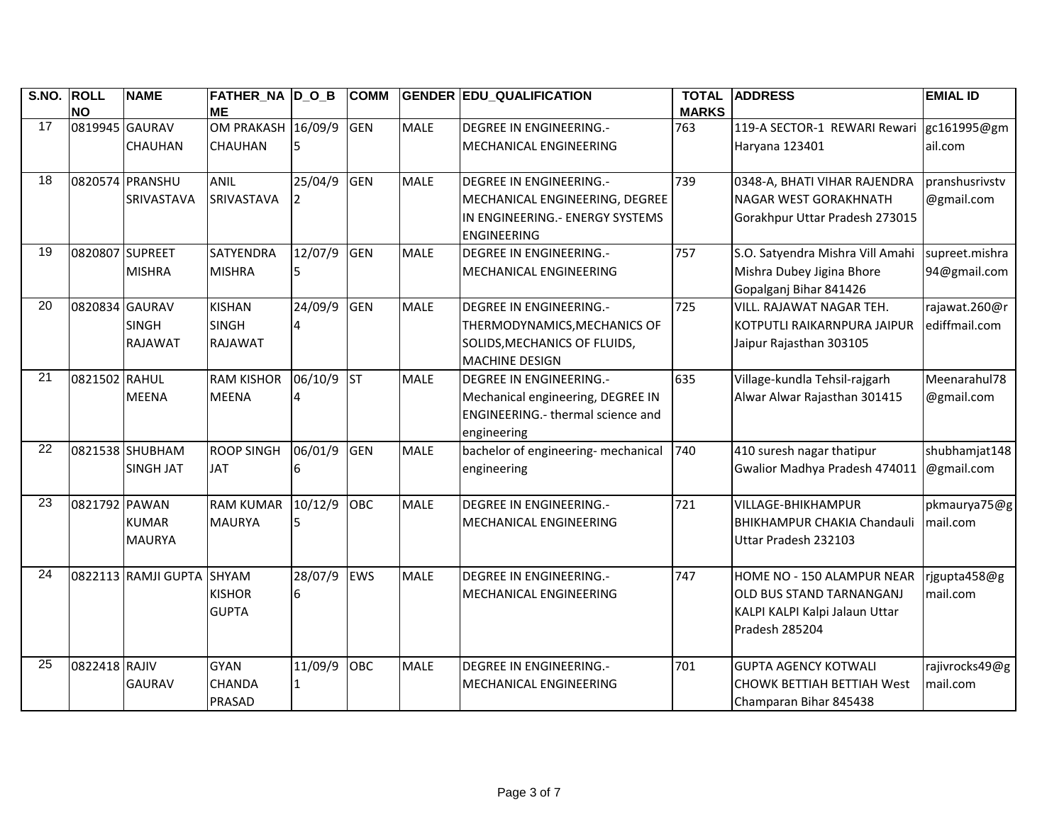| S.NO. | ROLL NO | NAME | FATHER_NAME | D_O_B | COMM | GENDER | EDU_QUALIFICATION | TOTAL MARKS | ADDRESS | EMIAL ID |
|---|---|---|---|---|---|---|---|---|---|---|
| 17 | 0819945 | GAURAV CHAUHAN | OM PRAKASH CHAUHAN | 16/09/95 | GEN | MALE | DEGREE IN ENGINEERING.- MECHANICAL ENGINEERING | 763 | 119-A SECTOR-1 REWARI Rewari Haryana 123401 | gc161995@gmail.com |
| 18 | 0820574 | PRANSHU SRIVASTAVA | ANIL SRIVASTAVA | 25/04/92 | GEN | MALE | DEGREE IN ENGINEERING.- MECHANICAL ENGINEERING, DEGREE IN ENGINEERING.- ENERGY SYSTEMS ENGINEERING | 739 | 0348-A, BHATI VIHAR RAJENDRA NAGAR WEST GORAKHNATH Gorakhpur Uttar Pradesh 273015 | pranshusrivstv@gmail.com |
| 19 | 0820807 | SUPREET MISHRA | SATYENDRA MISHRA | 12/07/95 | GEN | MALE | DEGREE IN ENGINEERING.- MECHANICAL ENGINEERING | 757 | S.O. Satyendra Mishra Vill Amahi Mishra Dubey Jigina Bhore Gopalganj Bihar 841426 | supreet.mishra94@gmail.com |
| 20 | 0820834 | GAURAV SINGH RAJAWAT | KISHAN SINGH RAJAWAT | 24/09/94 | GEN | MALE | DEGREE IN ENGINEERING.- THERMODYNAMICS,MECHANICS OF SOLIDS,MECHANICS OF FLUIDS, MACHINE DESIGN | 725 | VILL. RAJAWAT NAGAR TEH. KOTPUTLI RAIKARNPURA JAIPUR Jaipur Rajasthan 303105 | rajawat.260@rediffmail.com |
| 21 | 0821502 | RAHUL MEENA | RAM KISHOR MEENA | 06/10/94 | ST | MALE | DEGREE IN ENGINEERING.- Mechanical engineering, DEGREE IN ENGINEERING.- thermal science and engineering | 635 | Village-kundla Tehsil-rajgarh Alwar Alwar Rajasthan 301415 | Meenarahul78@gmail.com |
| 22 | 0821538 | SHUBHAM SINGH JAT | ROOP SINGH JAT | 06/01/96 | GEN | MALE | bachelor of engineering- mechanical engineering | 740 | 410 suresh nagar thatipur Gwalior Madhya Pradesh 474011 | shubhamjat148@gmail.com |
| 23 | 0821792 | PAWAN KUMAR MAURYA | RAM KUMAR MAURYA | 10/12/95 | OBC | MALE | DEGREE IN ENGINEERING.- MECHANICAL ENGINEERING | 721 | VILLAGE-BHIKHAMPUR BHIKHAMPUR CHAKIA Chandauli Uttar Pradesh 232103 | pkmaurya75@gmail.com |
| 24 | 0822113 | RAMJI GUPTA | SHYAM KISHOR GUPTA | 28/07/96 | EWS | MALE | DEGREE IN ENGINEERING.- MECHANICAL ENGINEERING | 747 | HOME NO - 150 ALAMPUR NEAR OLD BUS STAND TARNANGANJ KALPI KALPI Kalpi Jalaun Uttar Pradesh 285204 | rjgupta458@gmail.com |
| 25 | 0822418 | RAJIV GAURAV | GYAN CHANDA PRASAD | 11/09/91 | OBC | MALE | DEGREE IN ENGINEERING.- MECHANICAL ENGINEERING | 701 | GUPTA AGENCY KOTWALI CHOWK BETTIAH BETTIAH West Champaran Bihar 845438 | rajivrocks49@gmail.com |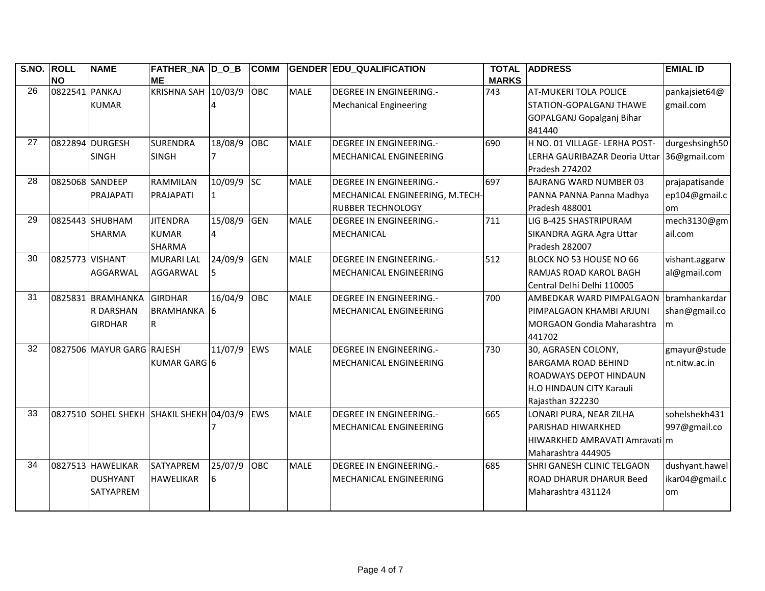| S.NO. | ROLL NO | NAME | FATHER_NAME | D_O_B | COMM | GENDER | EDU_QUALIFICATION | TOTAL MARKS | ADDRESS | EMIAL ID |
|---|---|---|---|---|---|---|---|---|---|---|
| 26 | 0822541 | PANKAJ KUMAR | KRISHNA SAH | 10/03/94 | OBC | MALE | DEGREE IN ENGINEERING.- Mechanical Engineering | 743 | AT-MUKERI TOLA POLICE STATION-GOPALGANJ THAWE GOPALGANJ Gopalganj Bihar 841440 | pankajsiet64@gmail.com |
| 27 | 0822894 | DURGESH SINGH | SURENDRA SINGH | 18/08/97 | OBC | MALE | DEGREE IN ENGINEERING.- MECHANICAL ENGINEERING | 690 | H NO. 01 VILLAGE- LERHA POST- LERHA GAURIBAZAR Deoria Uttar Pradesh 274202 | durgeshsingh5036@gmail.com |
| 28 | 0825068 | SANDEEP PRAJAPATI | RAMMILAN PRAJAPATI | 10/09/91 | SC | MALE | DEGREE IN ENGINEERING.- MECHANICAL ENGINEERING, M.TECH-RUBBER TECHNOLOGY | 697 | BAJRANG WARD NUMBER 03 PANNA PANNA Panna Madhya Pradesh 488001 | prajapatisandeep104@gmail.com |
| 29 | 0825443 | SHUBHAM SHARMA | JITENDRA KUMAR SHARMA | 15/08/94 | GEN | MALE | DEGREE IN ENGINEERING.- MECHANICAL | 711 | LIG B-425 SHASTRIPURAM SIKANDRA AGRA Agra Uttar Pradesh 282007 | mech3130@gmail.com |
| 30 | 0825773 | VISHANT AGGARWAL | MURARI LAL AGGARWAL | 24/09/95 | GEN | MALE | DEGREE IN ENGINEERING.- MECHANICAL ENGINEERING | 512 | BLOCK NO 53 HOUSE NO 66 RAMJAS ROAD KAROL BAGH Central Delhi Delhi 110005 | vishant.aggarwal@gmail.com |
| 31 | 0825831 | BRAMHANKAR DARSHAN GIRDHAR | GIRDHAR BRAMHANKAR | 16/04/96 | OBC | MALE | DEGREE IN ENGINEERING.- MECHANICAL ENGINEERING | 700 | AMBEDKAR WARD PIMPALGAON PIMPALGAON KHAMBI ARJUNI MORGAON Gondia Maharashtra 441702 | bramhankardarshan@gmail.com |
| 32 | 0827506 | MAYUR GARG | RAJESH KUMAR GARG | 11/07/96 | EWS | MALE | DEGREE IN ENGINEERING.- MECHANICAL ENGINEERING | 730 | 30, AGRASEN COLONY, BARGAMA ROAD BEHIND ROADWAYS DEPOT HINDAUN H.O HINDAUN CITY Karauli Rajasthan 322230 | gmayur@student.nitw.ac.in |
| 33 | 0827510 | SOHEL SHEKH | SHAKIL SHEKH | 04/03/97 | EWS | MALE | DEGREE IN ENGINEERING.- MECHANICAL ENGINEERING | 665 | LONARI PURA, NEAR ZILHA PARISHAD HIWARKHED HIWARKHED AMRAVATI Amravati Maharashtra 444905 | sohelshekh431997@gmail.com |
| 34 | 0827513 | HAWELIKAR DUSHYANT SATYAPREM | SATYAPREM HAWELIKAR | 25/07/96 | OBC | MALE | DEGREE IN ENGINEERING.- MECHANICAL ENGINEERING | 685 | SHRI GANESH CLINIC TELGAON ROAD DHARUR DHARUR Beed Maharashtra 431124 | dushyant.hawelikar04@gmail.com |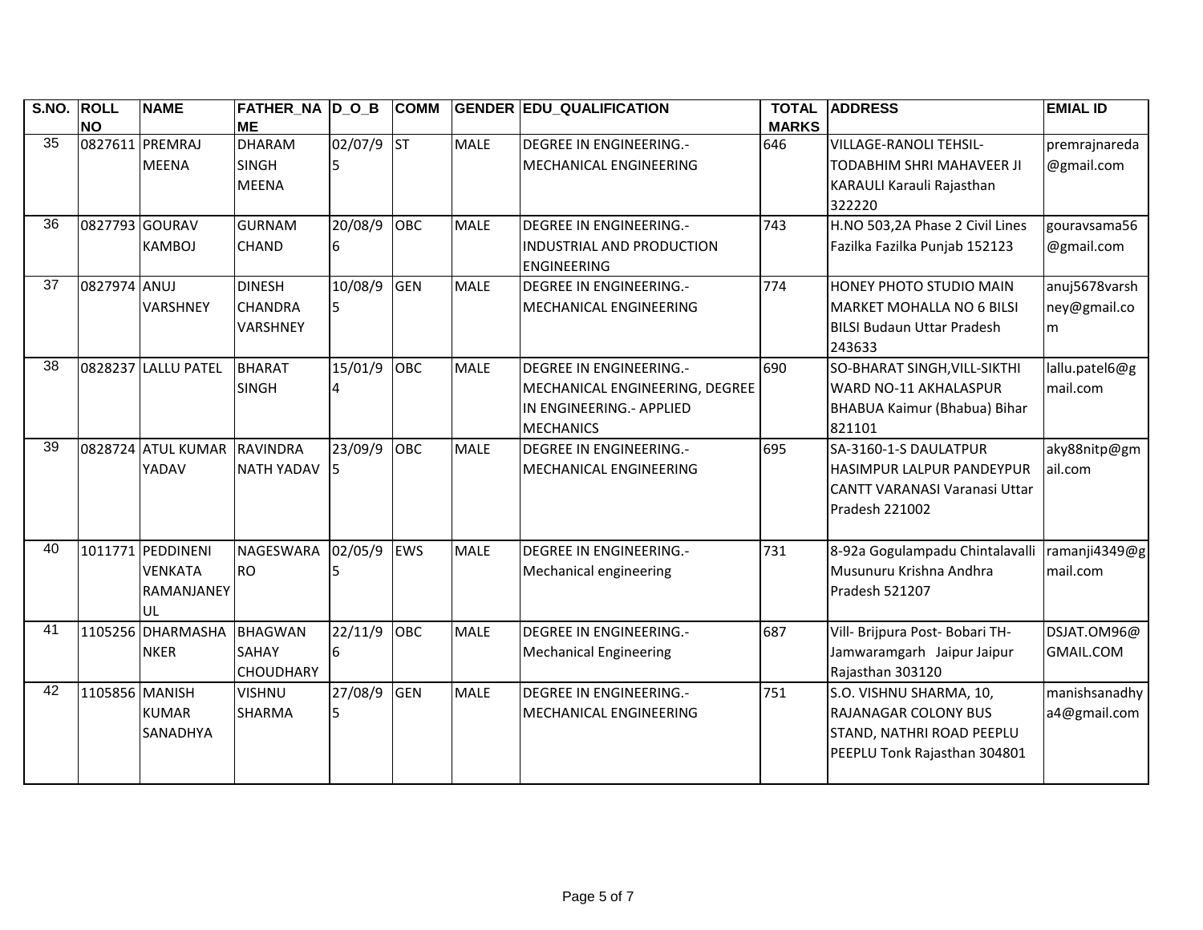| S.NO. | ROLL NO | NAME | FATHER_NAME | D_O_B | COMM | GENDER | EDU_QUALIFICATION | TOTAL MARKS | ADDRESS | EMIAL ID |
|---|---|---|---|---|---|---|---|---|---|---|
| 35 | 0827611 | PREMRAJ MEENA | DHARAM SINGH MEENA | 02/07/95 | ST | MALE | DEGREE IN ENGINEERING.- MECHANICAL ENGINEERING | 646 | VILLAGE-RANOLI TEHSIL-TODABHIM SHRI MAHAVEER JI KARAULI Karauli Rajasthan 322220 | premrajnareda@gmail.com |
| 36 | 0827793 | GOURAV KAMBOJ | GURNAM CHAND | 20/08/96 | OBC | MALE | DEGREE IN ENGINEERING.- INDUSTRIAL AND PRODUCTION ENGINEERING | 743 | H.NO 503,2A Phase 2 Civil Lines Fazilka Fazilka Punjab 152123 | gouravsama56@gmail.com |
| 37 | 0827974 | ANUJ VARSHNEY | DINESH CHANDRA VARSHNEY | 10/08/95 | GEN | MALE | DEGREE IN ENGINEERING.- MECHANICAL ENGINEERING | 774 | HONEY PHOTO STUDIO MAIN MARKET MOHALLA NO 6 BILSI BILSI Budaun Uttar Pradesh 243633 | anuj5678varshney@gmail.com |
| 38 | 0828237 | LALLU PATEL | BHARAT SINGH | 15/01/94 | OBC | MALE | DEGREE IN ENGINEERING.- MECHANICAL ENGINEERING, DEGREE IN ENGINEERING.- APPLIED MECHANICS | 690 | SO-BHARAT SINGH,VILL-SIKTHI WARD NO-11 AKHALASPUR BHABUA Kaimur (Bhabua) Bihar 821101 | lallu.patel6@gmail.com |
| 39 | 0828724 | ATUL KUMAR YADAV | RAVINDRA NATH YADAV | 23/09/95 | OBC | MALE | DEGREE IN ENGINEERING.- MECHANICAL ENGINEERING | 695 | SA-3160-1-S DAULATPUR HASIMPUR LALPUR PANDEYPUR CANTT VARANASI Varanasi Uttar Pradesh 221002 | aky88nitp@gmail.com |
| 40 | 1011771 | PEDDINENI VENKATA RAMANJANEYUL | NAGESWARA RO | 02/05/95 | EWS | MALE | DEGREE IN ENGINEERING.- Mechanical engineering | 731 | 8-92a Gogulampadu Chintalavalli Musunuru Krishna Andhra Pradesh 521207 | ramanji4349@gmail.com |
| 41 | 1105256 | DHARMASHANKER | BHAGWAN SAHAY CHOUDHARY | 22/11/96 | OBC | MALE | DEGREE IN ENGINEERING.- Mechanical Engineering | 687 | Vill- Brijpura Post- Bobari TH- Jamwaramgarh Jaipur Jaipur Rajasthan 303120 | DSJAT.OM96@GMAIL.COM |
| 42 | 1105856 | MANISH KUMAR SANADHYA | VISHNU SHARMA | 27/08/95 | GEN | MALE | DEGREE IN ENGINEERING.- MECHANICAL ENGINEERING | 751 | S.O. VISHNU SHARMA, 10, RAJANAGAR COLONY BUS STAND, NATHRI ROAD PEEPLU PEEPLU Tonk Rajasthan 304801 | manishsanadhya4@gmail.com |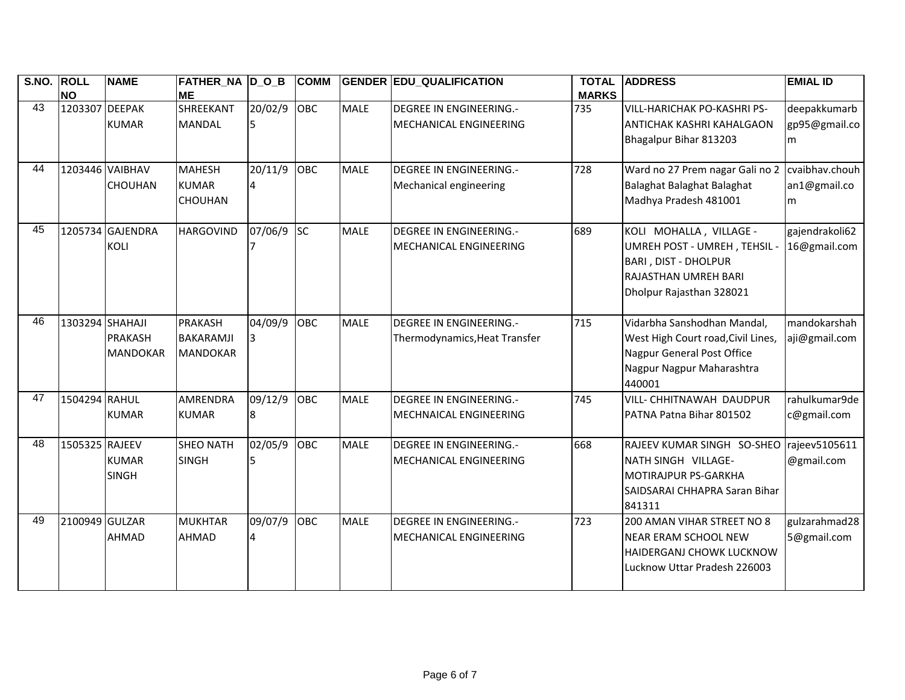| S.NO. | ROLL NO | NAME | FATHER_NAME | D_O_B | COMM | GENDER | EDU_QUALIFICATION | TOTAL MARKS | ADDRESS | EMIAL ID |
|---|---|---|---|---|---|---|---|---|---|---|
| 43 | 1203307 | DEEPAK KUMAR | SHREEKANT MANDAL | 20/02/95 | OBC | MALE | DEGREE IN ENGINEERING.-MECHANICAL ENGINEERING | 735 | VILL-HARICHAK PO-KASHRI PS-ANTICHAK KASHRI KAHALGAON Bhagalpur Bihar 813203 | deepakkumarbgp95@gmail.com |
| 44 | 1203446 | VAIBHAV CHOUHAN | MAHESH KUMAR CHOUHAN | 20/11/94 | OBC | MALE | DEGREE IN ENGINEERING.-Mechanical engineering | 728 | Ward no 27 Prem nagar Gali no 2 Balaghat Balaghat Balaghat Madhya Pradesh 481001 | cvaibhav.chouhan1@gmail.com |
| 45 | 1205734 | GAJENDRA KOLI | HARGOVIND | 07/06/97 | SC | MALE | DEGREE IN ENGINEERING.-MECHANICAL ENGINEERING | 689 | KOLI MOHALLA , VILLAGE - UMREH POST - UMREH , TEHSIL - BARI , DIST - DHOLPUR RAJASTHAN UMREH BARI Dholpur Rajasthan 328021 | gajendrakoli6216@gmail.com |
| 46 | 1303294 | SHAHAJI PRAKASH MANDOKAR | PRAKASH BAKARAMJI MANDOKAR | 04/09/93 | OBC | MALE | DEGREE IN ENGINEERING.-Thermodynamics,Heat Transfer | 715 | Vidarbha Sanshodhan Mandal, West High Court road,Civil Lines, Nagpur General Post Office Nagpur Nagpur Maharashtra 440001 | mandokarshahaji@gmail.com |
| 47 | 1504294 | RAHUL KUMAR | AMRENDRA KUMAR | 09/12/98 | OBC | MALE | DEGREE IN ENGINEERING.-MECHNAICAL ENGINEERING | 745 | VILL- CHHITNAWAH DAUDPUR PATNA Patna Bihar 801502 | rahulkumar9dec@gmail.com |
| 48 | 1505325 | RAJEEV KUMAR SINGH | SHEO NATH SINGH | 02/05/95 | OBC | MALE | DEGREE IN ENGINEERING.-MECHANICAL ENGINEERING | 668 | RAJEEV KUMAR SINGH SO-SHEO NATH SINGH VILLAGE-MOTIRAJPUR PS-GARKHA SAIDSARAI CHHAPRA Saran Bihar 841311 | rajeev5105611@gmail.com |
| 49 | 2100949 | GULZAR AHMAD | MUKHTAR AHMAD | 09/07/94 | OBC | MALE | DEGREE IN ENGINEERING.-MECHANICAL ENGINEERING | 723 | 200 AMAN VIHAR STREET NO 8 NEAR ERAM SCHOOL NEW HAIDERGANJ CHOWK LUCKNOW Lucknow Uttar Pradesh 226003 | gulzarahmad285@gmail.com |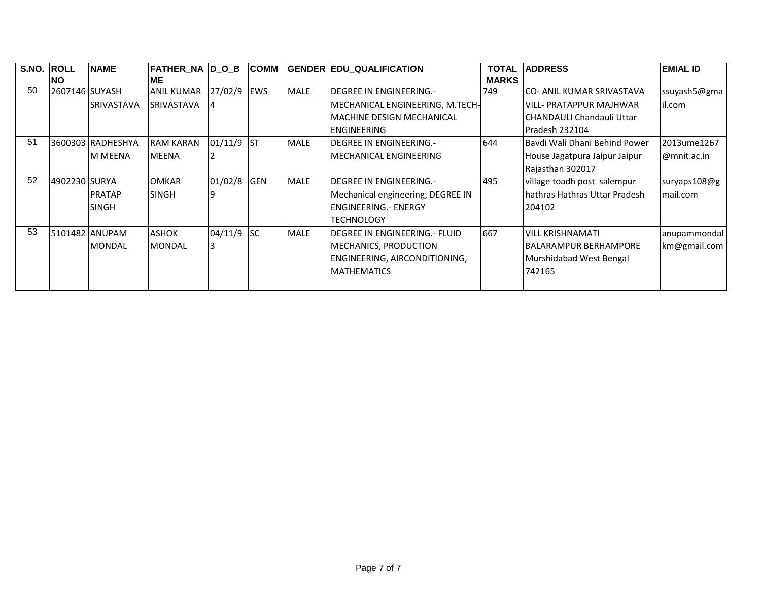| S.NO. | ROLL NO | NAME | FATHER_NAME | D_O_B | COMM | GENDER | EDU_QUALIFICATION | TOTAL MARKS | ADDRESS | EMIAL ID |
|---|---|---|---|---|---|---|---|---|---|---|
| 50 | 2607146 | SUYASH SRIVASTAVA | ANIL KUMAR SRIVASTAVA | 27/02/94 | EWS | MALE | DEGREE IN ENGINEERING.- MECHANICAL ENGINEERING, M.TECH-MACHINE DESIGN MECHANICAL ENGINEERING | 749 | CO- ANIL KUMAR SRIVASTAVA VILL- PRATAPPUR MAJHWAR CHANDAULI Chandauli Uttar Pradesh 232104 | ssuyash5@gmail.com |
| 51 | 3600303 | RADHESHYAM MEENA | RAM KARAN MEENA | 01/11/92 | ST | MALE | DEGREE IN ENGINEERING.- MECHANICAL ENGINEERING | 644 | Bavdi Wali Dhani Behind Power House Jagatpura Jaipur Jaipur Rajasthan 302017 | 2013ume1267@mnit.ac.in |
| 52 | 4902230 | SURYA PRATAP SINGH | OMKAR SINGH | 01/02/89 | GEN | MALE | DEGREE IN ENGINEERING.- Mechanical engineering, DEGREE IN ENGINEERING.- ENERGY TECHNOLOGY | 495 | village toadh post salempur hathras Hathras Uttar Pradesh 204102 | suryaps108@gmail.com |
| 53 | 5101482 | ANUPAM MONDAL | ASHOK MONDAL | 04/11/93 | SC | MALE | DEGREE IN ENGINEERING.- FLUID MECHANICS, PRODUCTION ENGINEERING, AIRCONDITIONING, MATHEMATICS | 667 | VILL KRISHNAMATI BALARAMPUR BERHAMPORE Murshidabad West Bengal 742165 | anupammondalkm@gmail.com |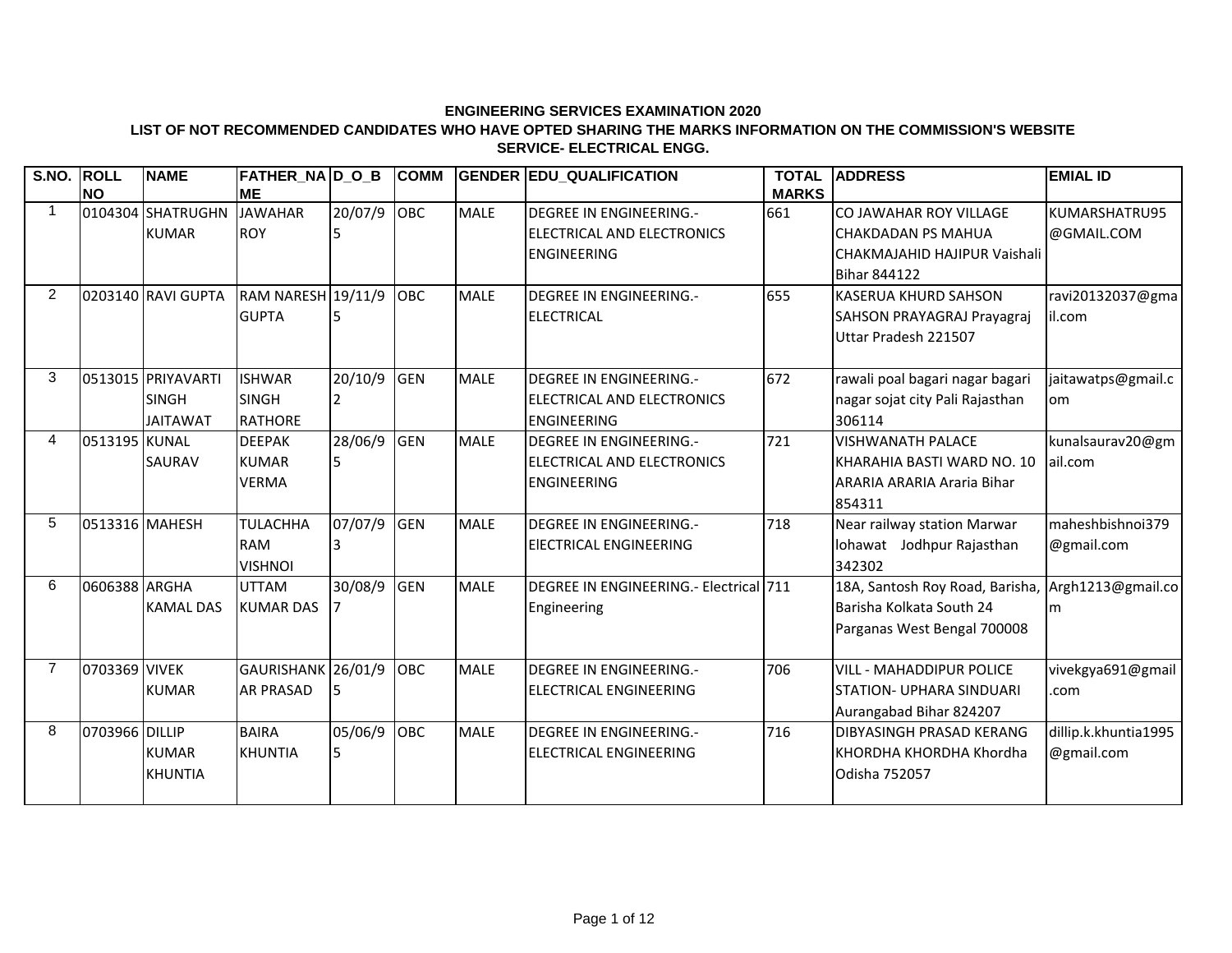**ENGINEERING SERVICES EXAMINATION 2020**

**LIST OF NOT RECOMMENDED CANDIDATES WHO HAVE OPTED SHARING THE MARKS INFORMATION ON THE COMMISSION'S WEBSITE**

**SERVICE- ELECTRICAL ENGG.**

| S.NO. | ROLL NO | NAME | FATHER_NAME | D_O_B | COMM | GENDER | EDU_QUALIFICATION | TOTAL MARKS | ADDRESS | EMIAL ID |
|---|---|---|---|---|---|---|---|---|---|---|
| 1 | 0104304 | SHATRUGHN KUMAR | JAWAHAR ROY | 20/07/95 | OBC | MALE | DEGREE IN ENGINEERING.- ELECTRICAL AND ELECTRONICS ENGINEERING | 661 | CO JAWAHAR ROY VILLAGE CHAKDADAN PS MAHUA CHAKMAJAHID HAJIPUR Vaishali Bihar 844122 | KUMARSHATRU95@GMAIL.COM |
| 2 | 0203140 | RAVI GUPTA | RAM NARESH GUPTA | 19/11/95 | OBC | MALE | DEGREE IN ENGINEERING.- ELECTRICAL | 655 | KASERUA KHURD SAHSON SAHSON PRAYAGRAJ Prayagraj Uttar Pradesh 221507 | ravi20132037@gmail.com |
| 3 | 0513015 | PRIYAVARTI SINGH JAITAWAT | ISHWAR SINGH RATHORE | 20/10/92 | GEN | MALE | DEGREE IN ENGINEERING.- ELECTRICAL AND ELECTRONICS ENGINEERING | 672 | rawali poal bagari nagar bagari nagar sojat city Pali Rajasthan 306114 | jaitawatps@gmail.com |
| 4 | 0513195 | KUNAL SAURAV | DEEPAK KUMAR VERMA | 28/06/95 | GEN | MALE | DEGREE IN ENGINEERING.- ELECTRICAL AND ELECTRONICS ENGINEERING | 721 | VISHWANATH PALACE KHARAHIA BASTI WARD NO. 10 ARARIA ARARIA Araria Bihar 854311 | kunalsaurav20@gmail.com |
| 5 | 0513316 | MAHESH | TULACHHA RAM VISHNOI | 07/07/93 | GEN | MALE | DEGREE IN ENGINEERING.- ElECTRICAL ENGINEERING | 718 | Near railway station Marwar lohawat Jodhpur Rajasthan 342302 | maheshbishnoi379@gmail.com |
| 6 | 0606388 | ARGHA KAMAL DAS | UTTAM KUMAR DAS | 30/08/97 | GEN | MALE | DEGREE IN ENGINEERING.- Electrical Engineering | 711 | 18A, Santosh Roy Road, Barisha, Barisha Kolkata South 24 Parganas West Bengal 700008 | Argh1213@gmail.com |
| 7 | 0703369 | VIVEK KUMAR | GAURISHANKAR PRASAD | 26/01/95 | OBC | MALE | DEGREE IN ENGINEERING.- ELECTRICAL ENGINEERING | 706 | VILL - MAHADDIPUR POLICE STATION- UPHARA SINDUARI Aurangabad Bihar 824207 | vivekgya691@gmail.com |
| 8 | 0703966 | DILLIP KUMAR KHUNTIA | BAIRA KHUNTIA | 05/06/95 | OBC | MALE | DEGREE IN ENGINEERING.- ELECTRICAL ENGINEERING | 716 | DIBYASINGH PRASAD KERANG KHORDHA KHORDHA Khordha Odisha 752057 | dillip.k.khuntia1995@gmail.com |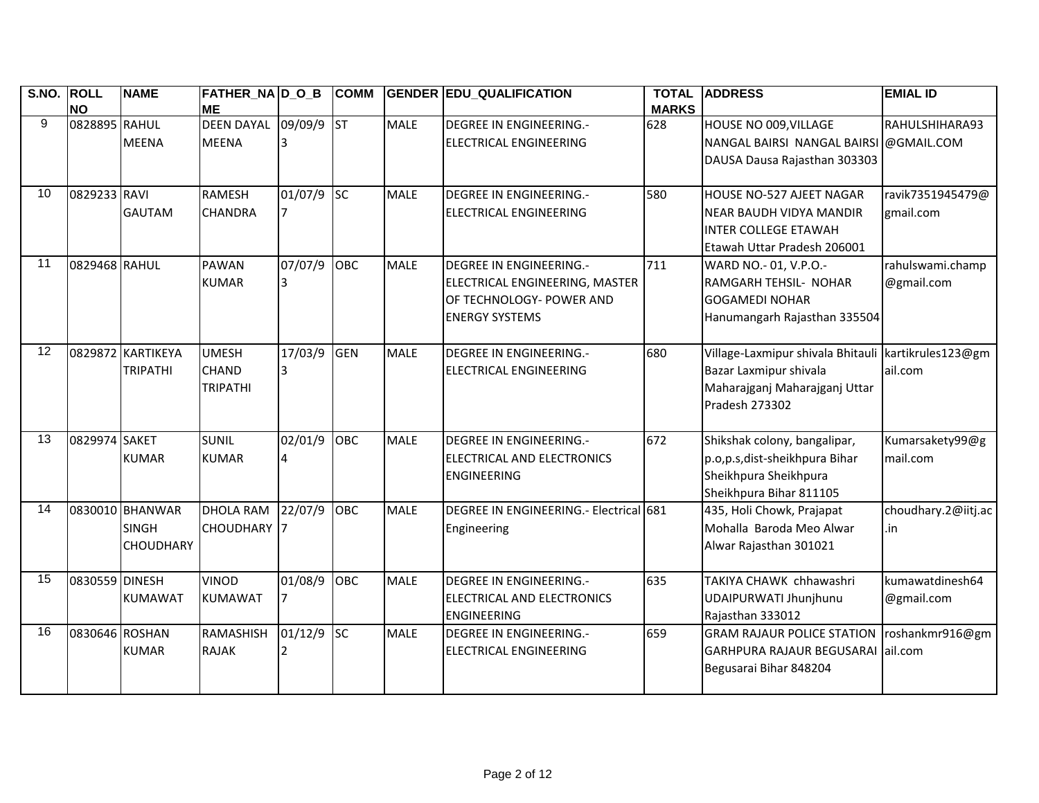| S.NO. | ROLL NO | NAME | FATHER_NAME | D_O_B | COMM | GENDER | EDU_QUALIFICATION | TOTAL MARKS | ADDRESS | EMIAL ID |
|---|---|---|---|---|---|---|---|---|---|---|
| 9 | 0828895 | RAHUL MEENA | DEEN DAYAL MEENA | 09/09/93 | ST | MALE | DEGREE IN ENGINEERING.- ELECTRICAL ENGINEERING | 628 | HOUSE NO 009,VILLAGE NANGAL BAIRSI NANGAL BAIRSI DAUSA Dausa Rajasthan 303303 | RAHULSHIHARA93@GMAIL.COM |
| 10 | 0829233 | RAVI GAUTAM | RAMESH CHANDRA | 01/07/97 | SC | MALE | DEGREE IN ENGINEERING.- ELECTRICAL ENGINEERING | 580 | HOUSE NO-527 AJEET NAGAR NEAR BAUDH VIDYA MANDIR INTER COLLEGE ETAWAH Etawah Uttar Pradesh 206001 | ravik7351945479@gmail.com |
| 11 | 0829468 | RAHUL | PAWAN KUMAR | 07/07/93 | OBC | MALE | DEGREE IN ENGINEERING.- ELECTRICAL ENGINEERING, MASTER OF TECHNOLOGY- POWER AND ENERGY SYSTEMS | 711 | WARD NO.- 01, V.P.O.- RAMGARH TEHSIL- NOHAR GOGAMEDI NOHAR Hanumangarh Rajasthan 335504 | rahulswami.champ@gmail.com |
| 12 | 0829872 | KARTIKEYA TRIPATHI | UMESH CHAND TRIPATHI | 17/03/93 | GEN | MALE | DEGREE IN ENGINEERING.- ELECTRICAL ENGINEERING | 680 | Village-Laxmipur shivala Bhitauli Bazar Laxmipur shivala Maharajganj Maharajganj Uttar Pradesh 273302 | kartikrules123@gmail.com |
| 13 | 0829974 | SAKET KUMAR | SUNIL KUMAR | 02/01/94 | OBC | MALE | DEGREE IN ENGINEERING.- ELECTRICAL AND ELECTRONICS ENGINEERING | 672 | Shikshak colony, bangalipar, p.o,p.s,dist-sheikhpura Bihar Sheikhpura Sheikhpura Sheikhpura Bihar 811105 | Kumarsakety99@gmail.com |
| 14 | 0830010 | BHANWAR SINGH CHOUDHARY | DHOLA RAM CHOUDHARY | 22/07/97 | OBC | MALE | DEGREE IN ENGINEERING.- Electrical Engineering | 681 | 435, Holi Chowk, Prajapat Mohalla Baroda Meo Alwar Alwar Rajasthan 301021 | choudhary.2@iitj.ac.in |
| 15 | 0830559 | DINESH KUMAWAT | VINOD KUMAWAT | 01/08/97 | OBC | MALE | DEGREE IN ENGINEERING.- ELECTRICAL AND ELECTRONICS ENGINEERING | 635 | TAKIYA CHAWK chhawashri UDAIPURWATI Jhunjhunu Rajasthan 333012 | kumawatdinesh64@gmail.com |
| 16 | 0830646 | ROSHAN KUMAR | RAMASHISH RAJAK | 01/12/92 | SC | MALE | DEGREE IN ENGINEERING.- ELECTRICAL ENGINEERING | 659 | GRAM RAJAUR POLICE STATION GARHPURA RAJAUR BEGUSARAI Begusarai Bihar 848204 | roshankmr916@gmail.com |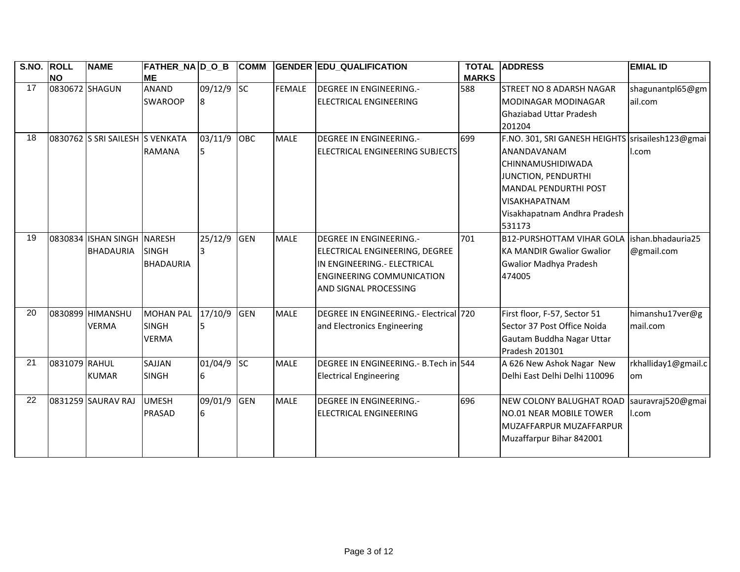| S.NO. | ROLL NO | NAME | FATHER_NAME | D_O_B | COMM | GENDER | EDU_QUALIFICATION | TOTAL MARKS | ADDRESS | EMIAL ID |
|---|---|---|---|---|---|---|---|---|---|---|
| 17 | 0830672 | SHAGUN | ANAND SWAROOP | 09/12/98 | SC | FEMALE | DEGREE IN ENGINEERING.- ELECTRICAL ENGINEERING | 588 | STREET NO 8 ADARSH NAGAR MODINAGAR MODINAGAR Ghaziabad Uttar Pradesh 201204 | shagunantpl65@gmail.com |
| 18 | 0830762 | S SRI SAILESH | S VENKATA RAMANA | 03/11/95 | OBC | MALE | DEGREE IN ENGINEERING.- ELECTRICAL ENGINEERING SUBJECTS | 699 | F.NO. 301, SRI GANESH HEIGHTS ANANDAVANAM CHINNAMUSHIDIWADA JUNCTION, PENDURTHI MANDAL PENDURTHI POST VISAKHAPATNAM Visakhapatnam Andhra Pradesh 531173 | srisailesh123@gmail.com |
| 19 | 0830834 | ISHAN SINGH BHADAURIA | NARESH SINGH BHADAURIA | 25/12/93 | GEN | MALE | DEGREE IN ENGINEERING.- ELECTRICAL ENGINEERING, DEGREE IN ENGINEERING.- ELECTRICAL ENGINEERING COMMUNICATION AND SIGNAL PROCESSING | 701 | B12-PURSHOTTAM VIHAR GOLA KA MANDIR Gwalior Gwalior Gwalior Madhya Pradesh 474005 | ishan.bhadauria25@gmail.com |
| 20 | 0830899 | HIMANSHU VERMA | MOHAN PAL SINGH VERMA | 17/10/95 | GEN | MALE | DEGREE IN ENGINEERING.- Electrical and Electronics Engineering | 720 | First floor, F-57, Sector 51 Sector 37 Post Office Noida Gautam Buddha Nagar Uttar Pradesh 201301 | himanshu17ver@gmail.com |
| 21 | 0831079 | RAHUL KUMAR | SAJJAN SINGH | 01/04/96 | SC | MALE | DEGREE IN ENGINEERING.- B.Tech in Electrical Engineering | 544 | A 626 New Ashok Nagar New Delhi East Delhi Delhi 110096 | rkhalliday1@gmail.com |
| 22 | 0831259 | SAURAV RAJ | UMESH PRASAD | 09/01/96 | GEN | MALE | DEGREE IN ENGINEERING.- ELECTRICAL ENGINEERING | 696 | NEW COLONY BALUGHAT ROAD NO.01 NEAR MOBILE TOWER MUZAFFARPUR MUZAFFARPUR Muzaffarpur Bihar 842001 | sauravraj520@gmail.com |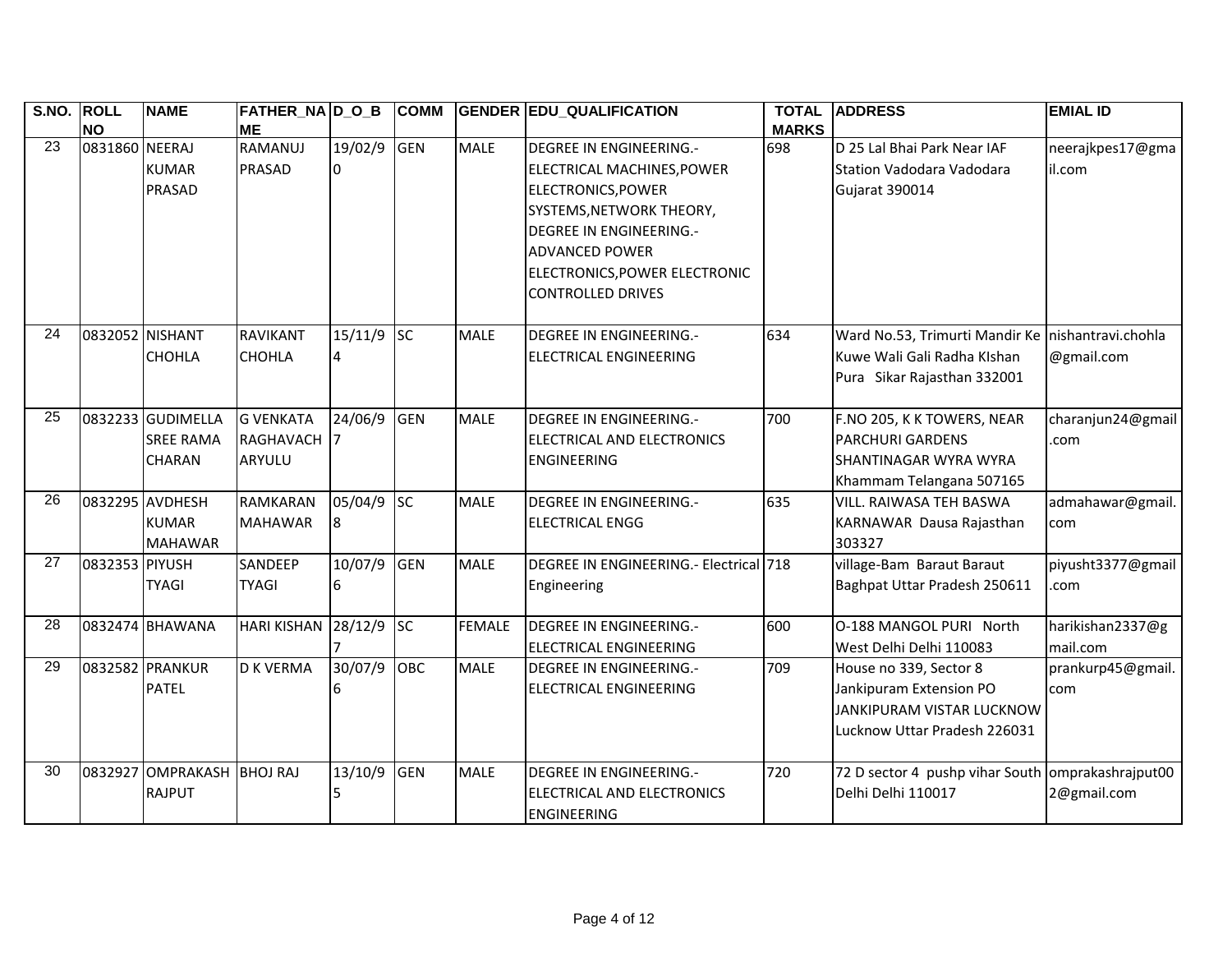| S.NO. | ROLL NO | NAME | FATHER_NAME | D_O_B | COMM | GENDER | EDU_QUALIFICATION | TOTAL MARKS | ADDRESS | EMIAL ID |
|---|---|---|---|---|---|---|---|---|---|---|
| 23 | 0831860 | NEERAJ KUMAR PRASAD | RAMANUJ PRASAD | 19/02/90 | GEN | MALE | DEGREE IN ENGINEERING.- ELECTRICAL MACHINES,POWER ELECTRONICS,POWER SYSTEMS,NETWORK THEORY, DEGREE IN ENGINEERING.- ADVANCED POWER ELECTRONICS,POWER ELECTRONIC CONTROLLED DRIVES | 698 | D 25 Lal Bhai Park Near IAF Station Vadodara Vadodara Gujarat 390014 | neerajkpes17@gmail.com |
| 24 | 0832052 | NISHANT CHOHLA | RAVIKANT CHOHLA | 15/11/94 | SC | MALE | DEGREE IN ENGINEERING.- ELECTRICAL ENGINEERING | 634 | Ward No.53, Trimurti Mandir Ke Kuwe Wali Gali Radha KIshan Pura Sikar Rajasthan 332001 | nishantravi.chohla@gmail.com |
| 25 | 0832233 | GUDIMELLA SREE RAMA CHARAN | G VENKATA RAGHAVACHARYULU | 24/06/97 | GEN | MALE | DEGREE IN ENGINEERING.- ELECTRICAL AND ELECTRONICS ENGINEERING | 700 | F.NO 205, K K TOWERS, NEAR PARCHURI GARDENS SHANTINAGAR WYRA WYRA Khammam Telangana 507165 | charanjun24@gmail.com |
| 26 | 0832295 | AVDHESH KUMAR MAHAWAR | RAMKARAN MAHAWAR | 05/04/98 | SC | MALE | DEGREE IN ENGINEERING.- ELECTRICAL ENGG | 635 | VILL. RAIWASA TEH BASWA KARNAWAR Dausa Rajasthan 303327 | admahawar@gmail.com |
| 27 | 0832353 | PIYUSH TYAGI | SANDEEP TYAGI | 10/07/96 | GEN | MALE | DEGREE IN ENGINEERING.- Electrical Engineering | 718 | village-Bam Baraut Baraut Baghpat Uttar Pradesh 250611 | piyusht3377@gmail.com |
| 28 | 0832474 | BHAWANA | HARI KISHAN | 28/12/97 | SC | FEMALE | DEGREE IN ENGINEERING.- ELECTRICAL ENGINEERING | 600 | O-188 MANGOL PURI North West Delhi Delhi 110083 | harikishan2337@gmail.com |
| 29 | 0832582 | PRANKUR PATEL | D K VERMA | 30/07/96 | OBC | MALE | DEGREE IN ENGINEERING.- ELECTRICAL ENGINEERING | 709 | House no 339, Sector 8 Jankipuram Extension PO JANKIPURAM VISTAR LUCKNOW Lucknow Uttar Pradesh 226031 | prankurp45@gmail.com |
| 30 | 0832927 | OMPRAKASH RAJPUT | BHOJ RAJ | 13/10/95 | GEN | MALE | DEGREE IN ENGINEERING.- ELECTRICAL AND ELECTRONICS ENGINEERING | 720 | 72 D sector 4 pushp vihar South Delhi Delhi 110017 | omprakashrajput002@gmail.com |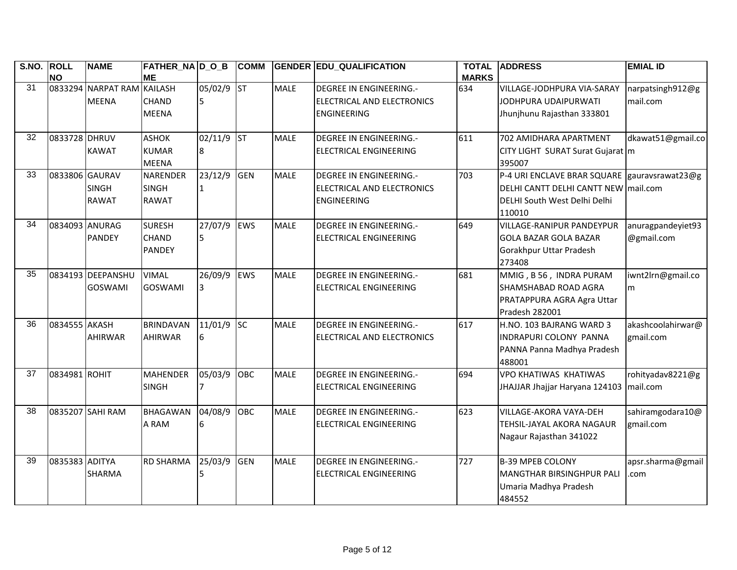| S.NO. | ROLL NO | NAME | FATHER_NAME | D_O_B | COMM | GENDER | EDU_QUALIFICATION | TOTAL MARKS | ADDRESS | EMIAL ID |
|---|---|---|---|---|---|---|---|---|---|---|
| 31 | 0833294 | NARPAT RAM MEENA | KAILASH CHAND MEENA | 05/02/95 | ST | MALE | DEGREE IN ENGINEERING.-ELECTRICAL AND ELECTRONICS ENGINEERING | 634 | VILLAGE-JODHPURA VIA-SARAY JODHPURA UDAIPURWATI Jhunjhunu Rajasthan 333801 | narpatsingh912@gmail.com |
| 32 | 0833728 | DHRUV KAWAT | ASHOK KUMAR MEENA | 02/11/98 | ST | MALE | DEGREE IN ENGINEERING.-ELECTRICAL ENGINEERING | 611 | 702 AMIDHARA APARTMENT CITY LIGHT SURAT Surat Gujarat 395007 | dkawat51@gmail.com |
| 33 | 0833806 | GAURAV SINGH RAWAT | NARENDER SINGH RAWAT | 23/12/91 | GEN | MALE | DEGREE IN ENGINEERING.-ELECTRICAL AND ELECTRONICS ENGINEERING | 703 | P-4 URI ENCLAVE BRAR SQUARE DELHI CANTT DELHI CANTT NEW DELHI South West Delhi Delhi 110010 | gauravsrawat23@gmail.com |
| 34 | 0834093 | ANURAG PANDEY | SURESH CHAND PANDEY | 27/07/95 | EWS | MALE | DEGREE IN ENGINEERING.-ELECTRICAL ENGINEERING | 649 | VILLAGE-RANIPUR PANDEYPUR GOLA BAZAR GOLA BAZAR Gorakhpur Uttar Pradesh 273408 | anuragpandeyiet93@gmail.com |
| 35 | 0834193 | DEEPANSHU GOSWAMI | VIMAL GOSWAMI | 26/09/93 | EWS | MALE | DEGREE IN ENGINEERING.-ELECTRICAL ENGINEERING | 681 | MMIG , B 56 , INDRA PURAM SHAMSHABAD ROAD AGRA PRATAPPURA AGRA Agra Uttar Pradesh 282001 | iwnt2lrn@gmail.com |
| 36 | 0834555 | AKASH AHIRWAR | BRINDAVAN AHIRWAR | 11/01/96 | SC | MALE | DEGREE IN ENGINEERING.-ELECTRICAL AND ELECTRONICS | 617 | H.NO. 103 BAJRANG WARD 3 INDRAPURI COLONY PANNA PANNA Panna Madhya Pradesh 488001 | akashcoolahirwar@gmail.com |
| 37 | 0834981 | ROHIT | MAHENDER SINGH | 05/03/97 | OBC | MALE | DEGREE IN ENGINEERING.-ELECTRICAL ENGINEERING | 694 | VPO KHATIWAS KHATIWAS JHAJJAR Jhajjar Haryana 124103 | rohityadav8221@gmail.com |
| 38 | 0835207 | SAHI RAM | BHAGAWANA RAM | 04/08/96 | OBC | MALE | DEGREE IN ENGINEERING.-ELECTRICAL ENGINEERING | 623 | VILLAGE-AKORA VAYA-DEH TEHSIL-JAYAL AKORA NAGAUR Nagaur Rajasthan 341022 | sahiramgodara10@gmail.com |
| 39 | 0835383 | ADITYA SHARMA | RD SHARMA | 25/03/95 | GEN | MALE | DEGREE IN ENGINEERING.-ELECTRICAL ENGINEERING | 727 | B-39 MPEB COLONY MANGTHAR BIRSINGHPUR PALI Umaria Madhya Pradesh 484552 | apsr.sharma@gmail.com |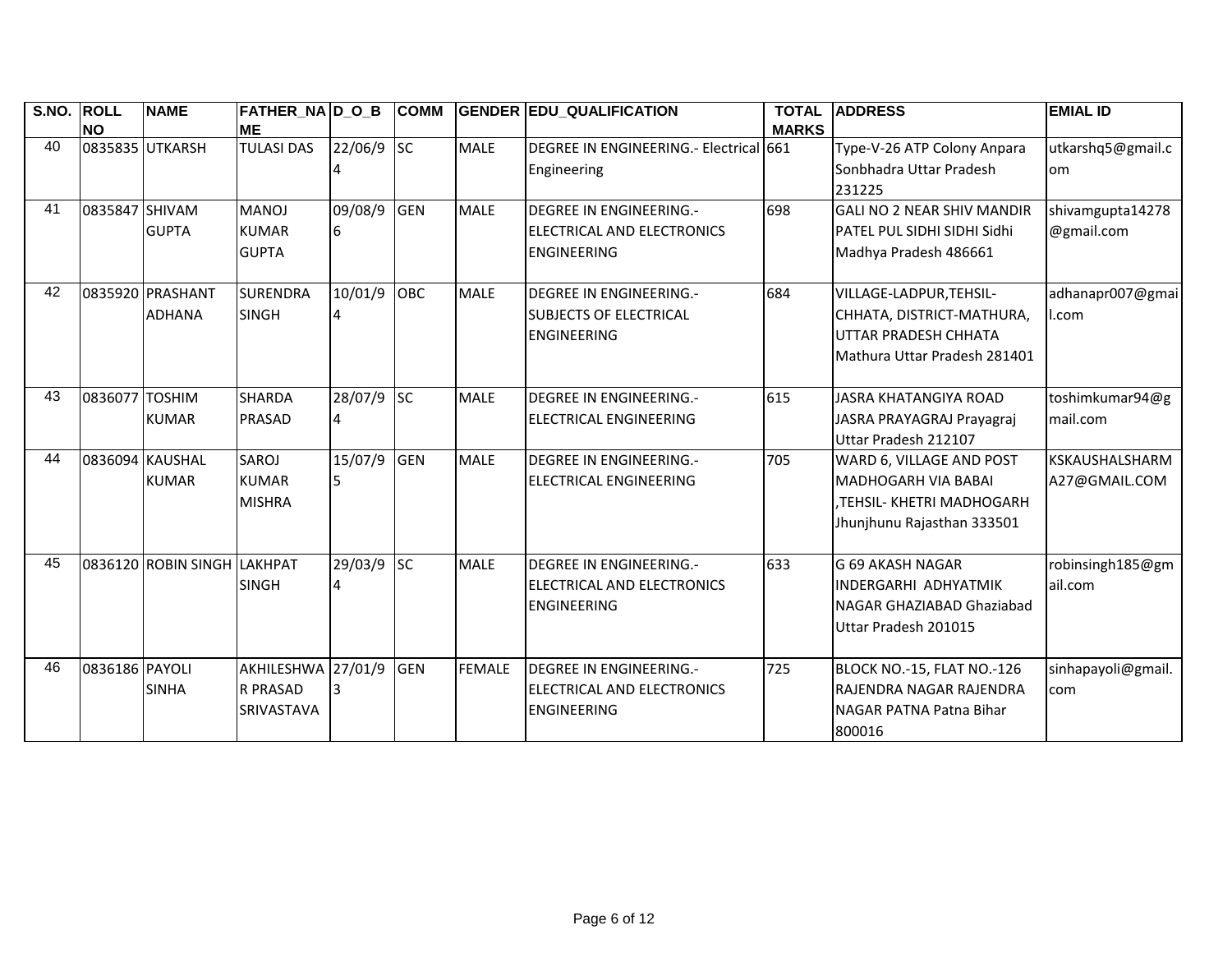| S.NO. | ROLL NO | NAME | FATHER_NAME | D_O_B | COMM | GENDER | EDU_QUALIFICATION | TOTAL MARKS | ADDRESS | EMIAL ID |
|---|---|---|---|---|---|---|---|---|---|---|
| 40 | 0835835 | UTKARSH | TULASI DAS | 22/06/94 | SC | MALE | DEGREE IN ENGINEERING.- Electrical Engineering | 661 | Type-V-26 ATP Colony Anpara Sonbhadra Uttar Pradesh 231225 | utkarshq5@gmail.com |
| 41 | 0835847 | SHIVAM GUPTA | MANOJ KUMAR GUPTA | 09/08/96 | GEN | MALE | DEGREE IN ENGINEERING.- ELECTRICAL AND ELECTRONICS ENGINEERING | 698 | GALI NO 2 NEAR SHIV MANDIR PATEL PUL SIDHI SIDHI Sidhi Madhya Pradesh 486661 | shivamgupta14278@gmail.com |
| 42 | 0835920 | PRASHANT ADHANA | SURENDRA SINGH | 10/01/94 | OBC | MALE | DEGREE IN ENGINEERING.- SUBJECTS OF ELECTRICAL ENGINEERING | 684 | VILLAGE-LADPUR,TEHSIL-CHHATA, DISTRICT-MATHURA, UTTAR PRADESH CHHATA Mathura Uttar Pradesh 281401 | adhanapr007@gmail.com |
| 43 | 0836077 | TOSHIM KUMAR | SHARDA PRASAD | 28/07/94 | SC | MALE | DEGREE IN ENGINEERING.- ELECTRICAL ENGINEERING | 615 | JASRA KHATANGIYA ROAD JASRA PRAYAGRAJ Prayagraj Uttar Pradesh 212107 | toshimkumar94@gmail.com |
| 44 | 0836094 | KAUSHAL KUMAR | SAROJ KUMAR MISHRA | 15/07/95 | GEN | MALE | DEGREE IN ENGINEERING.- ELECTRICAL ENGINEERING | 705 | WARD 6, VILLAGE AND POST MADHOGARH VIA BABAI ,TEHSIL- KHETRI MADHOGARH Jhunjhunu Rajasthan 333501 | KSKAUSHALSHARMA27@GMAIL.COM |
| 45 | 0836120 | ROBIN SINGH | LAKHPAT SINGH | 29/03/94 | SC | MALE | DEGREE IN ENGINEERING.- ELECTRICAL AND ELECTRONICS ENGINEERING | 633 | G 69 AKASH NAGAR INDERGARHI ADHYATMIK NAGAR GHAZIABAD Ghaziabad Uttar Pradesh 201015 | robinsingh185@gmail.com |
| 46 | 0836186 | PAYOLI SINHA | AKHILESHWAR PRASAD SRIVASTAVA | 27/01/93 | GEN | FEMALE | DEGREE IN ENGINEERING.- ELECTRICAL AND ELECTRONICS ENGINEERING | 725 | BLOCK NO.-15, FLAT NO.-126 RAJENDRA NAGAR RAJENDRA NAGAR PATNA Patna Bihar 800016 | sinhapayoli@gmail.com |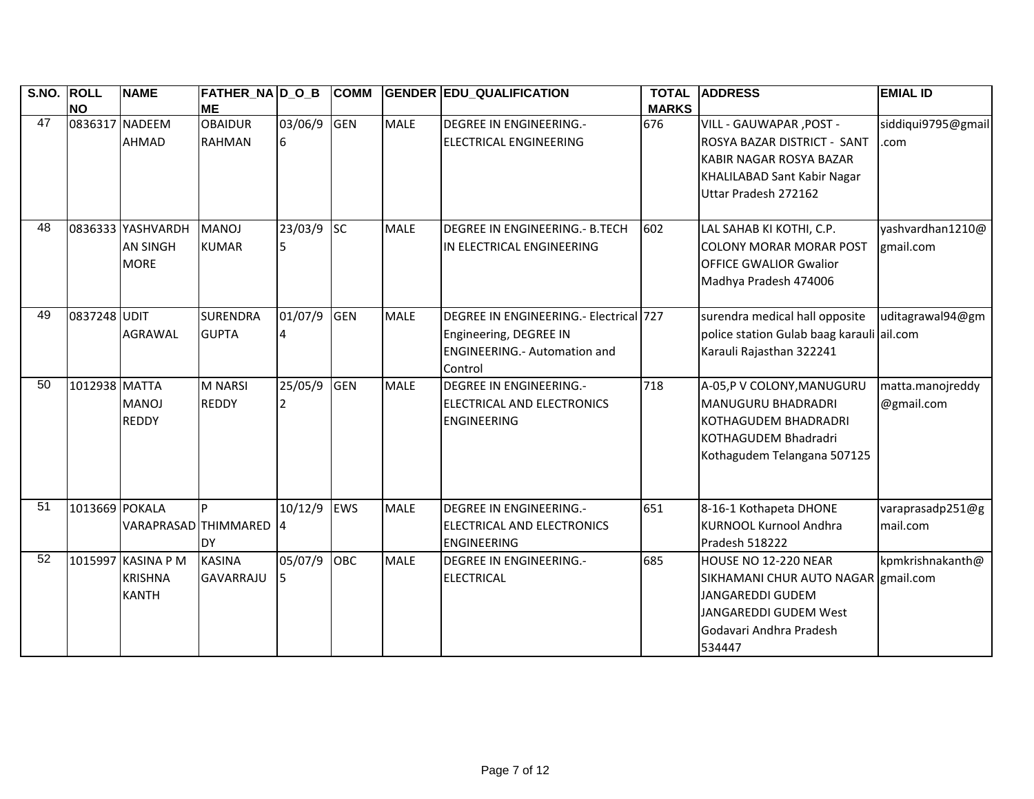| S.NO. | ROLL NO | NAME | FATHER_NAME | D_O_B | COMM | GENDER | EDU_QUALIFICATION | TOTAL MARKS | ADDRESS | EMIAL ID |
|---|---|---|---|---|---|---|---|---|---|---|
| 47 | 0836317 | NADEEM AHMAD | OBAIDUR RAHMAN | 03/06/96 | GEN | MALE | DEGREE IN ENGINEERING.- ELECTRICAL ENGINEERING | 676 | VILL - GAUWAPAR ,POST - ROSYA BAZAR DISTRICT - SANT KABIR NAGAR ROSYA BAZAR KHALILABAD Sant Kabir Nagar Uttar Pradesh 272162 | siddiqui9795@gmail.com |
| 48 | 0836333 | YASHVARDHAN SINGH MORE | MANOJ KUMAR | 23/03/95 | SC | MALE | DEGREE IN ENGINEERING.- B.TECH IN ELECTRICAL ENGINEERING | 602 | LAL SAHAB KI KOTHI, C.P. COLONY MORAR MORAR POST OFFICE GWALIOR Gwalior Madhya Pradesh 474006 | yashvardhan1210@gmail.com |
| 49 | 0837248 | UDIT AGRAWAL | SURENDRA GUPTA | 01/07/94 | GEN | MALE | DEGREE IN ENGINEERING.- Electrical Engineering, DEGREE IN ENGINEERING.- Automation and Control | 727 | surendra medical hall opposite police station Gulab baag karauli Karauli Rajasthan 322241 | uditagrawal94@gmail.com |
| 50 | 1012938 | MATTA MANOJ REDDY | M NARSI REDDY | 25/05/92 | GEN | MALE | DEGREE IN ENGINEERING.- ELECTRICAL AND ELECTRONICS ENGINEERING | 718 | A-05,P V COLONY,MANUGURU MANUGURU BHADRADRI KOTHAGUDEM BHADRADRI KOTHAGUDEM Bhadradri Kothagudem Telangana 507125 | matta.manojreddy@gmail.com |
| 51 | 1013669 | POKALA VARAPRASAD | P THIMMAREDDY | 10/12/94 | EWS | MALE | DEGREE IN ENGINEERING.- ELECTRICAL AND ELECTRONICS ENGINEERING | 651 | 8-16-1 Kothapeta DHONE KURNOOL Kurnool Andhra Pradesh 518222 | varaprasadp251@gmail.com |
| 52 | 1015997 | KASINA P M KRISHNA KANTH | KASINA GAVARRAJU | 05/07/95 | OBC | MALE | DEGREE IN ENGINEERING.- ELECTRICAL | 685 | HOUSE NO 12-220 NEAR SIKHAMANI CHUR AUTO NAGAR JANGAREDDI GUDEM JANGAREDDI GUDEM West Godavari Andhra Pradesh 534447 | kpmkrishnakanth@gmail.com |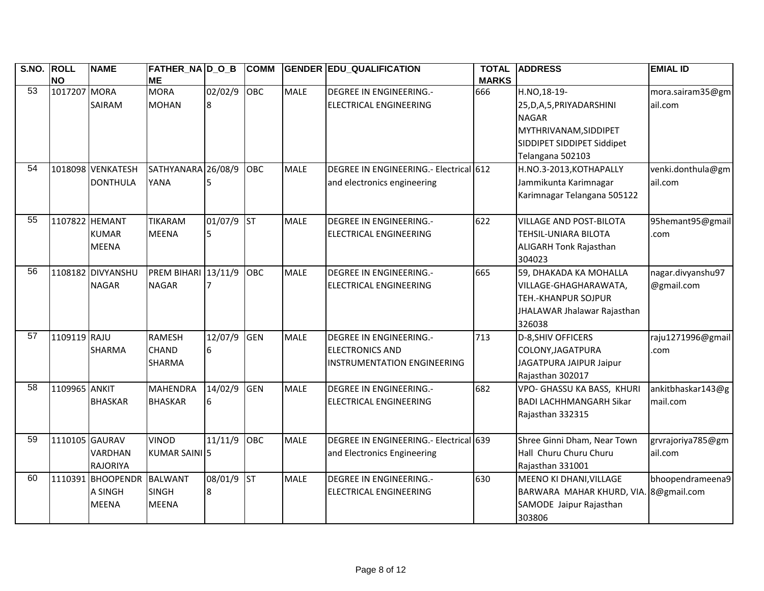| S.NO. | ROLL NO | NAME | FATHER_NAME | D_O_B | COMM | GENDER | EDU_QUALIFICATION | TOTAL MARKS | ADDRESS | EMIAL ID |
|---|---|---|---|---|---|---|---|---|---|---|
| 53 | 1017207 | MORA SAIRAM | MORA MOHAN | 02/02/98 | OBC | MALE | DEGREE IN ENGINEERING.- ELECTRICAL ENGINEERING | 666 | H.NO,18-19-25,D,A,5,PRIYADARSHINI NAGAR MYTHRIVANAM,SIDDIPET SIDDIPET SIDDIPET Siddipet Telangana 502103 | mora.sairam35@gmail.com |
| 54 | 1018098 | VENKATESH DONTHULA | SATHYANARAYANA | 26/08/95 | OBC | MALE | DEGREE IN ENGINEERING.- Electrical and electronics engineering | 612 | H.NO.3-2013,KOTHAPALLY Jammikunta Karimnagar Karimnagar Telangana 505122 | venki.donthula@gmail.com |
| 55 | 1107822 | HEMANT KUMAR MEENA | TIKARAM MEENA | 01/07/95 | ST | MALE | DEGREE IN ENGINEERING.- ELECTRICAL ENGINEERING | 622 | VILLAGE AND POST-BILOTA TEHSIL-UNIARA BILOTA ALIGARH Tonk Rajasthan 304023 | 95hemant95@gmail.com |
| 56 | 1108182 | DIVYANSHU NAGAR | PREM BIHARI NAGAR | 13/11/97 | OBC | MALE | DEGREE IN ENGINEERING.- ELECTRICAL ENGINEERING | 665 | 59, DHAKADA KA MOHALLA VILLAGE-GHAGHARAWATA, TEH.-KHANPUR SOJPUR JHALAWAR Jhalawar Rajasthan 326038 | nagar.divyanshu97@gmail.com |
| 57 | 1109119 | RAJU SHARMA | RAMESH CHAND SHARMA | 12/07/96 | GEN | MALE | DEGREE IN ENGINEERING.- ELECTRONICS AND INSTRUMENTATION ENGINEERING | 713 | D-8,SHIV OFFICERS COLONY,JAGATPURA JAGATPURA JAIPUR Jaipur Rajasthan 302017 | raju1271996@gmail.com |
| 58 | 1109965 | ANKIT BHASKAR | MAHENDRA BHASKAR | 14/02/96 | GEN | MALE | DEGREE IN ENGINEERING.- ELECTRICAL ENGINEERING | 682 | VPO- GHASSU KA BASS, KHURI BADI LACHHMANGARH Sikar Rajasthan 332315 | ankitbhaskar143@gmail.com |
| 59 | 1110105 | GAURAV VARDHAN RAJORIYA | VINOD KUMAR SAINI | 11/11/95 | OBC | MALE | DEGREE IN ENGINEERING.- Electrical and Electronics Engineering | 639 | Shree Ginni Dham, Near Town Hall Churu Churu Churu Rajasthan 331001 | grvrajoriya785@gmail.com |
| 60 | 1110391 | BHOOPENDRA SINGH MEENA | BALWANT SINGH MEENA | 08/01/98 | ST | MALE | DEGREE IN ENGINEERING.- ELECTRICAL ENGINEERING | 630 | MEENO KI DHANI,VILLAGE BARWARA MAHAR KHURD, VIA. SAMODE Jaipur Rajasthan 303806 | bhoopendrameena98@gmail.com |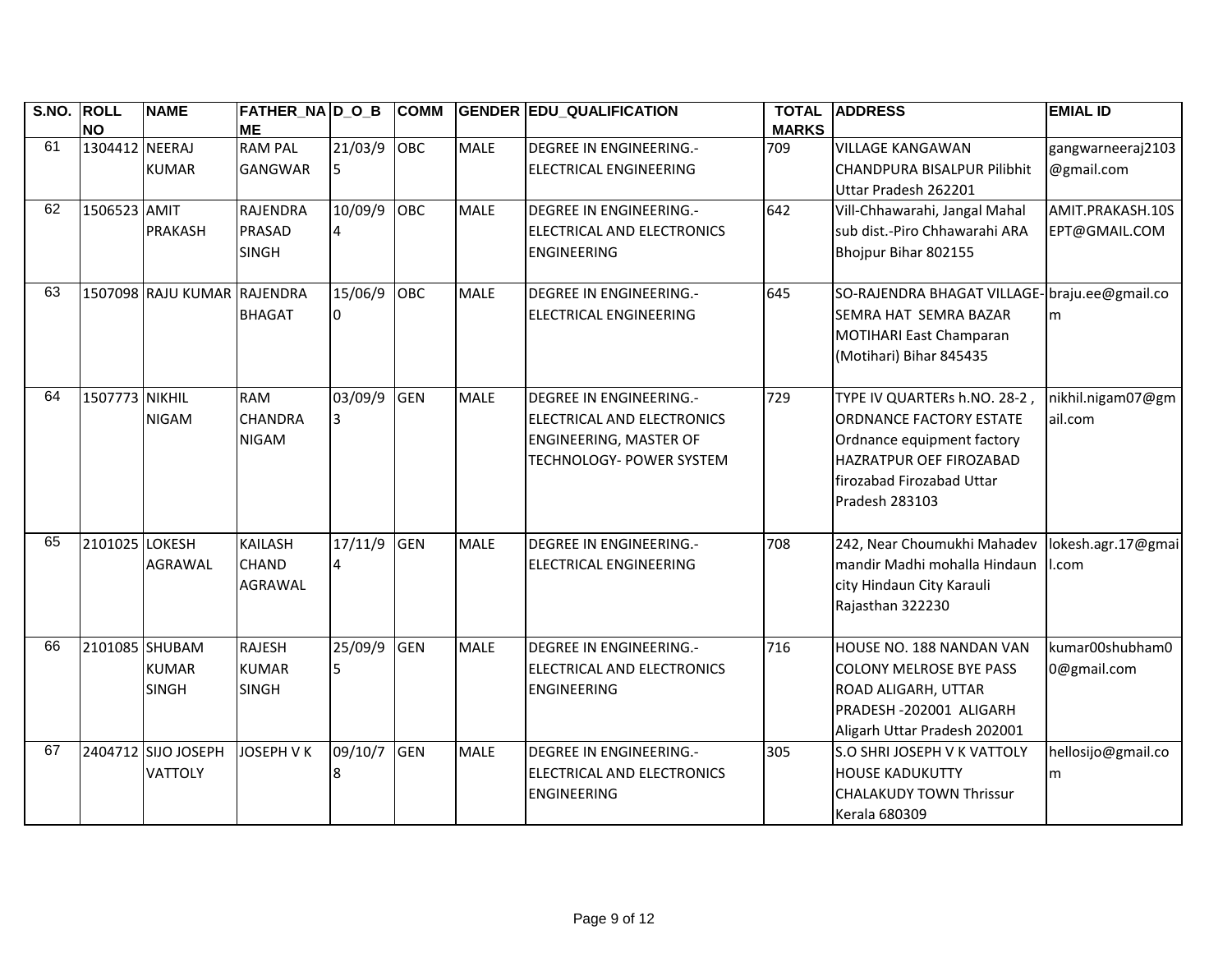| S.NO. | ROLL NO | NAME | FATHER_NAME | D_O_B | COMM | GENDER | EDU_QUALIFICATION | TOTAL MARKS | ADDRESS | EMIAL ID |
|---|---|---|---|---|---|---|---|---|---|---|
| 61 | 1304412 | NEERAJ KUMAR | RAM PAL GANGWAR | 21/03/95 | OBC | MALE | DEGREE IN ENGINEERING.-ELECTRICAL ENGINEERING | 709 | VILLAGE KANGAWAN CHANDPURA BISALPUR Pilibhit Uttar Pradesh 262201 | gangwarneeraj2103@gmail.com |
| 62 | 1506523 | AMIT PRAKASH | RAJENDRA PRASAD SINGH | 10/09/94 | OBC | MALE | DEGREE IN ENGINEERING.-ELECTRICAL AND ELECTRONICS ENGINEERING | 642 | Vill-Chhawarahi, Jangal Mahal sub dist.-Piro Chhawarahi ARA Bhojpur Bihar 802155 | AMIT.PRAKASH.10SEPT@GMAIL.COM |
| 63 | 1507098 | RAJU KUMAR | RAJENDRA BHAGAT | 15/06/90 | OBC | MALE | DEGREE IN ENGINEERING.-ELECTRICAL ENGINEERING | 645 | SO-RAJENDRA BHAGAT VILLAGE-SEMRA HAT SEMRA BAZAR MOTIHARI East Champaran (Motihari) Bihar 845435 | braju.ee@gmail.com |
| 64 | 1507773 | NIKHIL NIGAM | RAM CHANDRA NIGAM | 03/09/93 | GEN | MALE | DEGREE IN ENGINEERING.-ELECTRICAL AND ELECTRONICS ENGINEERING, MASTER OF TECHNOLOGY- POWER SYSTEM | 729 | TYPE IV QUARTERs h.NO. 28-2 , ORDNANCE FACTORY ESTATE Ordnance equipment factory HAZRATPUR OEF FIROZABAD firozabad Firozabad Uttar Pradesh 283103 | nikhil.nigam07@gmail.com |
| 65 | 2101025 | LOKESH AGRAWAL | KAILASH CHAND AGRAWAL | 17/11/94 | GEN | MALE | DEGREE IN ENGINEERING.-ELECTRICAL ENGINEERING | 708 | 242, Near Choumukhi Mahadev mandir Madhi mohalla Hindaun city Hindaun City Karauli Rajasthan 322230 | lokesh.agr.17@gmail.com |
| 66 | 2101085 | SHUBAM KUMAR SINGH | RAJESH KUMAR SINGH | 25/09/95 | GEN | MALE | DEGREE IN ENGINEERING.-ELECTRICAL AND ELECTRONICS ENGINEERING | 716 | HOUSE NO. 188 NANDAN VAN COLONY MELROSE BYE PASS ROAD ALIGARH, UTTAR PRADESH -202001 ALIGARH Aligarh Uttar Pradesh 202001 | kumar00shubham00@gmail.com |
| 67 | 2404712 | SIJO JOSEPH VATTOLY | JOSEPH V K | 09/10/78 | GEN | MALE | DEGREE IN ENGINEERING.-ELECTRICAL AND ELECTRONICS ENGINEERING | 305 | S.O SHRI JOSEPH V K VATTOLY HOUSE KADUKUTTY CHALAKUDY TOWN Thrissur Kerala 680309 | hellosijo@gmail.com |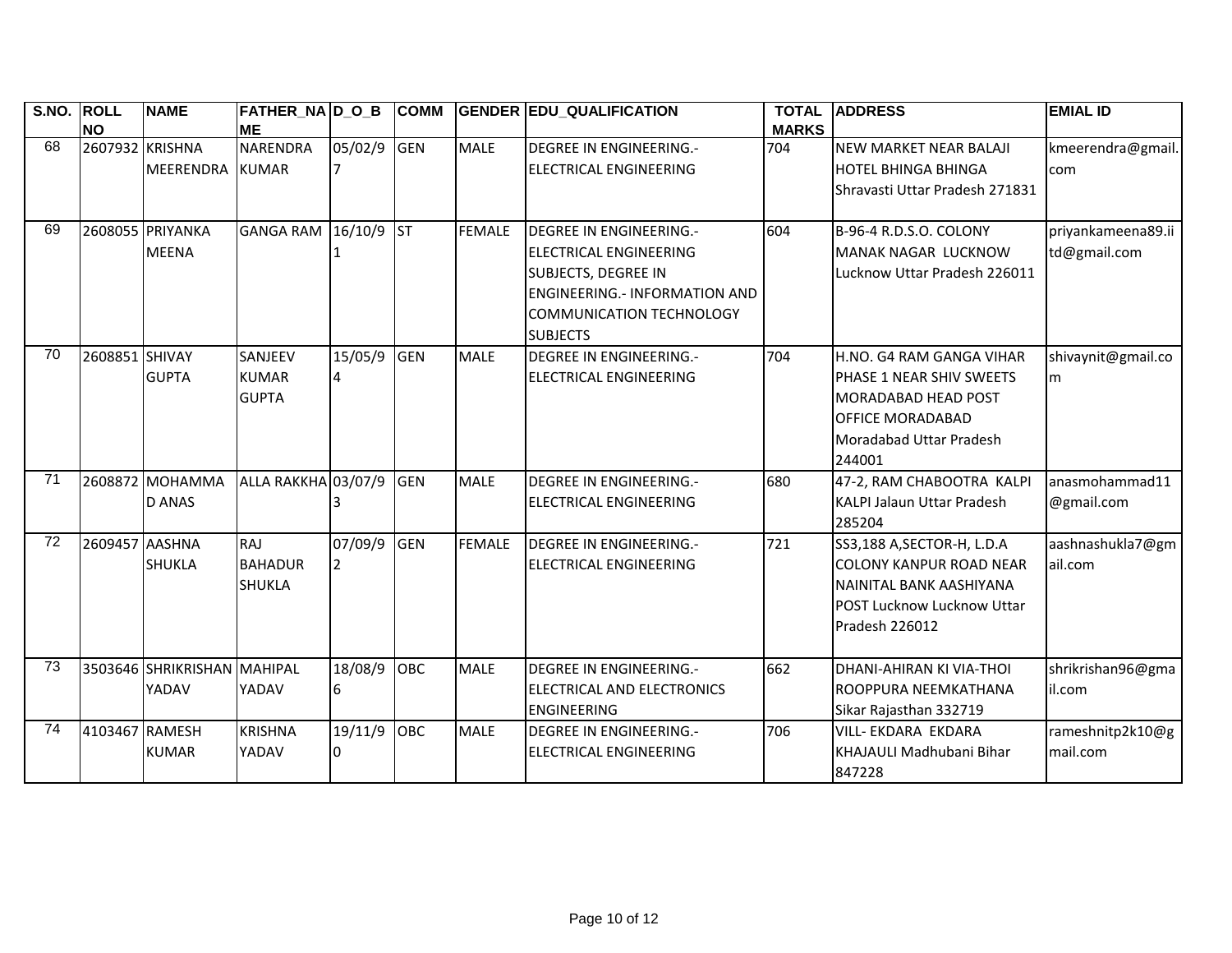| S.NO. | ROLL NO | NAME | FATHER_NAME | D_O_B | COMM | GENDER | EDU_QUALIFICATION | TOTAL MARKS | ADDRESS | EMIL ID |
|---|---|---|---|---|---|---|---|---|---|---|
| 68 | 2607932 | KRISHNA MEERENDRA | NARENDRA KUMAR | 05/02/97 | GEN | MALE | DEGREE IN ENGINEERING.- ELECTRICAL ENGINEERING | 704 | NEW MARKET NEAR BALAJI HOTEL BHINGA BHINGA Shravasti Uttar Pradesh 271831 | kmeerendra@gmail.com |
| 69 | 2608055 | PRIYANKA MEENA | GANGA RAM | 16/10/91 | ST | FEMALE | DEGREE IN ENGINEERING.- ELECTRICAL ENGINEERING SUBJECTS, DEGREE IN ENGINEERING.- INFORMATION AND COMMUNICATION TECHNOLOGY SUBJECTS | 604 | B-96-4 R.D.S.O. COLONY MANAK NAGAR LUCKNOW Lucknow Uttar Pradesh 226011 | priyankameena89.iitd@gmail.com |
| 70 | 2608851 | SHIVAY GUPTA | SANJEEV KUMAR GUPTA | 15/05/94 | GEN | MALE | DEGREE IN ENGINEERING.- ELECTRICAL ENGINEERING | 704 | H.NO. G4 RAM GANGA VIHAR PHASE 1 NEAR SHIV SWEETS MORADABAD HEAD POST OFFICE MORADABAD Moradabad Uttar Pradesh 244001 | shivaynit@gmail.com |
| 71 | 2608872 | MOHAMMAD ANAS | ALLA RAKKHA | 03/07/93 | GEN | MALE | DEGREE IN ENGINEERING.- ELECTRICAL ENGINEERING | 680 | 47-2, RAM CHABOOTRA KALPI KALPI Jalaun Uttar Pradesh 285204 | anasmohammad11@gmail.com |
| 72 | 2609457 | AASHNA SHUKLA | RAJ BAHADUR SHUKLA | 07/09/92 | GEN | FEMALE | DEGREE IN ENGINEERING.- ELECTRICAL ENGINEERING | 721 | SS3,188 A,SECTOR-H, L.D.A COLONY KANPUR ROAD NEAR NAINITAL BANK AASHIYANA POST Lucknow Lucknow Uttar Pradesh 226012 | aashnashukla7@gmail.com |
| 73 | 3503646 | SHRIKRISHAN YADAV | MAHIPAL YADAV | 18/08/96 | OBC | MALE | DEGREE IN ENGINEERING.- ELECTRICAL AND ELECTRONICS ENGINEERING | 662 | DHANI-AHIRAN KI VIA-THOI ROOPPURA NEEMKATHANA Sikar Rajasthan 332719 | shrikrishan96@gmail.com |
| 74 | 4103467 | RAMESH KUMAR | KRISHNA YADAV | 19/11/90 | OBC | MALE | DEGREE IN ENGINEERING.- ELECTRICAL ENGINEERING | 706 | VILL- EKDARA EKDARA KHAJAULI Madhubani Bihar 847228 | rameshnitp2k10@gmail.com |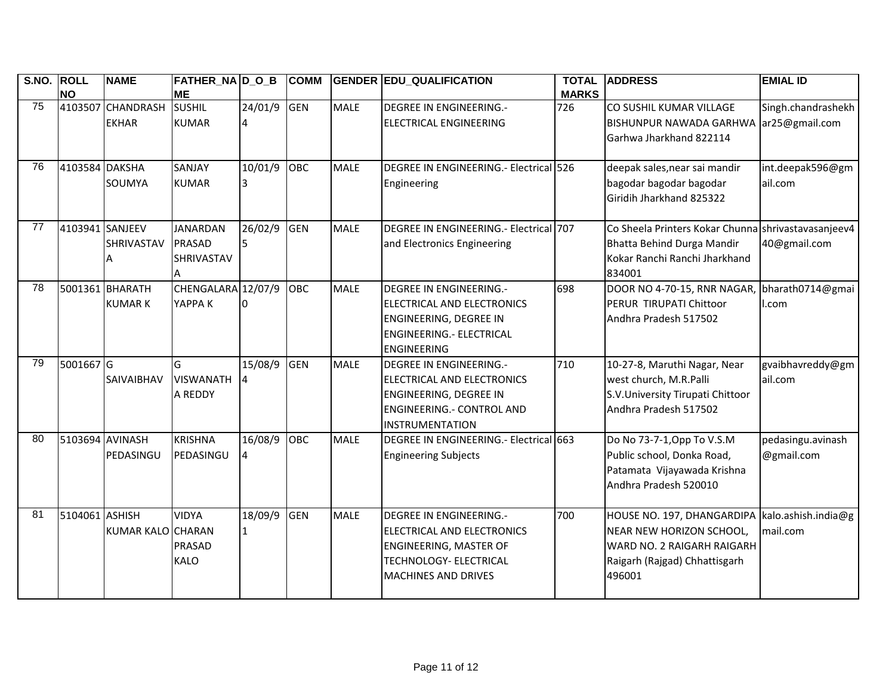| S.NO. | ROLL NO | NAME | FATHER_NAME | D_O_B | COMM | GENDER | EDU_QUALIFICATION | TOTAL MARKS | ADDRESS | EMIAL ID |
|---|---|---|---|---|---|---|---|---|---|---|
| 75 | 4103507 | CHANDRASHEKHAR | SUSHIL KUMAR | 24/01/94 | GEN | MALE | DEGREE IN ENGINEERING.- ELECTRICAL ENGINEERING | 726 | CO SUSHIL KUMAR VILLAGE BISHUNPUR NAWADA GARHWA Garhwa Jharkhand 822114 | Singh.chandrashekhar25@gmail.com |
| 76 | 4103584 | DAKSHA SOUMYA | SANJAY KUMAR | 10/01/93 | OBC | MALE | DEGREE IN ENGINEERING.- Electrical Engineering | 526 | deepak sales,near sai mandir bagodar bagodar bagodar Giridih Jharkhand 825322 | int.deepak596@gmail.com |
| 77 | 4103941 | SANJEEV SHRIVASTAVA | JANARDAN PRASAD SHRIVASTAVA | 26/02/95 | GEN | MALE | DEGREE IN ENGINEERING.- Electrical and Electronics Engineering | 707 | Co Sheela Printers Kokar Chunna Bhatta Behind Durga Mandir Kokar Ranchi Ranchi Jharkhand 834001 | shrivastavasanjeev440@gmail.com |
| 78 | 5001361 | BHARATH KUMAR K | CHENGALARAYAPPA K | 12/07/90 | OBC | MALE | DEGREE IN ENGINEERING.- ELECTRICAL AND ELECTRONICS ENGINEERING, DEGREE IN ENGINEERING.- ELECTRICAL ENGINEERING | 698 | DOOR NO 4-70-15, RNR NAGAR, PERUR TIRUPATI Chittoor Andhra Pradesh 517502 | bharath0714@gmail.com |
| 79 | 5001667 | G SAIVAIBHAV | G VISWANATHA REDDY | 15/08/94 | GEN | MALE | DEGREE IN ENGINEERING.- ELECTRICAL AND ELECTRONICS ENGINEERING, DEGREE IN ENGINEERING.- CONTROL AND INSTRUMENTATION | 710 | 10-27-8, Maruthi Nagar, Near west church, M.R.Palli S.V.University Tirupati Chittoor Andhra Pradesh 517502 | gvaibhavreddy@gmail.com |
| 80 | 5103694 | AVINASH PEDASINGU | KRISHNA PEDASINGU | 16/08/94 | OBC | MALE | DEGREE IN ENGINEERING.- Electrical Engineering Subjects | 663 | Do No 73-7-1,Opp To V.S.M Public school, Donka Road, Patamata Vijayawada Krishna Andhra Pradesh 520010 | pedasingu.avinash@gmail.com |
| 81 | 5104061 | ASHISH KUMAR KALO | VIDYA CHARAN PRASAD KALO | 18/09/91 | GEN | MALE | DEGREE IN ENGINEERING.- ELECTRICAL AND ELECTRONICS ENGINEERING, MASTER OF TECHNOLOGY- ELECTRICAL MACHINES AND DRIVES | 700 | HOUSE NO. 197, DHANGARDIPA NEAR NEW HORIZON SCHOOL, WARD NO. 2 RAIGARH RAIGARH Raigarh (Rajgad) Chhattisgarh 496001 | kalo.ashish.india@gmail.com |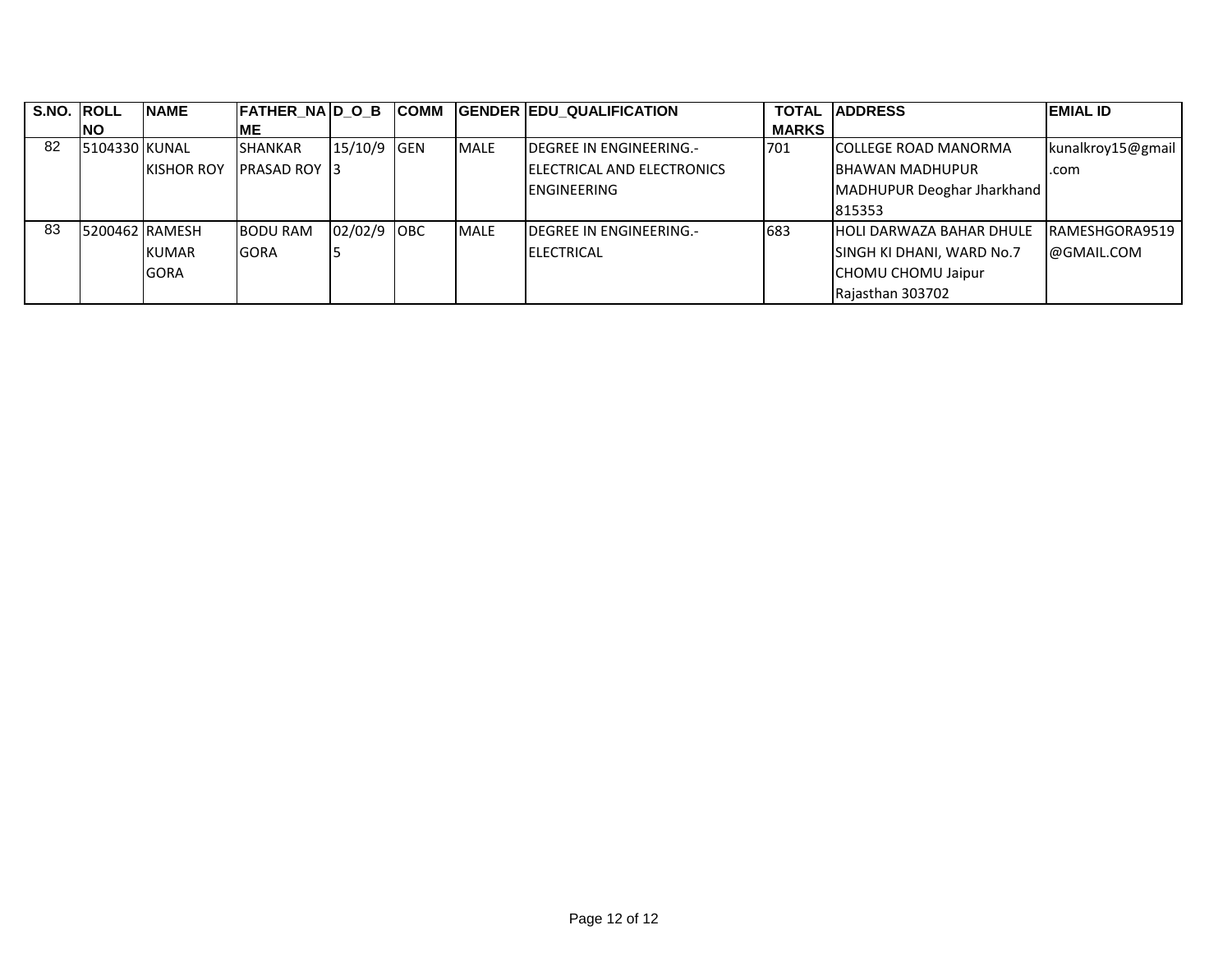| S.NO. | ROLL NO | NAME | FATHER_NAME | D_O_B | COMM | GENDER | EDU_QUALIFICATION | TOTAL MARKS | ADDRESS | EMIAL ID |
|---|---|---|---|---|---|---|---|---|---|---|
| 82 | 5104330 | KUNAL KISHOR ROY | SHANKAR PRASAD ROY | 15/10/93 | GEN | MALE | DEGREE IN ENGINEERING.- ELECTRICAL AND ELECTRONICS ENGINEERING | 701 | COLLEGE ROAD MANORMA BHAWAN MADHUPUR MADHUPUR Deoghar Jharkhand 815353 | kunalkroy15@gmail.com |
| 83 | 5200462 | RAMESH KUMAR GORA | BODU RAM GORA | 02/02/95 | OBC | MALE | DEGREE IN ENGINEERING.- ELECTRICAL | 683 | HOLI DARWAZA BAHAR DHULE SINGH KI DHANI, WARD No.7 CHOMU CHOMU Jaipur Rajasthan 303702 | RAMESHGORA9519@GMAIL.COM |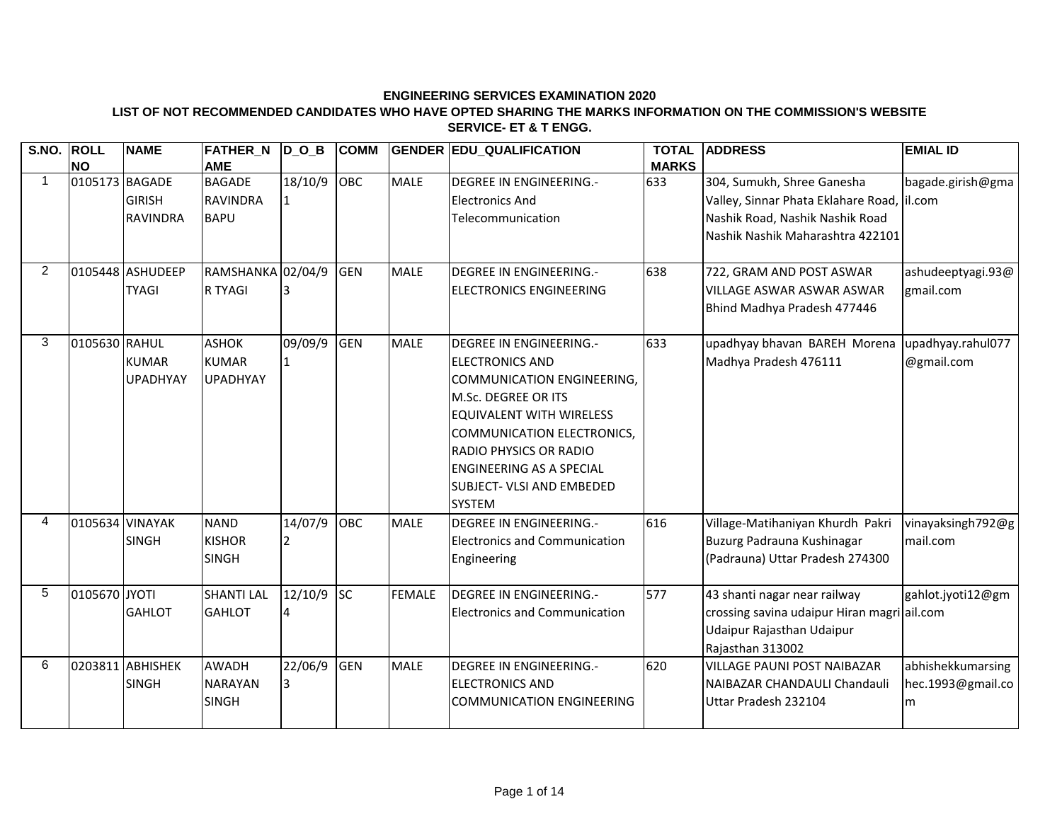**ENGINEERING SERVICES EXAMINATION 2020**

**LIST OF NOT RECOMMENDED CANDIDATES WHO HAVE OPTED SHARING THE MARKS INFORMATION ON THE COMMISSION'S WEBSITE**

**SERVICE- ET & T ENGG.**

| S.NO. | ROLL NO | NAME | FATHER_NAME | D_O_B | COMM | GENDER | EDU_QUALIFICATION | TOTAL MARKS | ADDRESS | EMIAL ID |
|---|---|---|---|---|---|---|---|---|---|---|
| 1 | 0105173 | BAGADE GIRISH RAVINDRA | BAGADE RAVINDRA BAPU | 18/10/91 | OBC | MALE | DEGREE IN ENGINEERING.- Electronics And Telecommunication | 633 | 304, Sumukh, Shree Ganesha Valley, Sinnar Phata Eklahare Road, Nashik Road, Nashik Nashik Road Nashik Nashik Maharashtra 422101 | bagade.girish@gmail.com |
| 2 | 0105448 | ASHUDEEP TYAGI | RAMSHANKAR TYAGI | 02/04/93 | GEN | MALE | DEGREE IN ENGINEERING.- ELECTRONICS ENGINEERING | 638 | 722, GRAM AND POST ASWAR VILLAGE ASWAR ASWAR ASWAR Bhind Madhya Pradesh 477446 | ashudeeptyagi.93@gmail.com |
| 3 | 0105630 | RAHUL KUMAR UPADHYAY | ASHOK KUMAR UPADHYAY | 09/09/91 | GEN | MALE | DEGREE IN ENGINEERING.- ELECTRONICS AND COMMUNICATION ENGINEERING, M.Sc. DEGREE OR ITS EQUIVALENT WITH WIRELESS COMMUNICATION ELECTRONICS, RADIO PHYSICS OR RADIO ENGINEERING AS A SPECIAL SUBJECT- VLSI AND EMBEDED SYSTEM | 633 | upadhyay bhavan BAREH Morena Madhya Pradesh 476111 | upadhyay.rahul077@gmail.com |
| 4 | 0105634 | VINAYAK SINGH | NAND KISHOR SINGH | 14/07/92 | OBC | MALE | DEGREE IN ENGINEERING.- Electronics and Communication Engineering | 616 | Village-Matihaniyan Khurdh Pakri Buzurg Padrauna Kushinagar (Padrauna) Uttar Pradesh 274300 | vinayaksingh792@gmail.com |
| 5 | 0105670 | JYOTI GAHLOT | SHANTI LAL GAHLOT | 12/10/94 | SC | FEMALE | DEGREE IN ENGINEERING.- Electronics and Communication | 577 | 43 shanti nagar near railway crossing savina udaipur Hiran magri Udaipur Rajasthan Udaipur Rajasthan 313002 | gahlot.jyoti12@gmail.com |
| 6 | 0203811 | ABHISHEK SINGH | AWADH NARAYAN SINGH | 22/06/93 | GEN | MALE | DEGREE IN ENGINEERING.- ELECTRONICS AND COMMUNICATION ENGINEERING | 620 | VILLAGE PAUNI POST NAIBAZAR NAIBAZAR CHANDAULI Chandauli Uttar Pradesh 232104 | abhishekkumarsinghec.1993@gmail.com |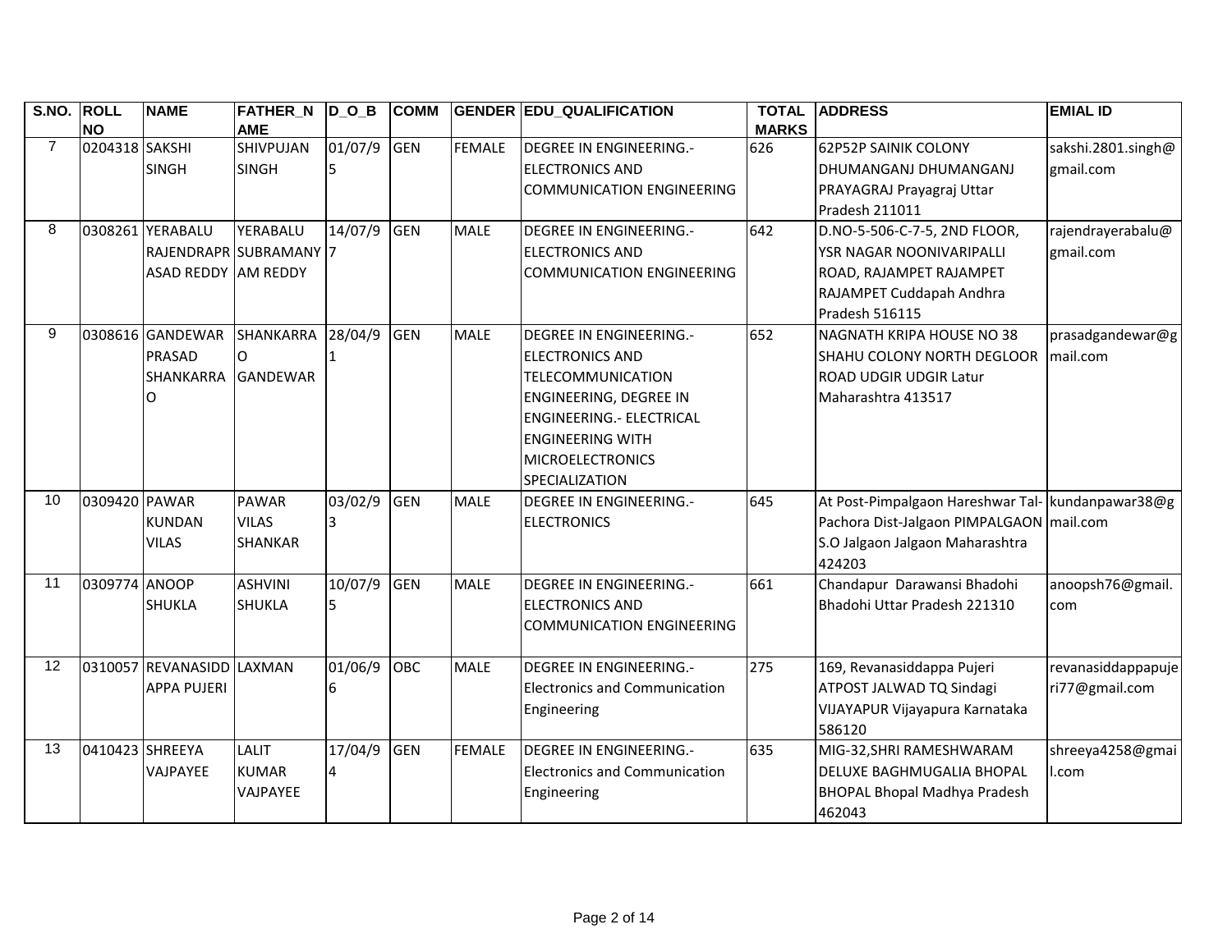| S.NO. | ROLL NO | NAME | FATHER_NAME | D_O_B | COMM | GENDER | EDU_QUALIFICATION | TOTAL MARKS | ADDRESS | EMIAL ID |
|---|---|---|---|---|---|---|---|---|---|---|
| 7 | 0204318 | SAKSHI SINGH | SHIVPUJAN SINGH | 01/07/95 | GEN | FEMALE | DEGREE IN ENGINEERING.- ELECTRONICS AND COMMUNICATION ENGINEERING | 626 | 62P52P SAINIK COLONY DHUMANGANJ DHUMANGANJ PRAYAGRAJ Prayagraj Uttar Pradesh 211011 | sakshi.2801.singh@gmail.com |
| 8 | 0308261 | YERABALU RAJENDRAPRASAD REDDY | YERABALU SUBRAMANYAM REDDY | 14/07/97 | GEN | MALE | DEGREE IN ENGINEERING.- ELECTRONICS AND COMMUNICATION ENGINEERING | 642 | D.NO-5-506-C-7-5, 2ND FLOOR, YSR NAGAR NOONIVARIPALLI ROAD, RAJAMPET RAJAMPET RAJAMPET Cuddapah Andhra Pradesh 516115 | rajendrayerabalu@gmail.com |
| 9 | 0308616 | GANDEWAR PRASAD SHANKARRAO | SHANKARRAO GANDEWAR | 28/04/91 | GEN | MALE | DEGREE IN ENGINEERING.- ELECTRONICS AND TELECOMMUNICATION ENGINEERING, DEGREE IN ENGINEERING.- ELECTRICAL ENGINEERING WITH MICROELECTRONICS SPECIALIZATION | 652 | NAGNATH KRIPA HOUSE NO 38 SHAHU COLONY NORTH DEGLOOR ROAD UDGIR UDGIR Latur Maharashtra 413517 | prasadgandewar@gmail.com |
| 10 | 0309420 | PAWAR KUNDAN VILAS | PAWAR VILAS SHANKAR | 03/02/93 | GEN | MALE | DEGREE IN ENGINEERING.- ELECTRONICS | 645 | At Post-Pimpalgaon Hareshwar Tal-Pachora Dist-Jalgaon PIMPALGAON S.O Jalgaon Jalgaon Maharashtra 424203 | kundanpawar38@gmail.com |
| 11 | 0309774 | ANOOP SHUKLA | ASHVINI SHUKLA | 10/07/95 | GEN | MALE | DEGREE IN ENGINEERING.- ELECTRONICS AND COMMUNICATION ENGINEERING | 661 | Chandapur Darawansi Bhadohi Bhadohi Uttar Pradesh 221310 | anoopsh76@gmail.com |
| 12 | 0310057 | REVANASIDDAPPA PUJERI | LAXMAN | 01/06/96 | OBC | MALE | DEGREE IN ENGINEERING.- Electronics and Communication Engineering | 275 | 169, Revanasiddappa Pujeri ATPOST JALWAD TQ Sindagi VIJAYAPUR Vijayapura Karnataka 586120 | revanasiddappapujeri77@gmail.com |
| 13 | 0410423 | SHREEYA VAJPAYEE | LALIT KUMAR VAJPAYEE | 17/04/94 | GEN | FEMALE | DEGREE IN ENGINEERING.- Electronics and Communication Engineering | 635 | MIG-32,SHRI RAMESHWARAM DELUXE BAGHMUGALIA BHOPAL BHOPAL Bhopal Madhya Pradesh 462043 | shreeya4258@gmail.com |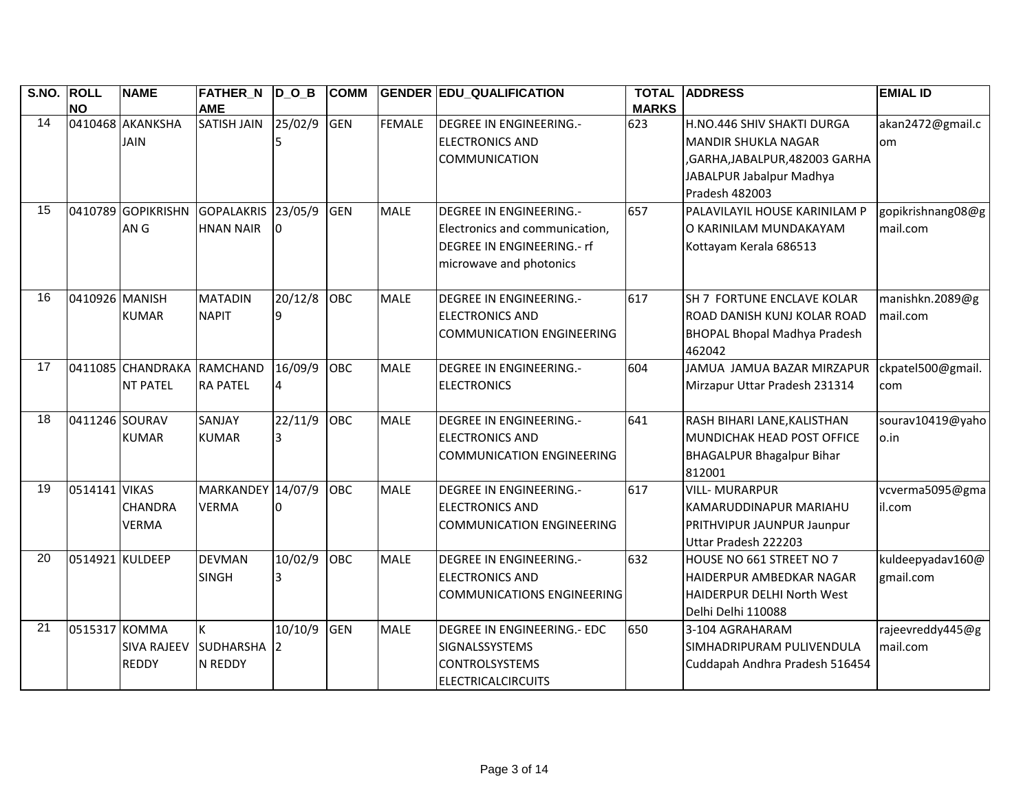| S.NO. | ROLL NO | NAME | FATHER_NAME | D_O_B | COMM | GENDER | EDU_QUALIFICATION | TOTAL MARKS | ADDRESS | EMIAL ID |
|---|---|---|---|---|---|---|---|---|---|---|
| 14 | 0410468 | AKANKSHA JAIN | SATISH JAIN | 25/02/95 | GEN | FEMALE | DEGREE IN ENGINEERING.- ELECTRONICS AND COMMUNICATION | 623 | H.NO.446 SHIV SHAKTI DURGA MANDIR SHUKLA NAGAR ,GARHA,JABALPUR,482003 GARHA JABALPUR Jabalpur Madhya Pradesh 482003 | akan2472@gmail.com |
| 15 | 0410789 | GOPIKRISHNAN G | GOPALAKRISHNAN NAIR | 23/05/90 | GEN | MALE | DEGREE IN ENGINEERING.- Electronics and communication, DEGREE IN ENGINEERING.- rf microwave and photonics | 657 | PALAVILAYIL HOUSE KARINILAM P O KARINILAM MUNDAKAYAM Kottayam Kerala 686513 | gopikrishnang08@gmail.com |
| 16 | 0410926 | MANISH KUMAR | MATADIN NAPIT | 20/12/89 | OBC | MALE | DEGREE IN ENGINEERING.- ELECTRONICS AND COMMUNICATION ENGINEERING | 617 | SH 7 FORTUNE ENCLAVE KOLAR ROAD DANISH KUNJ KOLAR ROAD BHOPAL Bhopal Madhya Pradesh 462042 | manishkn.2089@gmail.com |
| 17 | 0411085 | CHANDRAKANT PATEL | RAMCHANDRA PATEL | 16/09/94 | OBC | MALE | DEGREE IN ENGINEERING.- ELECTRONICS | 604 | JAMUA JAMUA BAZAR MIRZAPUR Mirzapur Uttar Pradesh 231314 | ckpatel500@gmail.com |
| 18 | 0411246 | SOURAV KUMAR | SANJAY KUMAR | 22/11/93 | OBC | MALE | DEGREE IN ENGINEERING.- ELECTRONICS AND COMMUNICATION ENGINEERING | 641 | RASH BIHARI LANE,KALISTHAN MUNDICHAK HEAD POST OFFICE BHAGALPUR Bhagalpur Bihar 812001 | sourav10419@yahoo.in |
| 19 | 0514141 | VIKAS CHANDRA VERMA | MARKANDEY VERMA | 14/07/90 | OBC | MALE | DEGREE IN ENGINEERING.- ELECTRONICS AND COMMUNICATION ENGINEERING | 617 | VILL- MURARPUR KAMARUDDINAPUR MARIAHU PRITHVIPUR JAUNPUR Jaunpur Uttar Pradesh 222203 | vcverma5095@gmail.com |
| 20 | 0514921 | KULDEEP | DEVMAN SINGH | 10/02/93 | OBC | MALE | DEGREE IN ENGINEERING.- ELECTRONICS AND COMMUNICATIONS ENGINEERING | 632 | HOUSE NO 661 STREET NO 7 HAIDERPUR AMBEDKAR NAGAR HAIDERPUR DELHI North West Delhi Delhi 110088 | kuldeepyadav160@gmail.com |
| 21 | 0515317 | KOMMA SIVA RAJEEV REDDY | K SUDHARSHAN REDDY | 10/10/92 | GEN | MALE | DEGREE IN ENGINEERING.- EDC SIGNALSSYSTEMS CONTROLSYSTEMS ELECTRICALCIRCUITS | 650 | 3-104 AGRAHARAM SIMHADRIPURAM PULIVENDULA Cuddapah Andhra Pradesh 516454 | rajeevreddy445@gmail.com |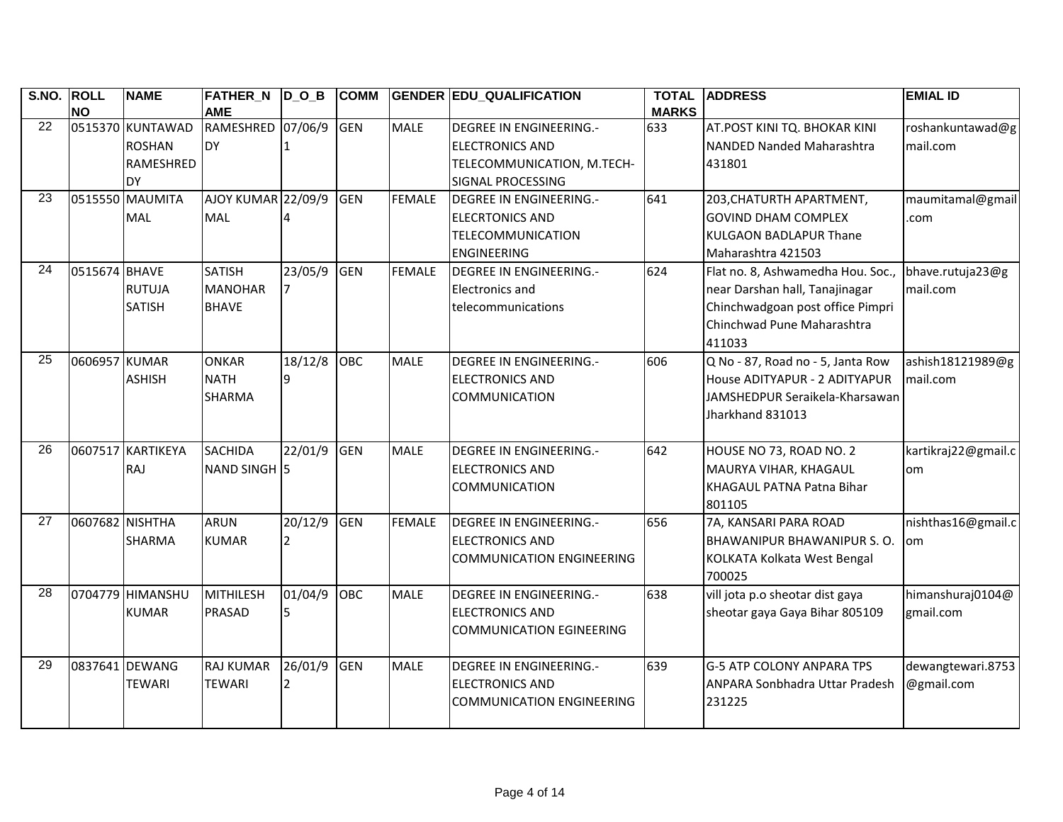| S.NO. | ROLL NO | NAME | FATHER_NAME | D_O_B | COMM | GENDER | EDU_QUALIFICATION | TOTAL MARKS | ADDRESS | EMIAL ID |
|---|---|---|---|---|---|---|---|---|---|---|
| 22 | 0515370 | KUNTAWAD ROSHAN RAMESHREDDY | RAMESHREDDY | 07/06/91 | GEN | MALE | DEGREE IN ENGINEERING.-ELECTRONICS AND TELECOMMUNICATION, M.TECH-SIGNAL PROCESSING | 633 | AT.POST KINI TQ. BHOKAR KINI NANDED Nanded Maharashtra 431801 | roshankuntawad@gmail.com |
| 23 | 0515550 | MAUMITA MAL | AJOY KUMAR MAL | 22/09/94 | GEN | FEMALE | DEGREE IN ENGINEERING.-ELECRTONICS AND TELECOMMUNICATION ENGINEERING | 641 | 203,CHATURTH APARTMENT, GOVIND DHAM COMPLEX KULGAON BADLAPUR Thane Maharashtra 421503 | maumitamal@gmail.com |
| 24 | 0515674 | BHAVE RUTUJA SATISH | SATISH MANOHAR BHAVE | 23/05/97 | GEN | FEMALE | DEGREE IN ENGINEERING.-Electronics and telecommunications | 624 | Flat no. 8, Ashwamedha Hou. Soc., near Darshan hall, Tanajinagar Chinchwadgoan post office Pimpri Chinchwad Pune Maharashtra 411033 | bhave.rutuja23@gmail.com |
| 25 | 0606957 | KUMAR ASHISH | ONKAR NATH SHARMA | 18/12/89 | OBC | MALE | DEGREE IN ENGINEERING.-ELECTRONICS AND COMMUNICATION | 606 | Q No - 87, Road no - 5, Janta Row House ADITYAPUR - 2 ADITYAPUR JAMSHEDPUR Seraikela-Kharsawan Jharkhand 831013 | ashish18121989@gmail.com |
| 26 | 0607517 | KARTIKEYA RAJ | SACHIDA NAND SINGH | 22/01/95 | GEN | MALE | DEGREE IN ENGINEERING.-ELECTRONICS AND COMMUNICATION | 642 | HOUSE NO 73, ROAD NO. 2 MAURYA VIHAR, KHAGAUL KHAGAUL PATNA Patna Bihar 801105 | kartikraj22@gmail.com |
| 27 | 0607682 | NISHTHA SHARMA | ARUN KUMAR | 20/12/92 | GEN | FEMALE | DEGREE IN ENGINEERING.-ELECTRONICS AND COMMUNICATION ENGINEERING | 656 | 7A, KANSARI PARA ROAD BHAWANIPUR BHAWANIPUR S. O. KOLKATA Kolkata West Bengal 700025 | nishthas16@gmail.com |
| 28 | 0704779 | HIMANSHU KUMAR | MITHILESH PRASAD | 01/04/95 | OBC | MALE | DEGREE IN ENGINEERING.-ELECTRONICS AND COMMUNICATION EGINEERING | 638 | vill jota p.o sheotar dist gaya sheotar gaya Gaya Bihar 805109 | himanshuraj0104@gmail.com |
| 29 | 0837641 | DEWANG TEWARI | RAJ KUMAR TEWARI | 26/01/92 | GEN | MALE | DEGREE IN ENGINEERING.-ELECTRONICS AND COMMUNICATION ENGINEERING | 639 | G-5 ATP COLONY ANPARA TPS ANPARA Sonbhadra Uttar Pradesh 231225 | dewangtewari.8753@gmail.com |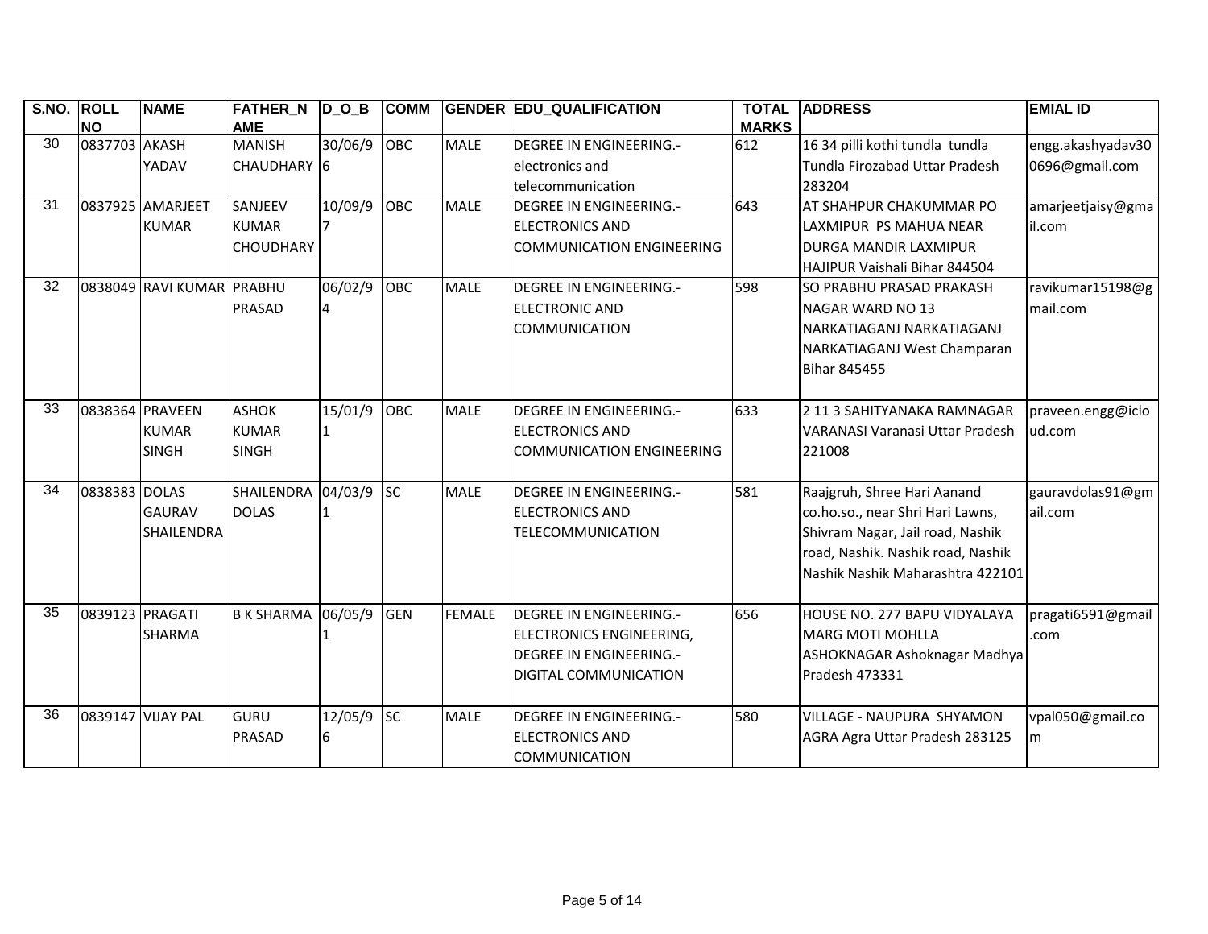| S.NO. | ROLL NO | NAME | FATHER_NAME | D_O_B | COMM | GENDER | EDU_QUALIFICATION | TOTAL MARKS | ADDRESS | EMIAL ID |
|---|---|---|---|---|---|---|---|---|---|---|
| 30 | 0837703 | AKASH YADAV | MANISH CHAUDHARY | 30/06/96 | OBC | MALE | DEGREE IN ENGINEERING.-electronics and telecommunication | 612 | 16 34 pilli kothi tundla tundla Tundla Firozabad Uttar Pradesh 283204 | engg.akashyadav300696@gmail.com |
| 31 | 0837925 | AMARJEET KUMAR | SANJEEV KUMAR CHOUDHARY | 10/09/97 | OBC | MALE | DEGREE IN ENGINEERING.-ELECTRONICS AND COMMUNICATION ENGINEERING | 643 | AT SHAHPUR CHAKUMMAR PO LAXMIPUR PS MAHUA NEAR DURGA MANDIR LAXMIPUR HAJIPUR Vaishali Bihar 844504 | amarjeetjaisy@gmail.com |
| 32 | 0838049 | RAVI KUMAR | PRABHU PRASAD | 06/02/94 | OBC | MALE | DEGREE IN ENGINEERING.-ELECTRONIC AND COMMUNICATION | 598 | SO PRABHU PRASAD PRAKASH NAGAR WARD NO 13 NARKATIAGANJ NARKATIAGANJ NARKATIAGANJ West Champaran Bihar 845455 | ravikumar15198@gmail.com |
| 33 | 0838364 | PRAVEEN KUMAR SINGH | ASHOK KUMAR SINGH | 15/01/91 | OBC | MALE | DEGREE IN ENGINEERING.-ELECTRONICS AND COMMUNICATION ENGINEERING | 633 | 2 11 3 SAHITYANAKA RAMNAGAR VARANASI Varanasi Uttar Pradesh 221008 | praveen.engg@icloud.com |
| 34 | 0838383 | DOLAS GAURAV SHAILENDRA | SHAILENDRA DOLAS | 04/03/91 | SC | MALE | DEGREE IN ENGINEERING.-ELECTRONICS AND TELECOMMUNICATION | 581 | Raajgruh, Shree Hari Aanand co.ho.so., near Shri Hari Lawns, Shivram Nagar, Jail road, Nashik road, Nashik. Nashik road, Nashik Nashik Nashik Maharashtra 422101 | gauravdolas91@gmail.com |
| 35 | 0839123 | PRAGATI SHARMA | B K SHARMA | 06/05/91 | GEN | FEMALE | DEGREE IN ENGINEERING.-ELECTRONICS ENGINEERING, DEGREE IN ENGINEERING.-DIGITAL COMMUNICATION | 656 | HOUSE NO. 277 BAPU VIDYALAYA MARG MOTI MOHLLA ASHOKNAGAR Ashoknagar Madhya Pradesh 473331 | pragati6591@gmail.com |
| 36 | 0839147 | VIJAY PAL | GURU PRASAD | 12/05/96 | SC | MALE | DEGREE IN ENGINEERING.-ELECTRONICS AND COMMUNICATION | 580 | VILLAGE - NAUPURA SHYAMON AGRA Agra Uttar Pradesh 283125 | vpal050@gmail.com |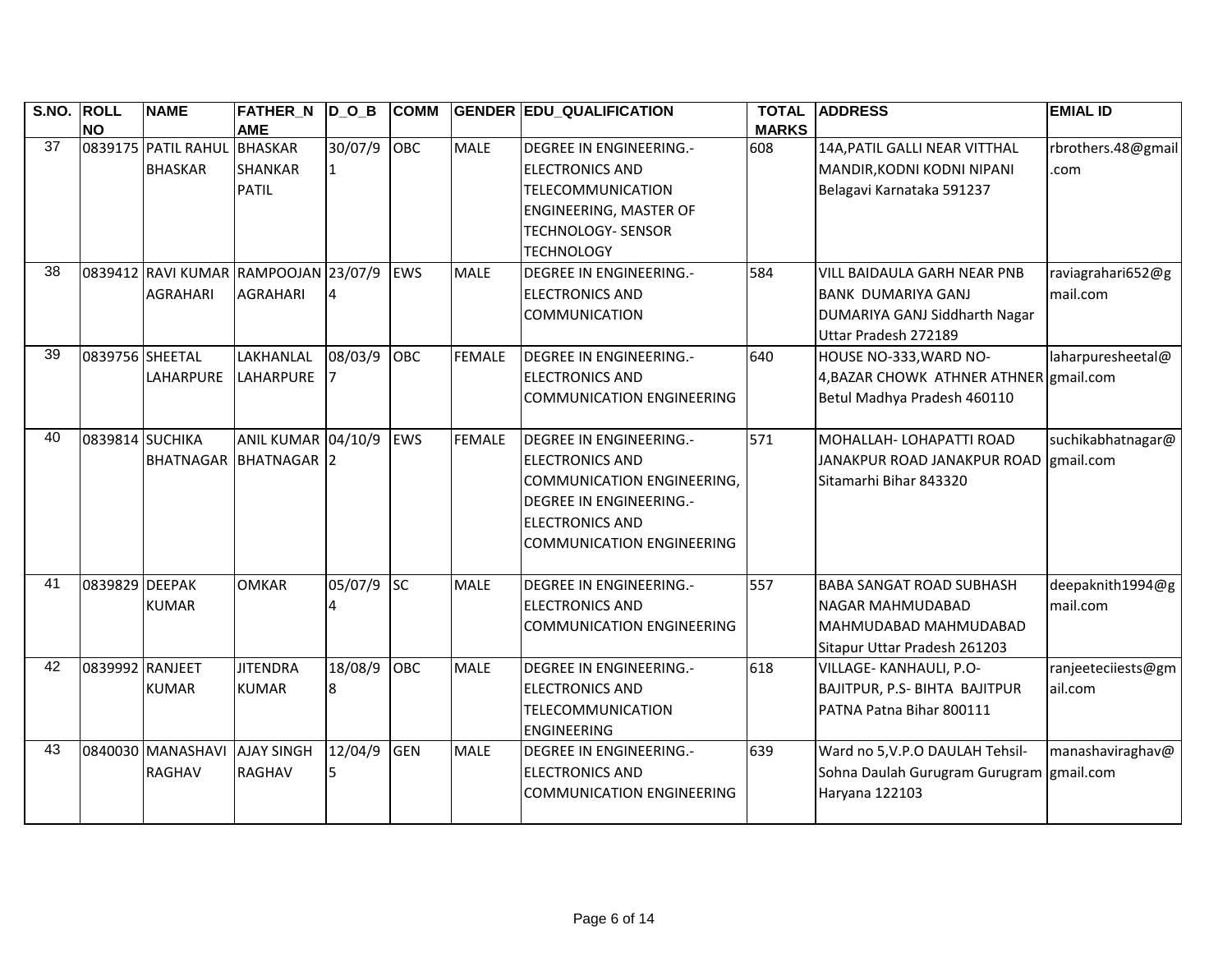| S.NO. | ROLL NO | NAME | FATHER_NAME | D_O_B | COMM | GENDER | EDU_QUALIFICATION | TOTAL MARKS | ADDRESS | EMIAL ID |
|---|---|---|---|---|---|---|---|---|---|---|
| 37 | 0839175 | PATIL RAHUL BHASKAR | BHASKAR SHANKAR PATIL | 30/07/91 | OBC | MALE | DEGREE IN ENGINEERING.-ELECTRONICS AND TELECOMMUNICATION ENGINEERING, MASTER OF TECHNOLOGY- SENSOR TECHNOLOGY | 608 | 14A,PATIL GALLI NEAR VITTHAL MANDIR,KODNI KODNI NIPANI Belagavi Karnataka 591237 | rbrothers.48@gmail.com |
| 38 | 0839412 | RAVI KUMAR AGRAHARI | RAMPOOJAN AGRAHARI | 23/07/94 | EWS | MALE | DEGREE IN ENGINEERING.-ELECTRONICS AND COMMUNICATION | 584 | VILL BAIDAULA GARH NEAR PNB BANK DUMARIYA GANJ DUMARIYA GANJ Siddharth Nagar Uttar Pradesh 272189 | raviagrahari652@gmail.com |
| 39 | 0839756 | SHEETAL LAHARPURE | LAKHANLAL LAHARPURE | 08/03/97 | OBC | FEMALE | DEGREE IN ENGINEERING.-ELECTRONICS AND COMMUNICATION ENGINEERING | 640 | HOUSE NO-333,WARD NO-4,BAZAR CHOWK ATHNER ATHNER Betul Madhya Pradesh 460110 | laharpuresheetal@gmail.com |
| 40 | 0839814 | SUCHIKA BHATNAGAR | ANIL KUMAR BHATNAGAR | 04/10/92 | EWS | FEMALE | DEGREE IN ENGINEERING.-ELECTRONICS AND COMMUNICATION ENGINEERING, DEGREE IN ENGINEERING.-ELECTRONICS AND COMMUNICATION ENGINEERING | 571 | MOHALLAH- LOHAPATTI ROAD JANAKPUR ROAD JANAKPUR ROAD Sitamarhi Bihar 843320 | suchikabhatnagar@gmail.com |
| 41 | 0839829 | DEEPAK KUMAR | OMKAR | 05/07/94 | SC | MALE | DEGREE IN ENGINEERING.-ELECTRONICS AND COMMUNICATION ENGINEERING | 557 | BABA SANGAT ROAD SUBHASH NAGAR MAHMUDABAD MAHMUDABAD MAHMUDABAD Sitapur Uttar Pradesh 261203 | deepaknith1994@gmail.com |
| 42 | 0839992 | RANJEET KUMAR | JITENDRA KUMAR | 18/08/98 | OBC | MALE | DEGREE IN ENGINEERING.-ELECTRONICS AND TELECOMMUNICATION ENGINEERING | 618 | VILLAGE- KANHAULI, P.O-BAJITPUR, P.S- BIHTA BAJITPUR PATNA Patna Bihar 800111 | ranjeeteciiests@gmail.com |
| 43 | 0840030 | MANASHAVI RAGHAV | AJAY SINGH RAGHAV | 12/04/95 | GEN | MALE | DEGREE IN ENGINEERING.-ELECTRONICS AND COMMUNICATION ENGINEERING | 639 | Ward no 5,V.P.O DAULAH Tehsil-Sohna Daulah Gurugram Gurugram Haryana 122103 | manashaviraghav@gmail.com |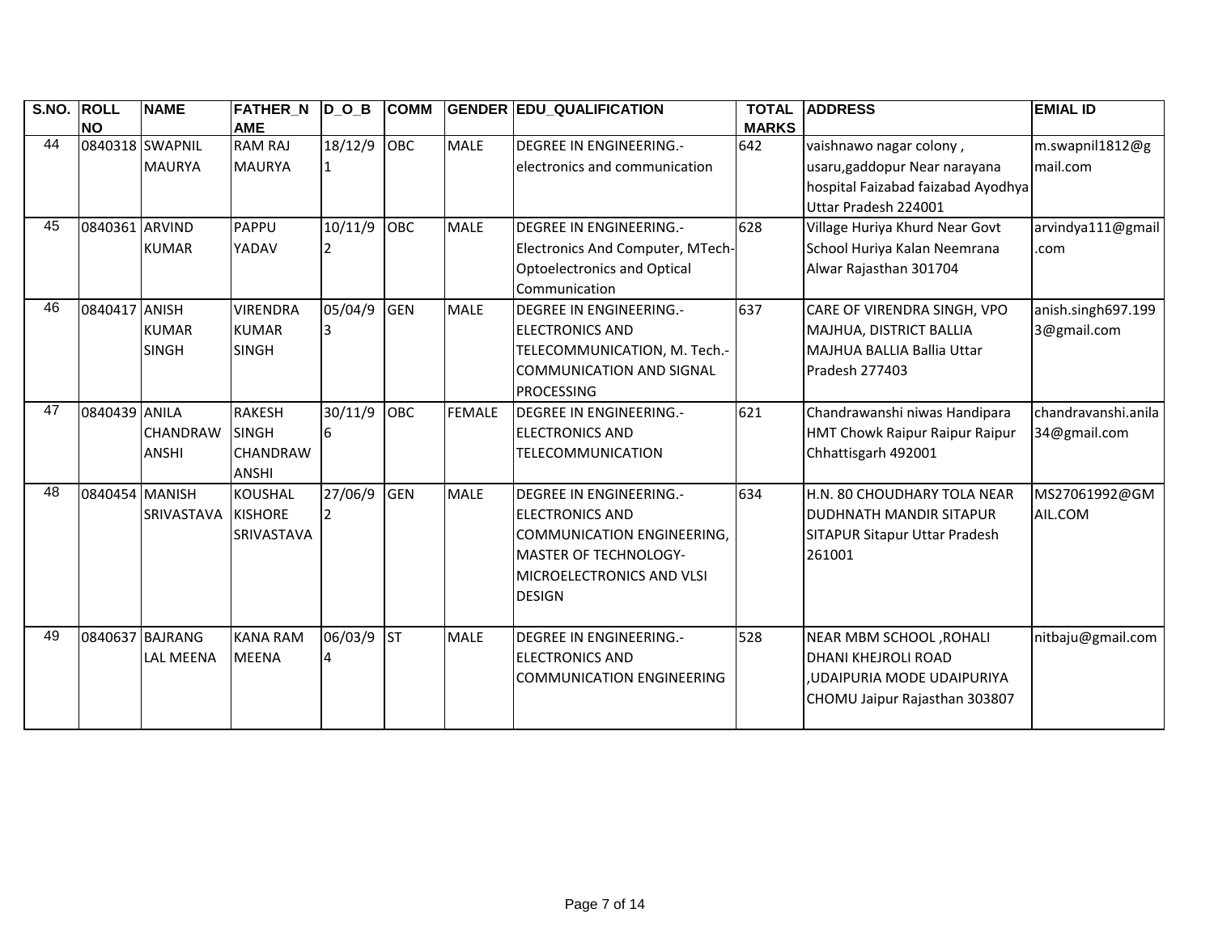| S.NO. | ROLL NO | NAME | FATHER_NAME | D_O_B | COMM | GENDER | EDU_QUALIFICATION | TOTAL MARKS | ADDRESS | EMIAL ID |
|---|---|---|---|---|---|---|---|---|---|---|
| 44 | 0840318 | SWAPNIL MAURYA | RAM RAJ MAURYA | 18/12/91 | OBC | MALE | DEGREE IN ENGINEERING.-electronics and communication | 642 | vaishnawo nagar colony , usaru,gaddopur Near narayana hospital Faizabad faizabad Ayodhya Uttar Pradesh 224001 | m.swapnil1812@gmail.com |
| 45 | 0840361 | ARVIND KUMAR | PAPPU YADAV | 10/11/92 | OBC | MALE | DEGREE IN ENGINEERING.-Electronics And Computer, MTech-Optoelectronics and Optical Communication | 628 | Village Huriya Khurd Near Govt School Huriya Kalan Neemrana Alwar Rajasthan 301704 | arvindya111@gmail.com |
| 46 | 0840417 | ANISH KUMAR SINGH | VIRENDRA KUMAR SINGH | 05/04/93 | GEN | MALE | DEGREE IN ENGINEERING.-ELECTRONICS AND TELECOMMUNICATION, M. Tech.-COMMUNICATION AND SIGNAL PROCESSING | 637 | CARE OF VIRENDRA SINGH, VPO MAJHUA, DISTRICT BALLIA MAJHUA BALLIA Ballia Uttar Pradesh 277403 | anish.singh697.1993@gmail.com |
| 47 | 0840439 | ANILA CHANDRAWANSHI | RAKESH SINGH CHANDRAWANSHI | 30/11/96 | OBC | FEMALE | DEGREE IN ENGINEERING.-ELECTRONICS AND TELECOMMUNICATION | 621 | Chandrawanshi niwas Handipara HMT Chowk Raipur Raipur Raipur Chhattisgarh 492001 | chandravanshi.anila34@gmail.com |
| 48 | 0840454 | MANISH SRIVASTAVA | KOUSHAL KISHORE SRIVASTAVA | 27/06/92 | GEN | MALE | DEGREE IN ENGINEERING.-ELECTRONICS AND COMMUNICATION ENGINEERING, MASTER OF TECHNOLOGY-MICROELECTRONICS AND VLSI DESIGN | 634 | H.N. 80 CHOUDHARY TOLA NEAR DUDHNATH MANDIR SITAPUR SITAPUR Sitapur Uttar Pradesh 261001 | MS27061992@GMAIL.COM |
| 49 | 0840637 | BAJRANG LAL MEENA | KANA RAM MEENA | 06/03/94 | ST | MALE | DEGREE IN ENGINEERING.-ELECTRONICS AND COMMUNICATION ENGINEERING | 528 | NEAR MBM SCHOOL ,ROHALI DHANI KHEJROLI ROAD ,UDAIPURIA MODE UDAIPURIYA CHOMU Jaipur Rajasthan 303807 | nitbaju@gmail.com |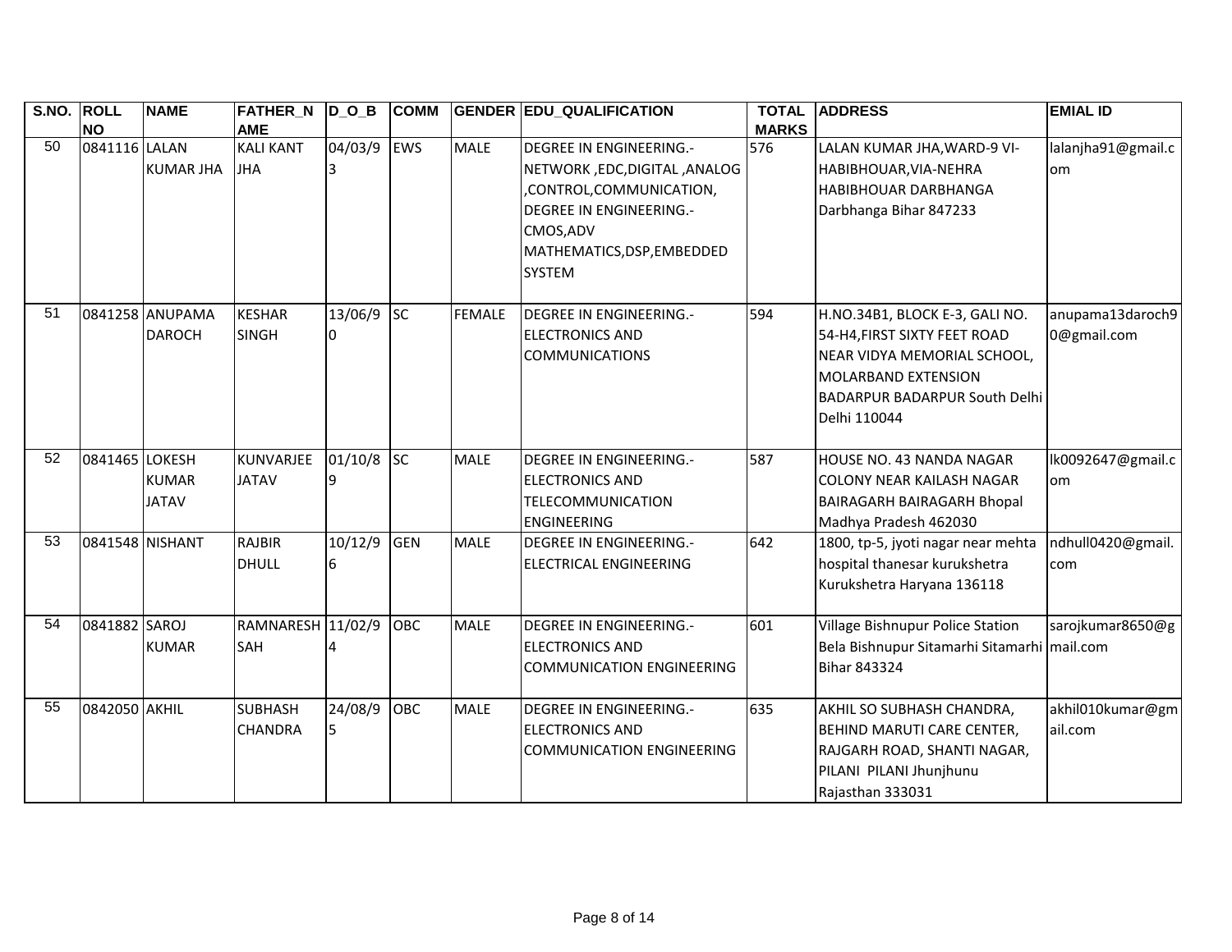| S.NO. | ROLL NO | NAME | FATHER_NAME | D_O_B | COMM | GENDER | EDU_QUALIFICATION | TOTAL MARKS | ADDRESS | EMIAL ID |
|---|---|---|---|---|---|---|---|---|---|---|
| 50 | 0841116 | LALAN KUMAR JHA | KALI KANT JHA | 04/03/93 | EWS | MALE | DEGREE IN ENGINEERING.-NETWORK ,EDC,DIGITAL ,ANALOG ,CONTROL,COMMUNICATION, DEGREE IN ENGINEERING.-CMOS,ADV MATHEMATICS,DSP,EMBEDDED SYSTEM | 576 | LALAN KUMAR JHA,WARD-9 VI-HABIBHOUAR,VIA-NEHRA HABIBHOUAR DARBHANGA Darbhanga Bihar 847233 | lalanjha91@gmail.com |
| 51 | 0841258 | ANUPAMA DAROCH | KESHAR SINGH | 13/06/90 | SC | FEMALE | DEGREE IN ENGINEERING.-ELECTRONICS AND COMMUNICATIONS | 594 | H.NO.34B1, BLOCK E-3, GALI NO. 54-H4,FIRST SIXTY FEET ROAD NEAR VIDYA MEMORIAL SCHOOL, MOLARBAND EXTENSION BADARPUR BADARPUR South Delhi Delhi 110044 | anupama13daroch90@gmail.com |
| 52 | 0841465 | LOKESH KUMAR JATAV | KUNVARJEE JATAV | 01/10/89 | SC | MALE | DEGREE IN ENGINEERING.-ELECTRONICS AND TELECOMMUNICATION ENGINEERING | 587 | HOUSE NO. 43 NANDA NAGAR COLONY NEAR KAILASH NAGAR BAIRAGARH BAIRAGARH Bhopal Madhya Pradesh 462030 | lk0092647@gmail.com |
| 53 | 0841548 | NISHANT | RAJBIR DHULL | 10/12/96 | GEN | MALE | DEGREE IN ENGINEERING.-ELECTRICAL ENGINEERING | 642 | 1800, tp-5, jyoti nagar near mehta hospital thanesar kurukshetra Kurukshetra Haryana 136118 | ndhull0420@gmail.com |
| 54 | 0841882 | SAROJ KUMAR | RAMNARESH SAH | 11/02/94 | OBC | MALE | DEGREE IN ENGINEERING.-ELECTRONICS AND COMMUNICATION ENGINEERING | 601 | Village Bishnupur Police Station Bela Bishnupur Sitamarhi Sitamarhi Bihar 843324 | sarojkumar8650@gmail.com |
| 55 | 0842050 | AKHIL | SUBHASH CHANDRA | 24/08/95 | OBC | MALE | DEGREE IN ENGINEERING.-ELECTRONICS AND COMMUNICATION ENGINEERING | 635 | AKHIL SO SUBHASH CHANDRA, BEHIND MARUTI CARE CENTER, RAJGARH ROAD, SHANTI NAGAR, PILANI PILANI Jhunjhunu Rajasthan 333031 | akhil010kumar@gmail.com |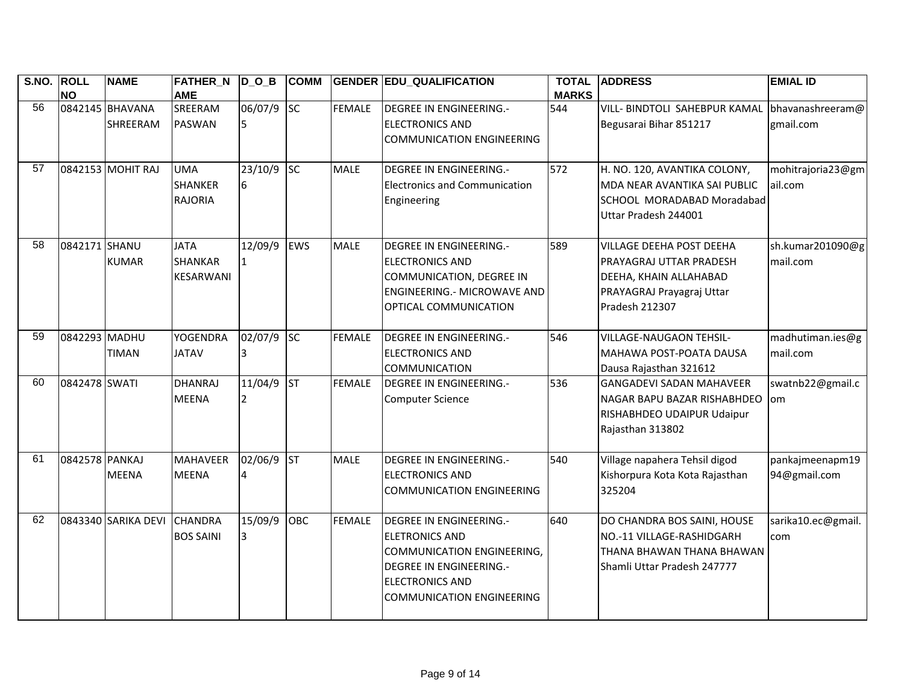| S.NO. | ROLL NO | NAME | FATHER_NAME | D_O_B | COMM | GENDER | EDU_QUALIFICATION | TOTAL MARKS | ADDRESS | EMIAL ID |
|---|---|---|---|---|---|---|---|---|---|---|
| 56 | 0842145 | BHAVANA SHREERAM | SREERAM PASWAN | 06/07/95 | SC | FEMALE | DEGREE IN ENGINEERING.- ELECTRONICS AND COMMUNICATION ENGINEERING | 544 | VILL- BINDTOLI SAHEBPUR KAMAL Begusarai Bihar 851217 | bhavanashreeram@gmail.com |
| 57 | 0842153 | MOHIT RAJ | UMA SHANKER RAJORIA | 23/10/96 | SC | MALE | DEGREE IN ENGINEERING.- Electronics and Communication Engineering | 572 | H. NO. 120, AVANTIKA COLONY, MDA NEAR AVANTIKA SAI PUBLIC SCHOOL MORADABAD Moradabad Uttar Pradesh 244001 | mohitrajoria23@gmail.com |
| 58 | 0842171 | SHANU KUMAR | JATA SHANKAR KESARWANI | 12/09/91 | EWS | MALE | DEGREE IN ENGINEERING.- ELECTRONICS AND COMMUNICATION, DEGREE IN ENGINEERING.- MICROWAVE AND OPTICAL COMMUNICATION | 589 | VILLAGE DEEHA POST DEEHA PRAYAGRAJ UTTAR PRADESH DEEHA, KHAIN ALLAHABAD PRAYAGRAJ Prayagraj Uttar Pradesh 212307 | sh.kumar201090@gmail.com |
| 59 | 0842293 | MADHU TIMAN | YOGENDRA JATAV | 02/07/93 | SC | FEMALE | DEGREE IN ENGINEERING.- ELECTRONICS AND COMMUNICATION | 546 | VILLAGE-NAUGAON TEHSIL-MAHAWA POST-POATA DAUSA Dausa Rajasthan 321612 | madhutiman.ies@gmail.com |
| 60 | 0842478 | SWATI | DHANRAJ MEENA | 11/04/92 | ST | FEMALE | DEGREE IN ENGINEERING.- Computer Science | 536 | GANGADEVI SADAN MAHAVEER NAGAR BAPU BAZAR RISHABHDEO RISHABHDEO UDAIPUR Udaipur Rajasthan 313802 | swatnb22@gmail.com |
| 61 | 0842578 | PANKAJ MEENA | MAHAVEER MEENA | 02/06/94 | ST | MALE | DEGREE IN ENGINEERING.- ELECTRONICS AND COMMUNICATION ENGINEERING | 540 | Village napahera Tehsil digod Kishorpura Kota Kota Rajasthan 325204 | pankajmeenapm1994@gmail.com |
| 62 | 0843340 | SARIKA DEVI | CHANDRA BOS SAINI | 15/09/93 | OBC | FEMALE | DEGREE IN ENGINEERING.- ELETRONICS AND COMMUNICATION ENGINEERING, DEGREE IN ENGINEERING.- ELECTRONICS AND COMMUNICATION ENGINEERING | 640 | DO CHANDRA BOS SAINI, HOUSE NO.-11 VILLAGE-RASHIDGARH THANA BHAWAN THANA BHAWAN Shamli Uttar Pradesh 247777 | sarika10.ec@gmail.com |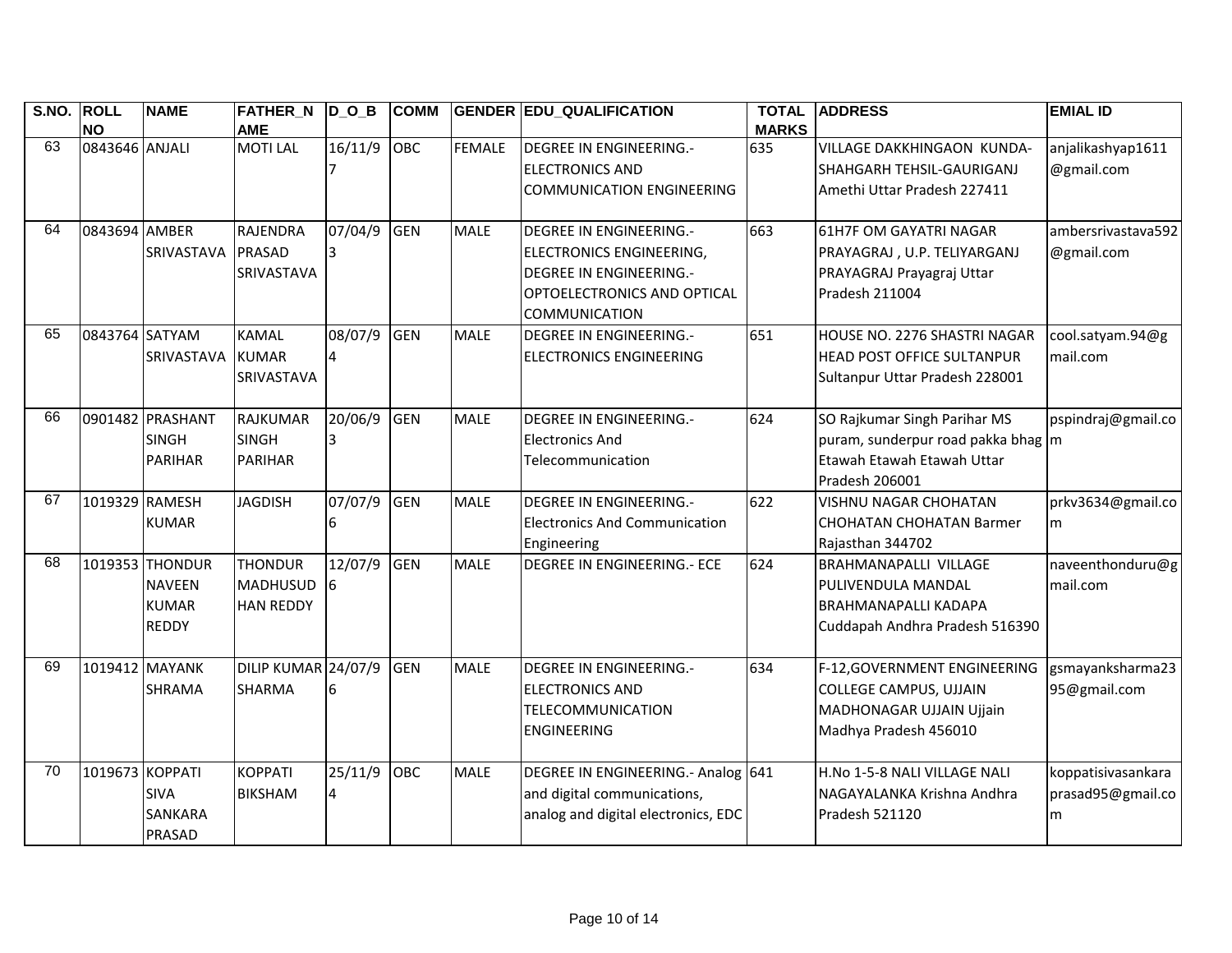| S.NO. | ROLL NO | NAME | FATHER_NAME | D_O_B | COMM | GENDER | EDU_QUALIFICATION | TOTAL MARKS | ADDRESS | EMIAL ID |
|---|---|---|---|---|---|---|---|---|---|---|
| 63 | 0843646 | ANJALI | MOTI LAL | 16/11/97 | OBC | FEMALE | DEGREE IN ENGINEERING.- ELECTRONICS AND COMMUNICATION ENGINEERING | 635 | VILLAGE DAKKHINGAON KUNDA-SHAHGARH TEHSIL-GAURIGANJ Amethi Uttar Pradesh 227411 | anjalikashyap1611@gmail.com |
| 64 | 0843694 | AMBER SRIVASTAVA | RAJENDRA PRASAD SRIVASTAVA | 07/04/93 | GEN | MALE | DEGREE IN ENGINEERING.- ELECTRONICS ENGINEERING, DEGREE IN ENGINEERING.- OPTOELECTRONICS AND OPTICAL COMMUNICATION | 663 | 61H7F OM GAYATRI NAGAR PRAYAGRAJ , U.P. TELIYARGANJ PRAYAGRAJ Prayagraj Uttar Pradesh 211004 | ambersrivastava592@gmail.com |
| 65 | 0843764 | SATYAM SRIVASTAVA | KAMAL KUMAR SRIVASTAVA | 08/07/94 | GEN | MALE | DEGREE IN ENGINEERING.- ELECTRONICS ENGINEERING | 651 | HOUSE NO. 2276 SHASTRI NAGAR HEAD POST OFFICE SULTANPUR Sultanpur Uttar Pradesh 228001 | cool.satyam.94@gmail.com |
| 66 | 0901482 | PRASHANT SINGH PARIHAR | RAJKUMAR SINGH PARIHAR | 20/06/93 | GEN | MALE | DEGREE IN ENGINEERING.- Electronics And Telecommunication | 624 | SO Rajkumar Singh Parihar MS puram, sunderpur road pakka bhag Etawah Etawah Etawah Uttar Pradesh 206001 | pspindraj@gmail.com |
| 67 | 1019329 | RAMESH KUMAR | JAGDISH | 07/07/96 | GEN | MALE | DEGREE IN ENGINEERING.- Electronics And Communication Engineering | 622 | VISHNU NAGAR CHOHATAN CHOHATAN CHOHATAN Barmer Rajasthan 344702 | prkv3634@gmail.com |
| 68 | 1019353 | THONDUR NAVEEN KUMAR REDDY | THONDUR MADHUSUDHAN REDDY | 12/07/96 | GEN | MALE | DEGREE IN ENGINEERING.- ECE | 624 | BRAHMANAPALLI VILLAGE PULIVENDULA MANDAL BRAHMANAPALLI KADAPA Cuddapah Andhra Pradesh 516390 | naveenthonduru@gmail.com |
| 69 | 1019412 | MAYANK SHRAMA | DILIP KUMAR SHARMA | 24/07/96 | GEN | MALE | DEGREE IN ENGINEERING.- ELECTRONICS AND TELECOMMUNICATION ENGINEERING | 634 | F-12,GOVERNMENT ENGINEERING COLLEGE CAMPUS, UJJAIN MADHONAGAR UJJAIN Ujjain Madhya Pradesh 456010 | gsmayanksharma2395@gmail.com |
| 70 | 1019673 | KOPPATI SIVA SANKARA PRASAD | KOPPATI BIKSHAM | 25/11/94 | OBC | MALE | DEGREE IN ENGINEERING.- Analog and digital communications, analog and digital electronics, EDC | 641 | H.No 1-5-8 NALI VILLAGE NALI NAGAYALANKA Krishna Andhra Pradesh 521120 | koppatisivasankaraprasad95@gmail.com |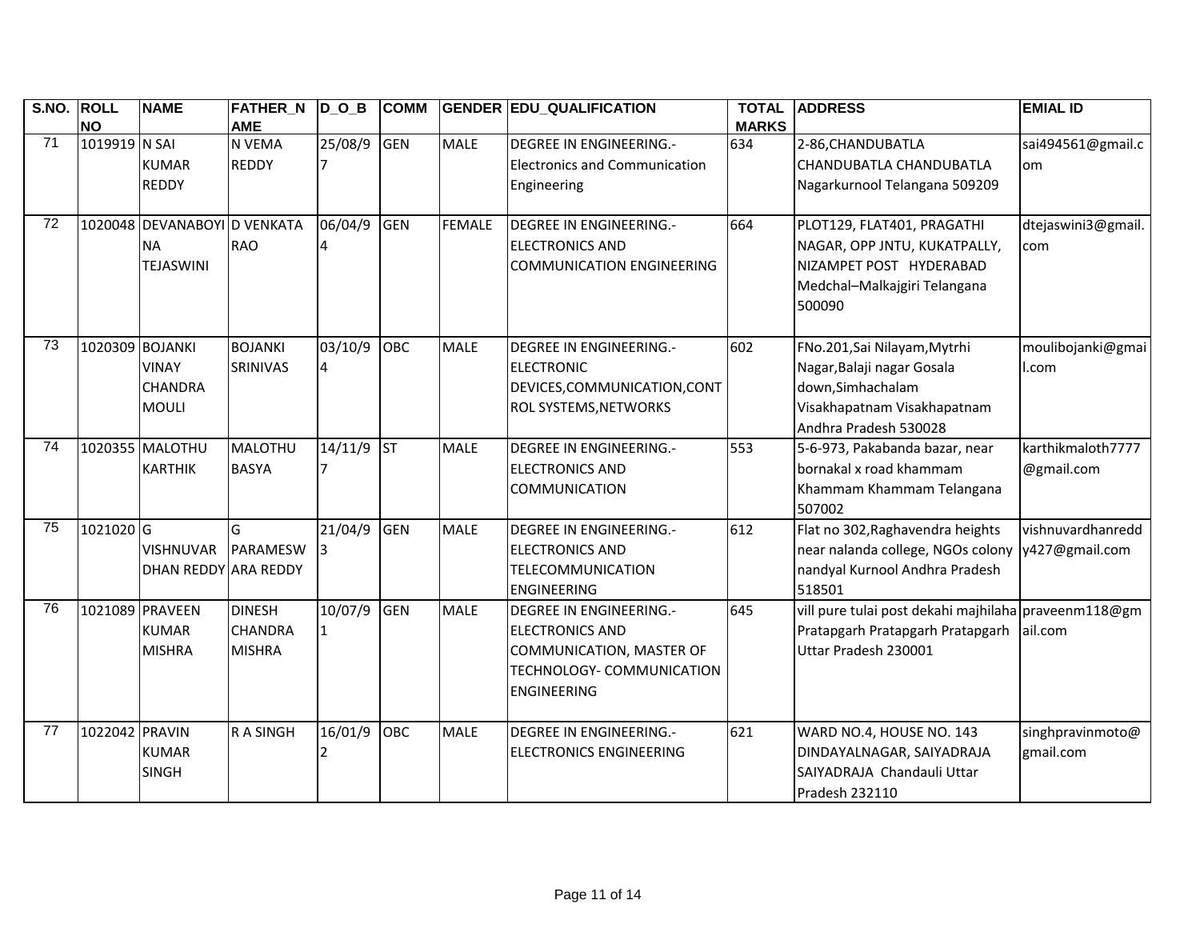| S.NO. | ROLL NO | NAME | FATHER_NAME | D_O_B | COMM | GENDER | EDU_QUALIFICATION | TOTAL MARKS | ADDRESS | EMIAL ID |
|---|---|---|---|---|---|---|---|---|---|---|
| 71 | 1019919 | N SAI KUMAR REDDY | N VEMA REDDY | 25/08/97 | GEN | MALE | DEGREE IN ENGINEERING.- Electronics and Communication Engineering | 634 | 2-86,CHANDUBATLA CHANDUBATLA CHANDUBATLA Nagarkurnool Telangana 509209 | sai494561@gmail.com |
| 72 | 1020048 | DEVANABOYINA TEJASWINI | D VENKATA RAO | 06/04/94 | GEN | FEMALE | DEGREE IN ENGINEERING.- ELECTRONICS AND COMMUNICATION ENGINEERING | 664 | PLOT129, FLAT401, PRAGATHI NAGAR, OPP JNTU, KUKATPALLY, NIZAMPET POST HYDERABAD Medchal–Malkajgiri Telangana 500090 | dtejaswini3@gmail.com |
| 73 | 1020309 | BOJANKI VINAY CHANDRA MOULI | BOJANKI SRINIVAS | 03/10/94 | OBC | MALE | DEGREE IN ENGINEERING.- ELECTRONIC DEVICES,COMMUNICATION,CONTROL SYSTEMS,NETWORKS | 602 | FNo.201,Sai Nilayam,Mytrhi Nagar,Balaji nagar Gosala down,Simhachalam Visakhapatnam Visakhapatnam Andhra Pradesh 530028 | moulibojanki@gmail.com |
| 74 | 1020355 | MALOTHU KARTHIK | MALOTHU BASYA | 14/11/97 | ST | MALE | DEGREE IN ENGINEERING.- ELECTRONICS AND COMMUNICATION | 553 | 5-6-973, Pakabanda bazar, near bornakal x road khammam Khammam Khammam Telangana 507002 | karthikmaloth7777@gmail.com |
| 75 | 1021020 | G VISHNUVARDHAN REDDY | G PARAMESWARA REDDY | 21/04/93 | GEN | MALE | DEGREE IN ENGINEERING.- ELECTRONICS AND TELECOMMUNICATION ENGINEERING | 612 | Flat no 302,Raghavendra heights near nalanda college, NGOs colony nandyal Kurnool Andhra Pradesh 518501 | vishnuvardhanreddy427@gmail.com |
| 76 | 1021089 | PRAVEEN KUMAR MISHRA | DINESH CHANDRA MISHRA | 10/07/91 | GEN | MALE | DEGREE IN ENGINEERING.- ELECTRONICS AND COMMUNICATION, MASTER OF TECHNOLOGY- COMMUNICATION ENGINEERING | 645 | vill pure tulai post dekahi majhilaha Pratapgarh Pratapgarh Pratapgarh Uttar Pradesh 230001 | praveenm118@gmail.com |
| 77 | 1022042 | PRAVIN KUMAR SINGH | R A SINGH | 16/01/92 | OBC | MALE | DEGREE IN ENGINEERING.- ELECTRONICS ENGINEERING | 621 | WARD NO.4, HOUSE NO. 143 DINDAYALNAGAR, SAIYADRAJA SAIYADRAJA Chandauli Uttar Pradesh 232110 | singhpravinmoto@gmail.com |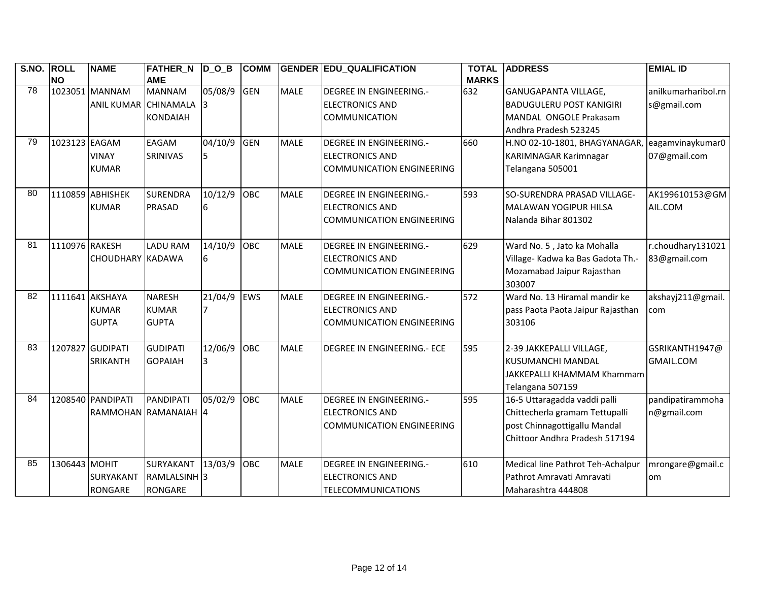| S.NO. | ROLL NO | NAME | FATHER_NAME | D_O_B | COMM | GENDER | EDU_QUALIFICATION | TOTAL MARKS | ADDRESS | EMIAL ID |
|---|---|---|---|---|---|---|---|---|---|---|
| 78 | 1023051 | MANNAM ANIL KUMAR | MANNAM CHINAMALA KONDAIAH | 05/08/93 | GEN | MALE | DEGREE IN ENGINEERING.- ELECTRONICS AND COMMUNICATION | 632 | GANUGAPANTA VILLAGE, BADUGULERU POST KANIGIRI MANDAL ONGOLE Prakasam Andhra Pradesh 523245 | anilkumarharibol.rns@gmail.com |
| 79 | 1023123 | EAGAM VINAY KUMAR | EAGAM SRINIVAS | 04/10/95 | GEN | MALE | DEGREE IN ENGINEERING.- ELECTRONICS AND COMMUNICATION ENGINEERING | 660 | H.NO 02-10-1801, BHAGYANAGAR, KARIMNAGAR Karimnagar Telangana 505001 | eagamvinaykumar007@gmail.com |
| 80 | 1110859 | ABHISHEK KUMAR | SURENDRA PRASAD | 10/12/96 | OBC | MALE | DEGREE IN ENGINEERING.- ELECTRONICS AND COMMUNICATION ENGINEERING | 593 | SO-SURENDRA PRASAD VILLAGE-MALAWAN YOGIPUR HILSA Nalanda Bihar 801302 | AK199610153@GMAIL.COM |
| 81 | 1110976 | RAKESH CHOUDHARY | LADU RAM KADAWA | 14/10/96 | OBC | MALE | DEGREE IN ENGINEERING.- ELECTRONICS AND COMMUNICATION ENGINEERING | 629 | Ward No. 5 , Jato ka Mohalla Village- Kadwa ka Bas Gadota Th.- Mozamabad Jaipur Rajasthan 303007 | r.choudhary13102183@gmail.com |
| 82 | 1111641 | AKSHAYA KUMAR GUPTA | NARESH KUMAR GUPTA | 21/04/97 | EWS | MALE | DEGREE IN ENGINEERING.- ELECTRONICS AND COMMUNICATION ENGINEERING | 572 | Ward No. 13 Hiramal mandir ke pass Paota Paota Jaipur Rajasthan 303106 | akshayj211@gmail.com |
| 83 | 1207827 | GUDIPATI SRIKANTH | GUDIPATI GOPAIAH | 12/06/93 | OBC | MALE | DEGREE IN ENGINEERING.- ECE | 595 | 2-39 JAKKEPALLI VILLAGE, KUSUMANCHI MANDAL JAKKEPALLI KHAMMAM Khammam Telangana 507159 | GSRIKANTH1947@GMAIL.COM |
| 84 | 1208540 | PANDIPATI RAMMOHAN | PANDIPATI RAMANAIAH | 05/02/94 | OBC | MALE | DEGREE IN ENGINEERING.- ELECTRONICS AND COMMUNICATION ENGINEERING | 595 | 16-5 Uttaragadda vaddi palli Chittecherla gramam Tettupalli post Chinnagottigallu Mandal Chittoor Andhra Pradesh 517194 | pandipatirammohan@gmail.com |
| 85 | 1306443 | MOHIT SURYAKANT RONGARE | SURYAKANT RAMLALSINH RONGARE | 13/03/93 | OBC | MALE | DEGREE IN ENGINEERING.- ELECTRONICS AND TELECOMMUNICATIONS | 610 | Medical line Pathrot Teh-Achalpur Pathrot Amravati Amravati Maharashtra 444808 | mrongare@gmail.com |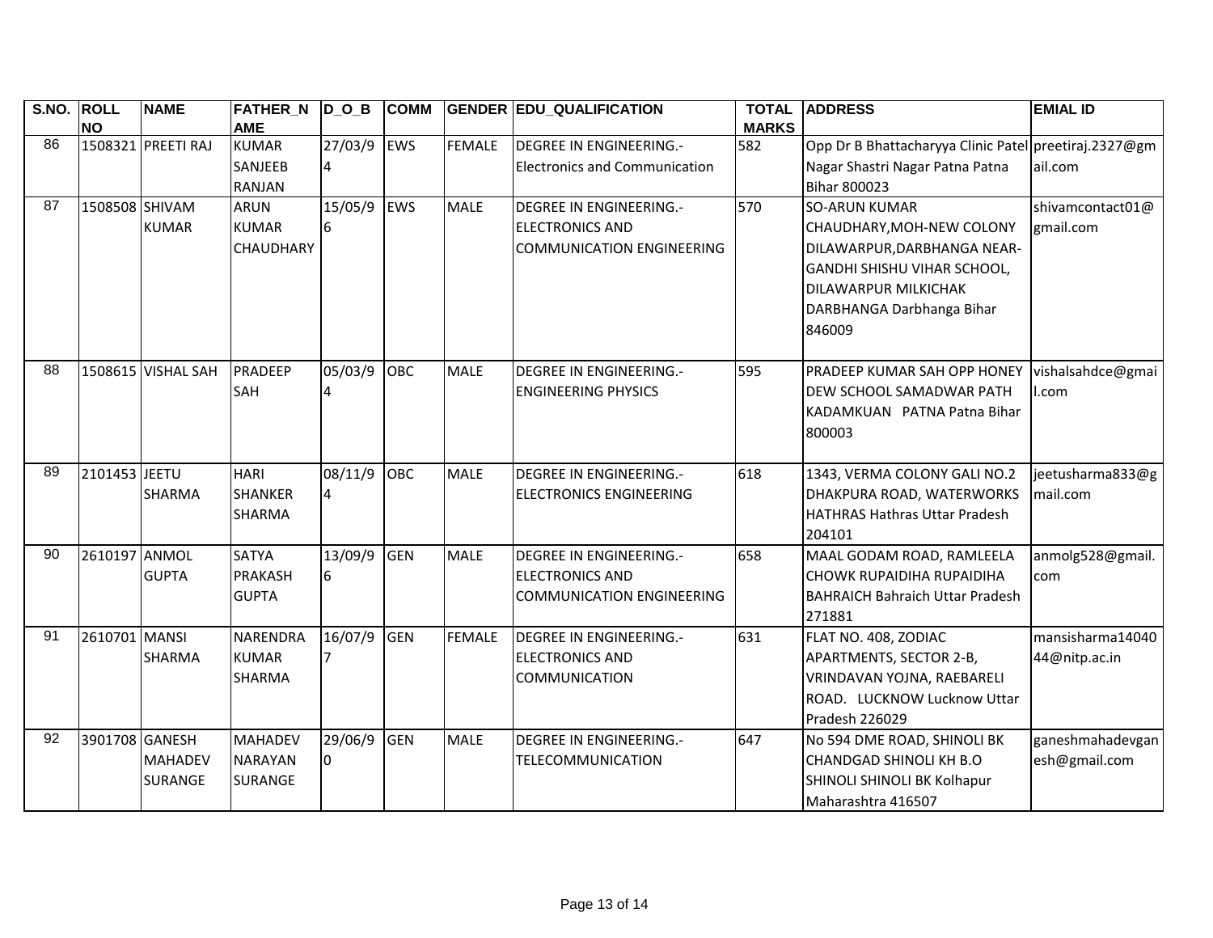| S.NO. | ROLL NO | NAME | FATHER_NAME | D_O_B | COMM | GENDER | EDU_QUALIFICATION | TOTAL MARKS | ADDRESS | EMIAL ID |
|---|---|---|---|---|---|---|---|---|---|---|
| 86 | 1508321 | PREETI RAJ | KUMAR SANJEEB RANJAN | 27/03/94 | EWS | FEMALE | DEGREE IN ENGINEERING.-Electronics and Communication | 582 | Opp Dr B Bhattacharyya Clinic Patel Nagar Shastri Nagar Patna Patna Bihar 800023 | preetiraj.2327@gmail.com |
| 87 | 1508508 | SHIVAM KUMAR | ARUN KUMAR CHAUDHARY | 15/05/96 | EWS | MALE | DEGREE IN ENGINEERING.-ELECTRONICS AND COMMUNICATION ENGINEERING | 570 | SO-ARUN KUMAR CHAUDHARY,MOH-NEW COLONY DILAWARPUR,DARBHANGA NEAR-GANDHI SHISHU VIHAR SCHOOL, DILAWARPUR MILKICHAK DARBHANGA Darbhanga Bihar 846009 | shivamcontact01@gmail.com |
| 88 | 1508615 | VISHAL SAH | PRADEEP SAH | 05/03/94 | OBC | MALE | DEGREE IN ENGINEERING.-ENGINEERING PHYSICS | 595 | PRADEEP KUMAR SAH OPP HONEY DEW SCHOOL SAMADWAR PATH KADAMKUAN PATNA Patna Bihar 800003 | vishalsahdce@gmail.com |
| 89 | 2101453 | JEETU SHARMA | HARI SHANKER SHARMA | 08/11/94 | OBC | MALE | DEGREE IN ENGINEERING.-ELECTRONICS ENGINEERING | 618 | 1343, VERMA COLONY GALI NO.2 DHAKPURA ROAD, WATERWORKS HATHRAS Hathras Uttar Pradesh 204101 | jeetusharma833@gmail.com |
| 90 | 2610197 | ANMOL GUPTA | SATYA PRAKASH GUPTA | 13/09/96 | GEN | MALE | DEGREE IN ENGINEERING.-ELECTRONICS AND COMMUNICATION ENGINEERING | 658 | MAAL GODAM ROAD, RAMLEELA CHOWK RUPAIDIHA RUPAIDIHA BAHRAICH Bahraich Uttar Pradesh 271881 | anmolg528@gmail.com |
| 91 | 2610701 | MANSI SHARMA | NARENDRA KUMAR SHARMA | 16/07/97 | GEN | FEMALE | DEGREE IN ENGINEERING.-ELECTRONICS AND COMMUNICATION | 631 | FLAT NO. 408, ZODIAC APARTMENTS, SECTOR 2-B, VRINDAVAN YOJNA, RAEBARELI ROAD. LUCKNOW Lucknow Uttar Pradesh 226029 | mansisharma1404044@nitp.ac.in |
| 92 | 3901708 | GANESH MAHADEV SURANGE | MAHADEV NARAYAN SURANGE | 29/06/90 | GEN | MALE | DEGREE IN ENGINEERING.-TELECOMMUNICATION | 647 | No 594 DME ROAD, SHINOLI BK CHANDGAD SHINOLI KH B.O SHINOLI SHINOLI BK Kolhapur Maharashtra 416507 | ganeshmahadevganesh@gmail.com |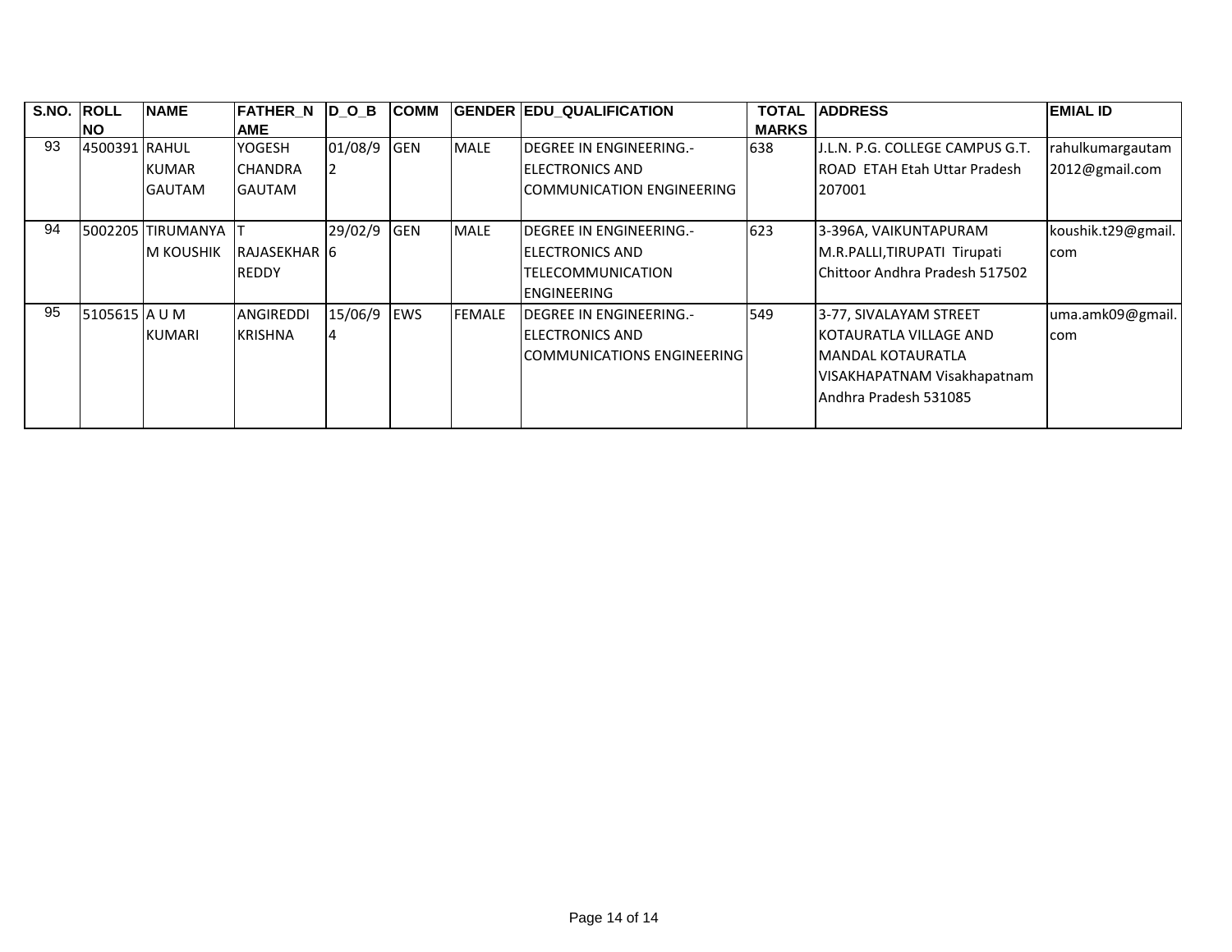| S.NO. | ROLL NO | NAME | FATHER_NAME | D_O_B | COMM | GENDER | EDU_QUALIFICATION | TOTAL MARKS | ADDRESS | EMIAL ID |
|---|---|---|---|---|---|---|---|---|---|---|
| 93 | 4500391 | RAHUL KUMAR GAUTAM | YOGESH CHANDRA GAUTAM | 01/08/92 | GEN | MALE | DEGREE IN ENGINEERING.-ELECTRONICS AND COMMUNICATION ENGINEERING | 638 | J.L.N. P.G. COLLEGE CAMPUS G.T. ROAD ETAH Etah Uttar Pradesh 207001 | rahulkumargautam2012@gmail.com |
| 94 | 5002205 | TIRUMANYAM KOUSHIK | T RAJASEKHAR REDDY | 29/02/96 | GEN | MALE | DEGREE IN ENGINEERING.-ELECTRONICS AND TELECOMMUNICATION ENGINEERING | 623 | 3-396A, VAIKUNTAPURAM M.R.PALLI,TIRUPATI Tirupati Chittoor Andhra Pradesh 517502 | koushik.t29@gmail.com |
| 95 | 5105615 | A U M KUMARI | ANGIREDDI KRISHNA | 15/06/94 | EWS | FEMALE | DEGREE IN ENGINEERING.-ELECTRONICS AND COMMUNICATIONS ENGINEERING | 549 | 3-77, SIVALAYAM STREET KOTAURATLA VILLAGE AND MANDAL KOTAURATLA VISAKHAPATNAM Visakhapatnam Andhra Pradesh 531085 | uma.amk09@gmail.com |